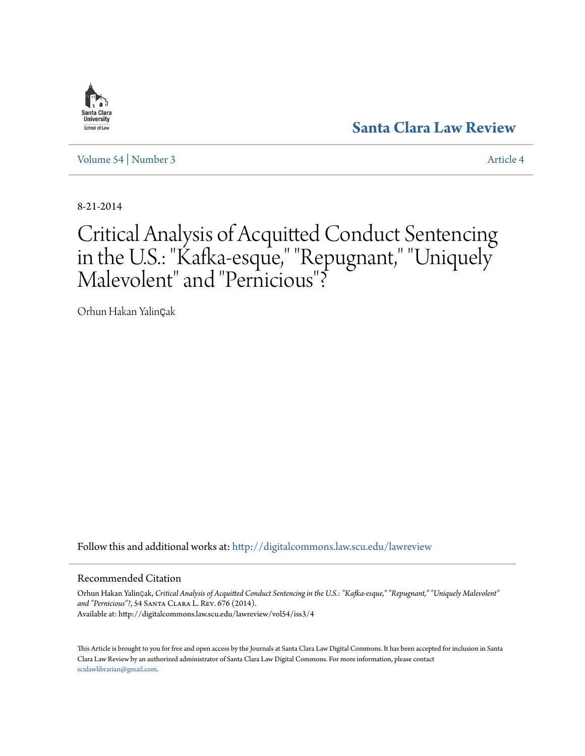Santa Clara University School of Law

# Santa Clara Law Review

Volume 54 | Number 3 Article 4

8-21-2014

# Critical Analysis of Acquitted Conduct Sentencing in the U.S.: "Kafka-esque," "Repugnant," "Uniquely Malevolent" and "Pernicious"?

Orhun Hakan Yalinçak

Follow this and additional works at: http://digitalcommons.law.scu.edu/lawreview

## Recommended Citation

Orhun Hakan Yalinçak, *Critical Analysis of Acquitted Conduct Sentencing in the U.S.: "Kafka-esque," "Repugnant," "Uniquely Malevolent" and "Pernicious"?*, 54 Santa Clara L. Rev. 676 (2014).
Available at: http://digitalcommons.law.scu.edu/lawreview/vol54/iss3/4

This Article is brought to you for free and open access by the Journals at Santa Clara Law Digital Commons. It has been accepted for inclusion in Santa Clara Law Review by an authorized administrator of Santa Clara Law Digital Commons. For more information, please contact sculawlibrarian@gmail.com.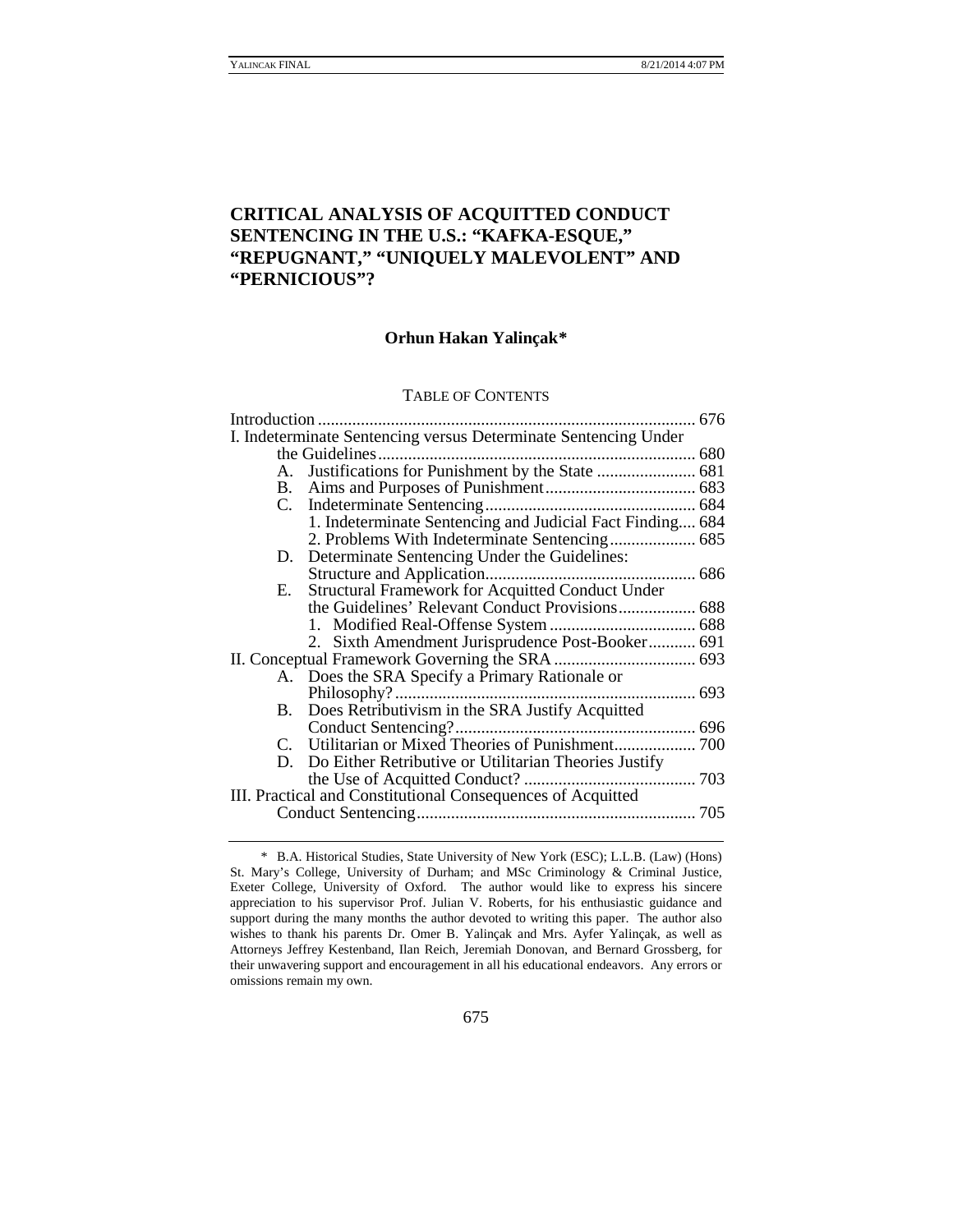# CRITICAL ANALYSIS OF ACQUITTED CONDUCT SENTENCING IN THE U.S.: "KAFKA-ESQUE," "REPUGNANT," "UNIQUELY MALEVOLENT" AND "PERNICIOUS"?

**Orhun Hakan Yalinçak\***

TABLE OF CONTENTS

Introduction ........................................................................................ 676
I. Indeterminate Sentencing versus Determinate Sentencing Under the Guidelines .......................................................................... 680
- A. Justifications for Punishment by the State ....................... 681
- B. Aims and Purposes of Punishment ................................... 683
- C. Indeterminate Sentencing ................................................. 684
  - 1. Indeterminate Sentencing and Judicial Fact Finding.... 684
  - 2. Problems With Indeterminate Sentencing .................... 685
- D. Determinate Sentencing Under the Guidelines: Structure and Application................................................. 686
- E. Structural Framework for Acquitted Conduct Under the Guidelines' Relevant Conduct Provisions.................. 688
  - 1. Modified Real-Offense System .................................. 688
  - 2. Sixth Amendment Jurisprudence Post-Booker........... 691

II. Conceptual Framework Governing the SRA ................................. 693
- A. Does the SRA Specify a Primary Rationale or Philosophy?...................................................................... 693
- B. Does Retributivism in the SRA Justify Acquitted Conduct Sentencing?........................................................ 696
- C. Utilitarian or Mixed Theories of Punishment................... 700
- D. Do Either Retributive or Utilitarian Theories Justify the Use of Acquitted Conduct? ........................................ 703

III. Practical and Constitutional Consequences of Acquitted Conduct Sentencing................................................................. 705

---

\* B.A. Historical Studies, State University of New York (ESC); L.L.B. (Law) (Hons) St. Mary's College, University of Durham; and MSc Criminology & Criminal Justice, Exeter College, University of Oxford. The author would like to express his sincere appreciation to his supervisor Prof. Julian V. Roberts, for his enthusiastic guidance and support during the many months the author devoted to writing this paper. The author also wishes to thank his parents Dr. Omer B. Yalinçak and Mrs. Ayfer Yalinçak, as well as Attorneys Jeffrey Kestenband, Ilan Reich, Jeremiah Donovan, and Bernard Grossberg, for their unwavering support and encouragement in all his educational endeavors. Any errors or omissions remain my own.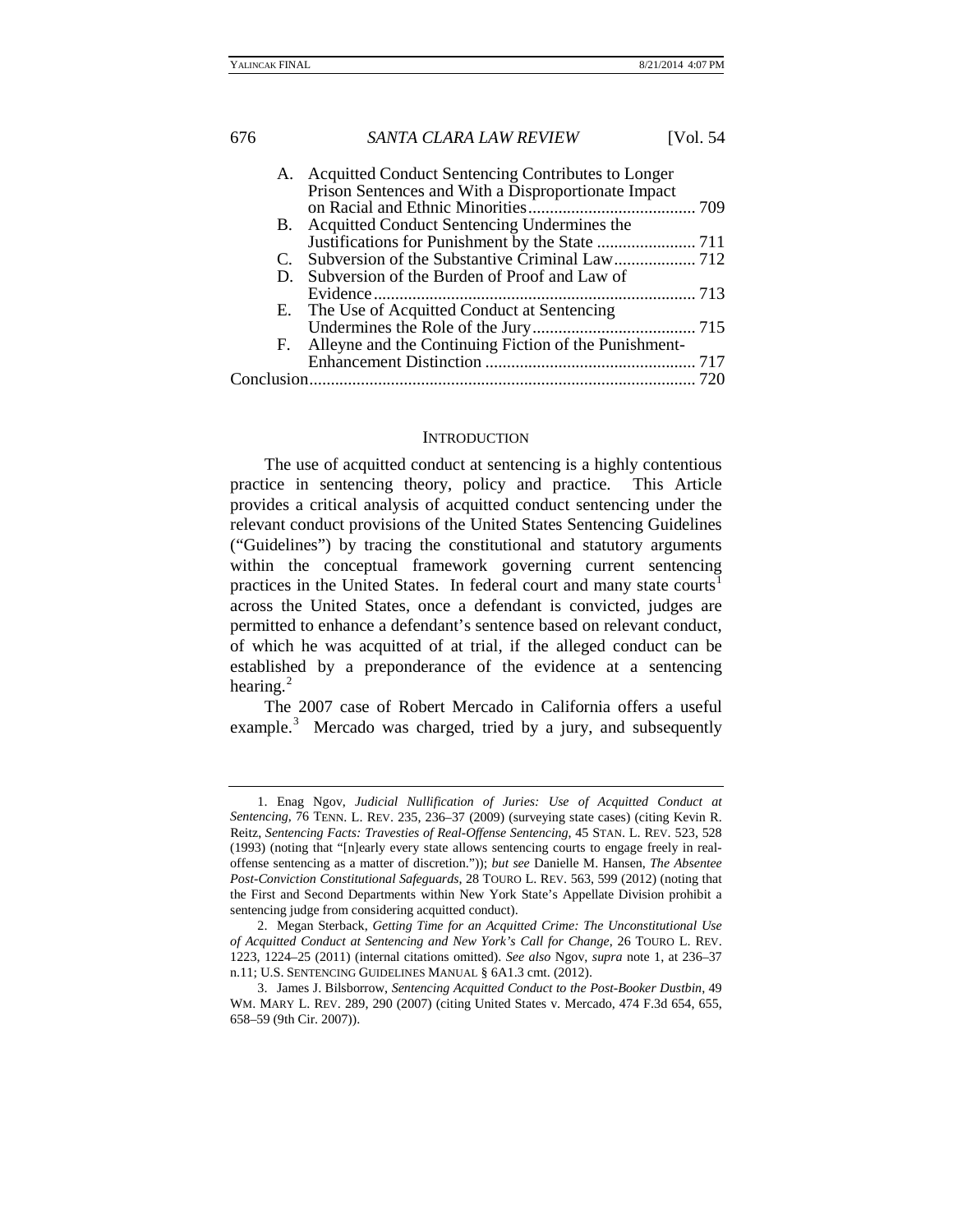A. Acquitted Conduct Sentencing Contributes to Longer Prison Sentences and With a Disproportionate Impact on Racial and Ethnic Minorities ....................................... 709
B. Acquitted Conduct Sentencing Undermines the Justifications for Punishment by the State ....................... 711
C. Subversion of the Substantive Criminal Law ................... 712
D. Subversion of the Burden of Proof and Law of Evidence ........................................................................... 713
E. The Use of Acquitted Conduct at Sentencing Undermines the Role of the Jury ...................................... 715
F. Alleyne and the Continuing Fiction of the Punishment-Enhancement Distinction ................................................. 717

Conclusion ......................................................................................... 720

## INTRODUCTION

The use of acquitted conduct at sentencing is a highly contentious practice in sentencing theory, policy and practice. This Article provides a critical analysis of acquitted conduct sentencing under the relevant conduct provisions of the United States Sentencing Guidelines ("Guidelines") by tracing the constitutional and statutory arguments within the conceptual framework governing current sentencing practices in the United States. In federal court and many state courts[1] across the United States, once a defendant is convicted, judges are permitted to enhance a defendant's sentence based on relevant conduct, of which he was acquitted of at trial, if the alleged conduct can be established by a preponderance of the evidence at a sentencing hearing.[2]

The 2007 case of Robert Mercado in California offers a useful example.[3] Mercado was charged, tried by a jury, and subsequently

---

1. Enag Ngov, *Judicial Nullification of Juries: Use of Acquitted Conduct at Sentencing*, 76 TENN. L. REV. 235, 236–37 (2009) (surveying state cases) (citing Kevin R. Reitz, *Sentencing Facts: Travesties of Real-Offense Sentencing*, 45 STAN. L. REV. 523, 528 (1993) (noting that "[n]early every state allows sentencing courts to engage freely in real-offense sentencing as a matter of discretion.")); *but see* Danielle M. Hansen, *The Absentee Post-Conviction Constitutional Safeguards*, 28 TOURO L. REV. 563, 599 (2012) (noting that the First and Second Departments within New York State's Appellate Division prohibit a sentencing judge from considering acquitted conduct).

2. Megan Sterback, *Getting Time for an Acquitted Crime: The Unconstitutional Use of Acquitted Conduct at Sentencing and New York's Call for Change*, 26 TOURO L. REV. 1223, 1224–25 (2011) (internal citations omitted). *See also* Ngov, *supra* note 1, at 236–37 n.11; U.S. SENTENCING GUIDELINES MANUAL § 6A1.3 cmt. (2012).

3. James J. Bilsborrow, *Sentencing Acquitted Conduct to the Post-Booker Dustbin*, 49 WM. MARY L. REV. 289, 290 (2007) (citing United States v. Mercado, 474 F.3d 654, 655, 658–59 (9th Cir. 2007)).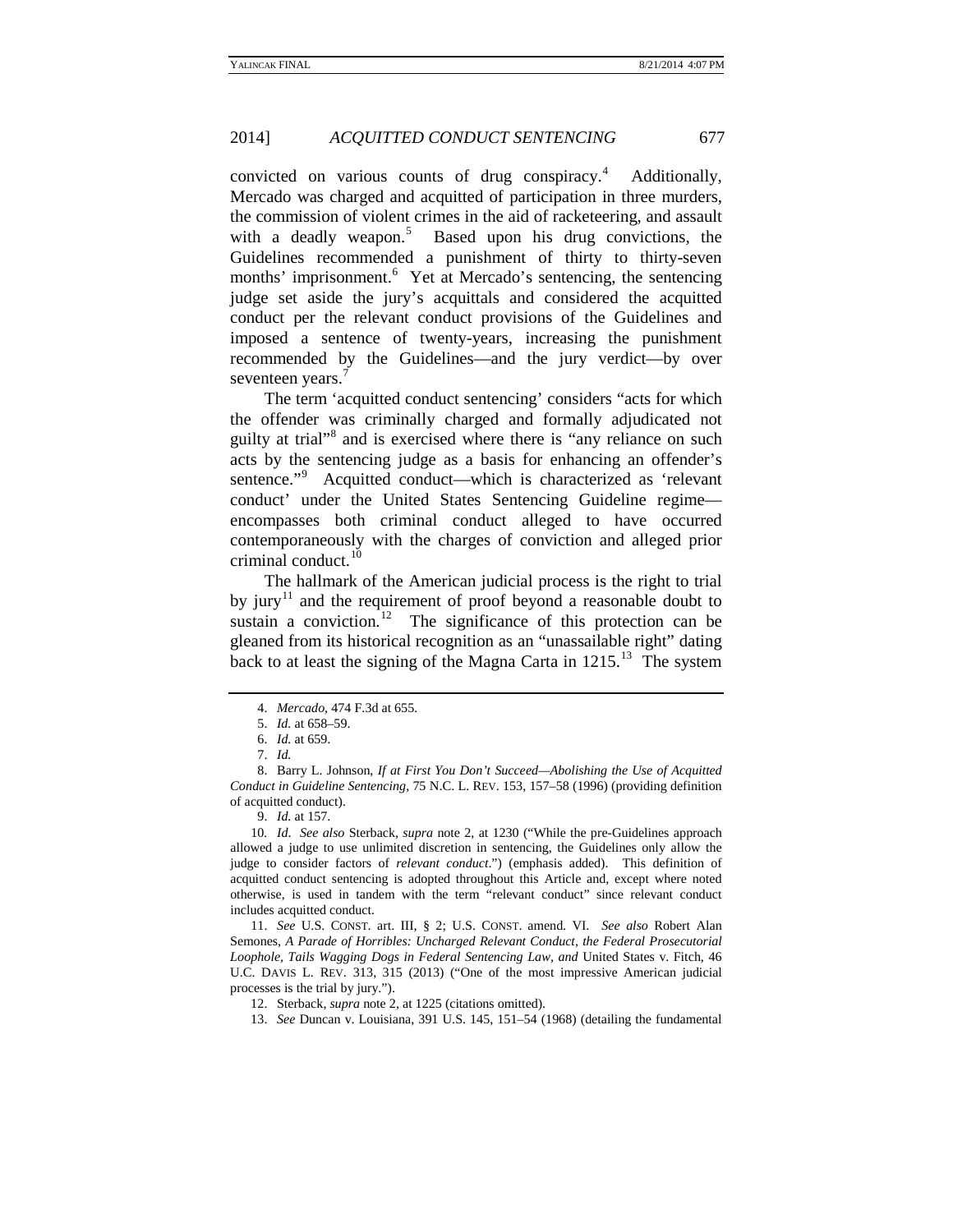convicted on various counts of drug conspiracy.[4] Additionally, Mercado was charged and acquitted of participation in three murders, the commission of violent crimes in the aid of racketeering, and assault with a deadly weapon.[5] Based upon his drug convictions, the Guidelines recommended a punishment of thirty to thirty-seven months' imprisonment.[6] Yet at Mercado's sentencing, the sentencing judge set aside the jury's acquittals and considered the acquitted conduct per the relevant conduct provisions of the Guidelines and imposed a sentence of twenty-years, increasing the punishment recommended by the Guidelines—and the jury verdict—by over seventeen years.[7]

The term 'acquitted conduct sentencing' considers "acts for which the offender was criminally charged and formally adjudicated not guilty at trial"[8] and is exercised where there is "any reliance on such acts by the sentencing judge as a basis for enhancing an offender's sentence."[9] Acquitted conduct—which is characterized as 'relevant conduct' under the United States Sentencing Guideline regime—encompasses both criminal conduct alleged to have occurred contemporaneously with the charges of conviction and alleged prior criminal conduct.[10]

The hallmark of the American judicial process is the right to trial by jury[11] and the requirement of proof beyond a reasonable doubt to sustain a conviction.[12] The significance of this protection can be gleaned from its historical recognition as an "unassailable right" dating back to at least the signing of the Magna Carta in 1215.[13] The system

---

4. *Mercado*, 474 F.3d at 655.

5. *Id.* at 658–59.

6. *Id.* at 659.

7. *Id.*

8. Barry L. Johnson, *If at First You Don't Succeed—Abolishing the Use of Acquitted Conduct in Guideline Sentencing*, 75 N.C. L. REV. 153, 157–58 (1996) (providing definition of acquitted conduct).

9. *Id.* at 157.

10. *Id*. *See also* Sterback, *supra* note 2, at 1230 ("While the pre-Guidelines approach allowed a judge to use unlimited discretion in sentencing, the Guidelines only allow the judge to consider factors of *relevant conduct*.") (emphasis added). This definition of acquitted conduct sentencing is adopted throughout this Article and, except where noted otherwise, is used in tandem with the term "relevant conduct" since relevant conduct includes acquitted conduct.

11. *See* U.S. CONST. art. III, § 2; U.S. CONST. amend. VI. *See also* Robert Alan Semones, *A Parade of Horribles: Uncharged Relevant Conduct, the Federal Prosecutorial Loophole, Tails Wagging Dogs in Federal Sentencing Law, and* United States v. Fitch, 46 U.C. DAVIS L. REV. 313, 315 (2013) ("One of the most impressive American judicial processes is the trial by jury.").

12. Sterback, *supra* note 2, at 1225 (citations omitted).

13. *See* Duncan v. Louisiana, 391 U.S. 145, 151–54 (1968) (detailing the fundamental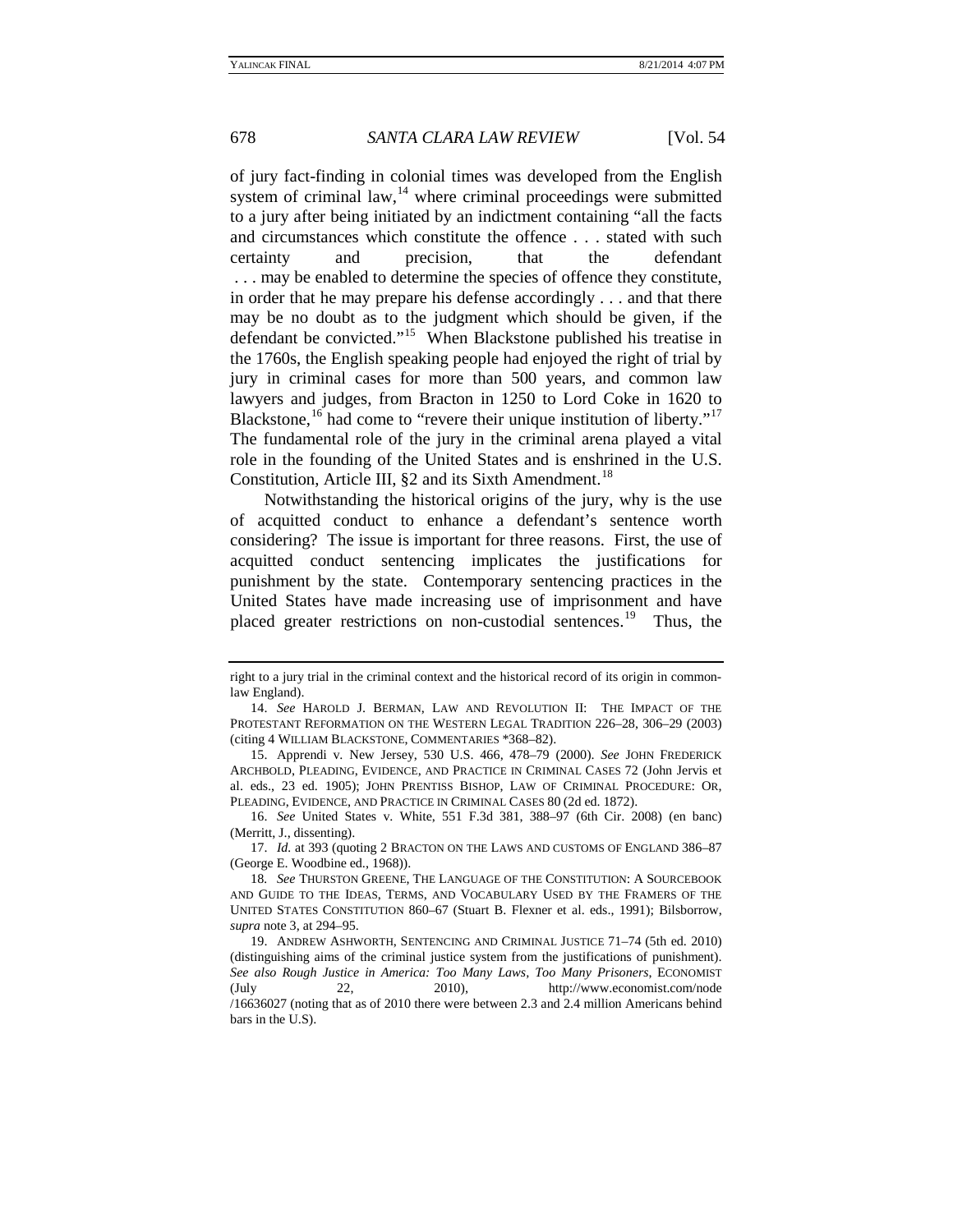of jury fact-finding in colonial times was developed from the English system of criminal law,[14] where criminal proceedings were submitted to a jury after being initiated by an indictment containing "all the facts and circumstances which constitute the offence . . . stated with such certainty and precision, that the defendant . . . may be enabled to determine the species of offence they constitute, in order that he may prepare his defense accordingly . . . and that there may be no doubt as to the judgment which should be given, if the defendant be convicted."[15] When Blackstone published his treatise in the 1760s, the English speaking people had enjoyed the right of trial by jury in criminal cases for more than 500 years, and common law lawyers and judges, from Bracton in 1250 to Lord Coke in 1620 to Blackstone,[16] had come to "revere their unique institution of liberty."[17] The fundamental role of the jury in the criminal arena played a vital role in the founding of the United States and is enshrined in the U.S. Constitution, Article III, §2 and its Sixth Amendment.[18]

Notwithstanding the historical origins of the jury, why is the use of acquitted conduct to enhance a defendant's sentence worth considering? The issue is important for three reasons. First, the use of acquitted conduct sentencing implicates the justifications for punishment by the state. Contemporary sentencing practices in the United States have made increasing use of imprisonment and have placed greater restrictions on non-custodial sentences.[19] Thus, the

---

right to a jury trial in the criminal context and the historical record of its origin in common-law England).

14. *See* HAROLD J. BERMAN, LAW AND REVOLUTION II: THE IMPACT OF THE PROTESTANT REFORMATION ON THE WESTERN LEGAL TRADITION 226–28, 306–29 (2003) (citing 4 WILLIAM BLACKSTONE, COMMENTARIES *368–82).

15. Apprendi v. New Jersey, 530 U.S. 466, 478–79 (2000). *See* JOHN FREDERICK ARCHBOLD, PLEADING, EVIDENCE, AND PRACTICE IN CRIMINAL CASES 72 (John Jervis et al. eds., 23 ed. 1905); JOHN PRENTISS BISHOP, LAW OF CRIMINAL PROCEDURE: OR, PLEADING, EVIDENCE, AND PRACTICE IN CRIMINAL CASES 80 (2d ed. 1872).

16. *See* United States v. White, 551 F.3d 381, 388–97 (6th Cir. 2008) (en banc) (Merritt, J., dissenting).

17. *Id.* at 393 (quoting 2 BRACTON ON THE LAWS AND CUSTOMS OF ENGLAND 386–87 (George E. Woodbine ed., 1968)).

18. *See* THURSTON GREENE, THE LANGUAGE OF THE CONSTITUTION: A SOURCEBOOK AND GUIDE TO THE IDEAS, TERMS, AND VOCABULARY USED BY THE FRAMERS OF THE UNITED STATES CONSTITUTION 860–67 (Stuart B. Flexner et al. eds., 1991); Bilsborrow, *supra* note 3, at 294–95.

19. ANDREW ASHWORTH, SENTENCING AND CRIMINAL JUSTICE 71–74 (5th ed. 2010) (distinguishing aims of the criminal justice system from the justifications of punishment). *See also Rough Justice in America: Too Many Laws, Too Many Prisoners*, ECONOMIST (July 22, 2010), http://www.economist.com/node/16636027 (noting that as of 2010 there were between 2.3 and 2.4 million Americans behind bars in the U.S).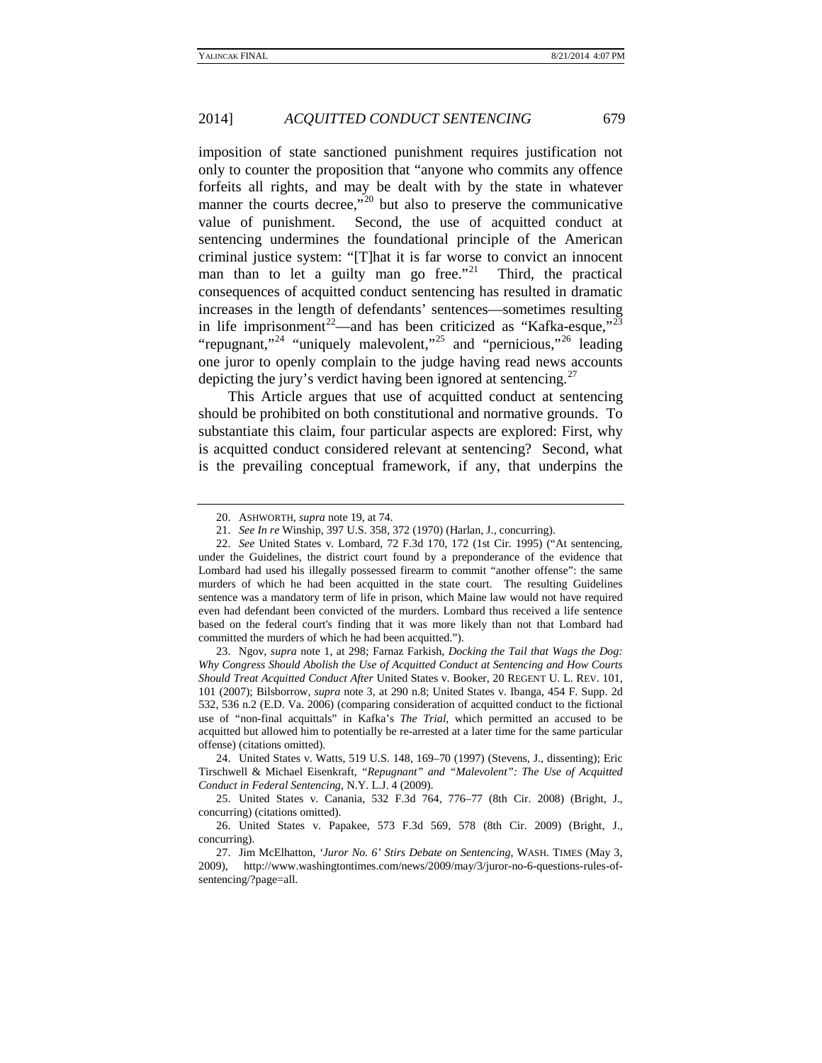imposition of state sanctioned punishment requires justification not only to counter the proposition that "anyone who commits any offence forfeits all rights, and may be dealt with by the state in whatever manner the courts decree,"[20] but also to preserve the communicative value of punishment. Second, the use of acquitted conduct at sentencing undermines the foundational principle of the American criminal justice system: "[T]hat it is far worse to convict an innocent man than to let a guilty man go free."[21] Third, the practical consequences of acquitted conduct sentencing has resulted in dramatic increases in the length of defendants' sentences—sometimes resulting in life imprisonment[22]—and has been criticized as "Kafka-esque,"[23] "repugnant,"[24] "uniquely malevolent,"[25] and "pernicious,"[26] leading one juror to openly complain to the judge having read news accounts depicting the jury's verdict having been ignored at sentencing.[27]

This Article argues that use of acquitted conduct at sentencing should be prohibited on both constitutional and normative grounds. To substantiate this claim, four particular aspects are explored: First, why is acquitted conduct considered relevant at sentencing? Second, what is the prevailing conceptual framework, if any, that underpins the

---

20. ASHWORTH, *supra* note 19, at 74.

21. *See In re* Winship, 397 U.S. 358, 372 (1970) (Harlan, J., concurring).

22. *See* United States v. Lombard, 72 F.3d 170, 172 (1st Cir. 1995) ("At sentencing, under the Guidelines, the district court found by a preponderance of the evidence that Lombard had used his illegally possessed firearm to commit "another offense": the same murders of which he had been acquitted in the state court. The resulting Guidelines sentence was a mandatory term of life in prison, which Maine law would not have required even had defendant been convicted of the murders. Lombard thus received a life sentence based on the federal court's finding that it was more likely than not that Lombard had committed the murders of which he had been acquitted.").

23. Ngov, *supra* note 1, at 298; Farnaz Farkish, *Docking the Tail that Wags the Dog: Why Congress Should Abolish the Use of Acquitted Conduct at Sentencing and How Courts Should Treat Acquitted Conduct After* United States v. Booker, 20 REGENT U. L. REV. 101, 101 (2007); Bilsborrow, *supra* note 3, at 290 n.8; United States v. Ibanga, 454 F. Supp. 2d 532, 536 n.2 (E.D. Va. 2006) (comparing consideration of acquitted conduct to the fictional use of "non-final acquittals" in Kafka's *The Trial*, which permitted an accused to be acquitted but allowed him to potentially be re-arrested at a later time for the same particular offense) (citations omitted).

24. United States v. Watts, 519 U.S. 148, 169–70 (1997) (Stevens, J., dissenting); Eric Tirschwell & Michael Eisenkraft, *"Repugnant" and "Malevolent": The Use of Acquitted Conduct in Federal Sentencing*, N.Y. L.J. 4 (2009).

25. United States v. Canania, 532 F.3d 764, 776–77 (8th Cir. 2008) (Bright, J., concurring) (citations omitted).

26. United States v. Papakee, 573 F.3d 569, 578 (8th Cir. 2009) (Bright, J., concurring).

27. Jim McElhatton, *'Juror No. 6' Stirs Debate on Sentencing*, WASH. TIMES (May 3, 2009), http://www.washingtontimes.com/news/2009/may/3/juror-no-6-questions-rules-of-sentencing/?page=all.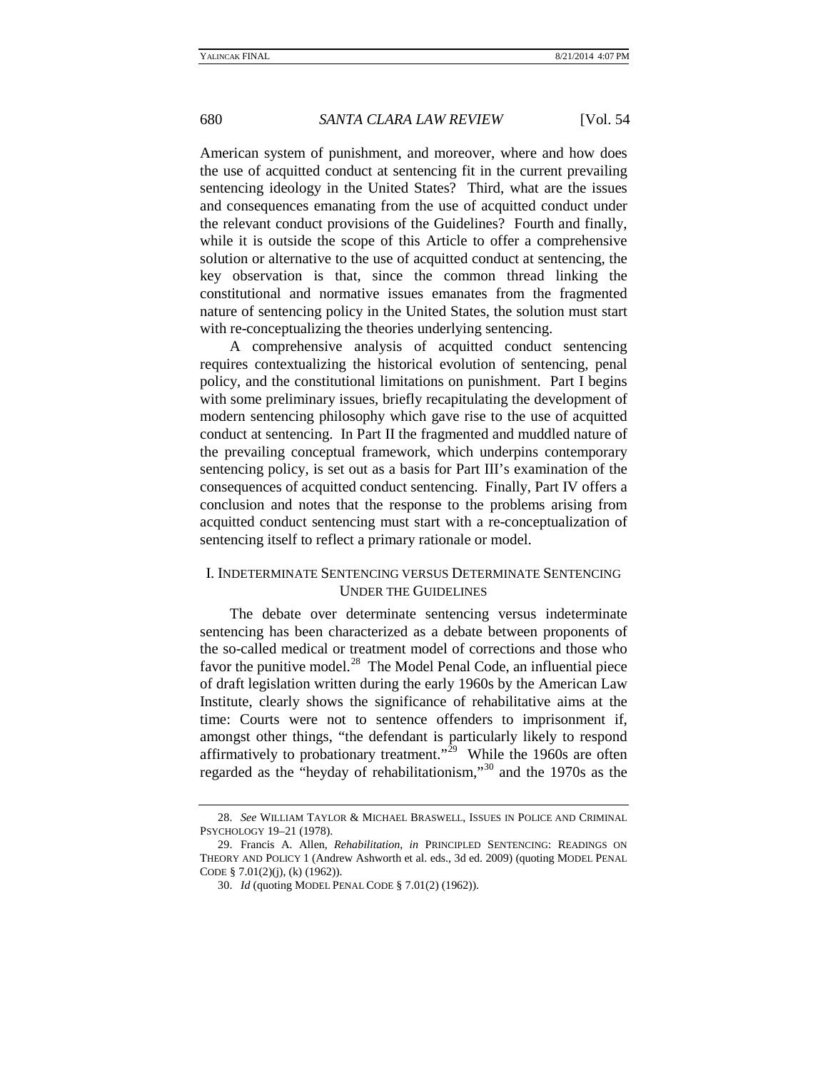American system of punishment, and moreover, where and how does the use of acquitted conduct at sentencing fit in the current prevailing sentencing ideology in the United States? Third, what are the issues and consequences emanating from the use of acquitted conduct under the relevant conduct provisions of the Guidelines? Fourth and finally, while it is outside the scope of this Article to offer a comprehensive solution or alternative to the use of acquitted conduct at sentencing, the key observation is that, since the common thread linking the constitutional and normative issues emanates from the fragmented nature of sentencing policy in the United States, the solution must start with re-conceptualizing the theories underlying sentencing.

A comprehensive analysis of acquitted conduct sentencing requires contextualizing the historical evolution of sentencing, penal policy, and the constitutional limitations on punishment. Part I begins with some preliminary issues, briefly recapitulating the development of modern sentencing philosophy which gave rise to the use of acquitted conduct at sentencing. In Part II the fragmented and muddled nature of the prevailing conceptual framework, which underpins contemporary sentencing policy, is set out as a basis for Part III's examination of the consequences of acquitted conduct sentencing. Finally, Part IV offers a conclusion and notes that the response to the problems arising from acquitted conduct sentencing must start with a re-conceptualization of sentencing itself to reflect a primary rationale or model.

## I. Indeterminate Sentencing versus Determinate Sentencing Under the Guidelines

The debate over determinate sentencing versus indeterminate sentencing has been characterized as a debate between proponents of the so-called medical or treatment model of corrections and those who favor the punitive model.[28] The Model Penal Code, an influential piece of draft legislation written during the early 1960s by the American Law Institute, clearly shows the significance of rehabilitative aims at the time: Courts were not to sentence offenders to imprisonment if, amongst other things, "the defendant is particularly likely to respond affirmatively to probationary treatment."[29] While the 1960s are often regarded as the "heyday of rehabilitationism,"[30] and the 1970s as the

---

28. *See* William Taylor & Michael Braswell, Issues in Police and Criminal Psychology 19–21 (1978).

29. Francis A. Allen, *Rehabilitation*, *in* Principled Sentencing: Readings on Theory and Policy 1 (Andrew Ashworth et al. eds., 3d ed. 2009) (quoting Model Penal Code § 7.01(2)(j), (k) (1962)).

30. *Id* (quoting Model Penal Code § 7.01(2) (1962)).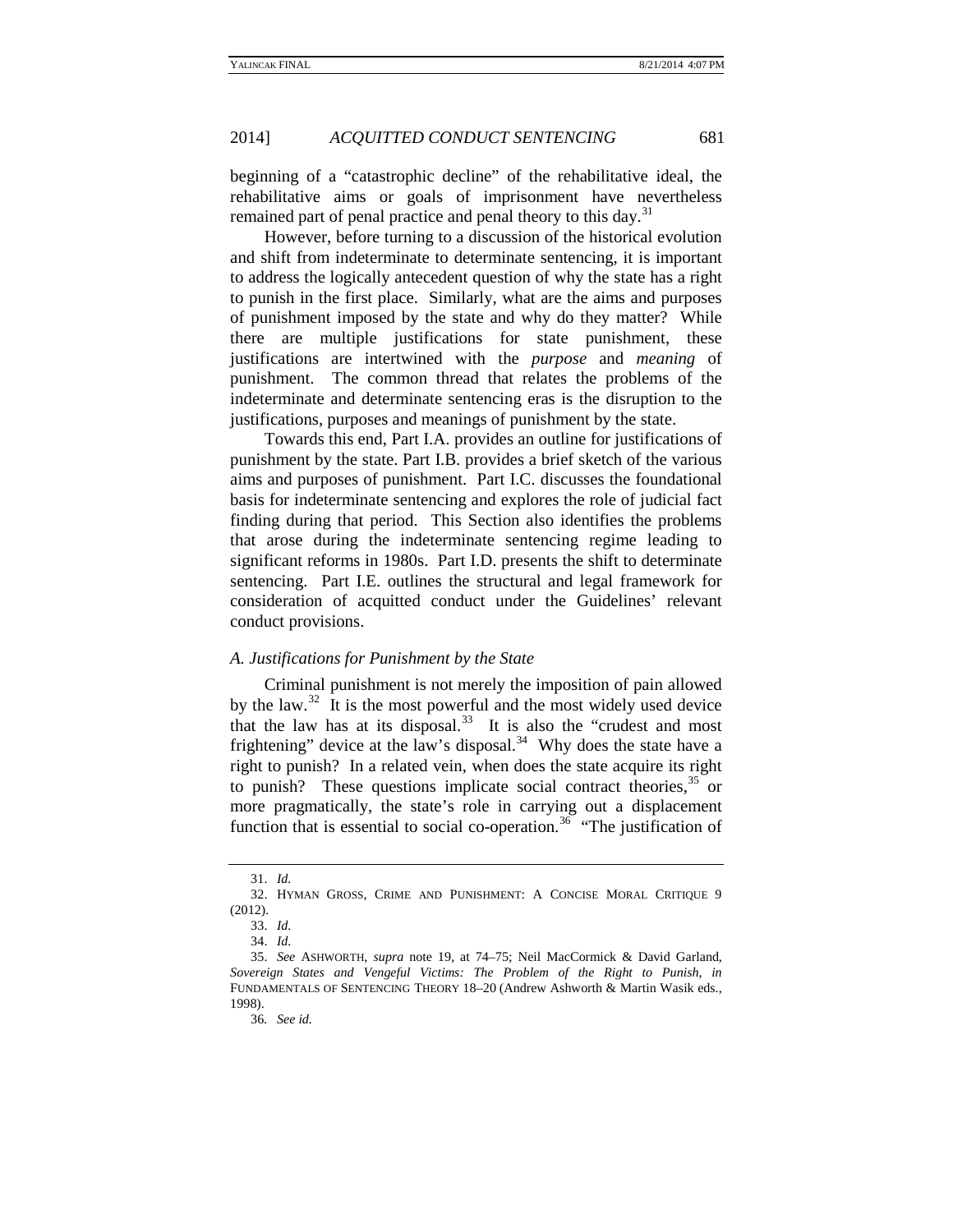beginning of a "catastrophic decline" of the rehabilitative ideal, the rehabilitative aims or goals of imprisonment have nevertheless remained part of penal practice and penal theory to this day.[31]

However, before turning to a discussion of the historical evolution and shift from indeterminate to determinate sentencing, it is important to address the logically antecedent question of why the state has a right to punish in the first place. Similarly, what are the aims and purposes of punishment imposed by the state and why do they matter? While there are multiple justifications for state punishment, these justifications are intertwined with the *purpose* and *meaning* of punishment. The common thread that relates the problems of the indeterminate and determinate sentencing eras is the disruption to the justifications, purposes and meanings of punishment by the state.

Towards this end, Part I.A. provides an outline for justifications of punishment by the state. Part I.B. provides a brief sketch of the various aims and purposes of punishment. Part I.C. discusses the foundational basis for indeterminate sentencing and explores the role of judicial fact finding during that period. This Section also identifies the problems that arose during the indeterminate sentencing regime leading to significant reforms in 1980s. Part I.D. presents the shift to determinate sentencing. Part I.E. outlines the structural and legal framework for consideration of acquitted conduct under the Guidelines' relevant conduct provisions.

### *A. Justifications for Punishment by the State*

Criminal punishment is not merely the imposition of pain allowed by the law.[32] It is the most powerful and the most widely used device that the law has at its disposal.[33] It is also the "crudest and most frightening" device at the law's disposal.[34] Why does the state have a right to punish? In a related vein, when does the state acquire its right to punish? These questions implicate social contract theories,[35] or more pragmatically, the state's role in carrying out a displacement function that is essential to social co-operation.[36] "The justification of

---

31. *Id.*

32. HYMAN GROSS, CRIME AND PUNISHMENT: A CONCISE MORAL CRITIQUE 9 (2012).

33. *Id.*

34. *Id.*

35. *See* ASHWORTH, *supra* note 19, at 74–75; Neil MacCormick & David Garland, *Sovereign States and Vengeful Victims: The Problem of the Right to Punish*, *in* FUNDAMENTALS OF SENTENCING THEORY 18–20 (Andrew Ashworth & Martin Wasik eds., 1998).

36. *See id.*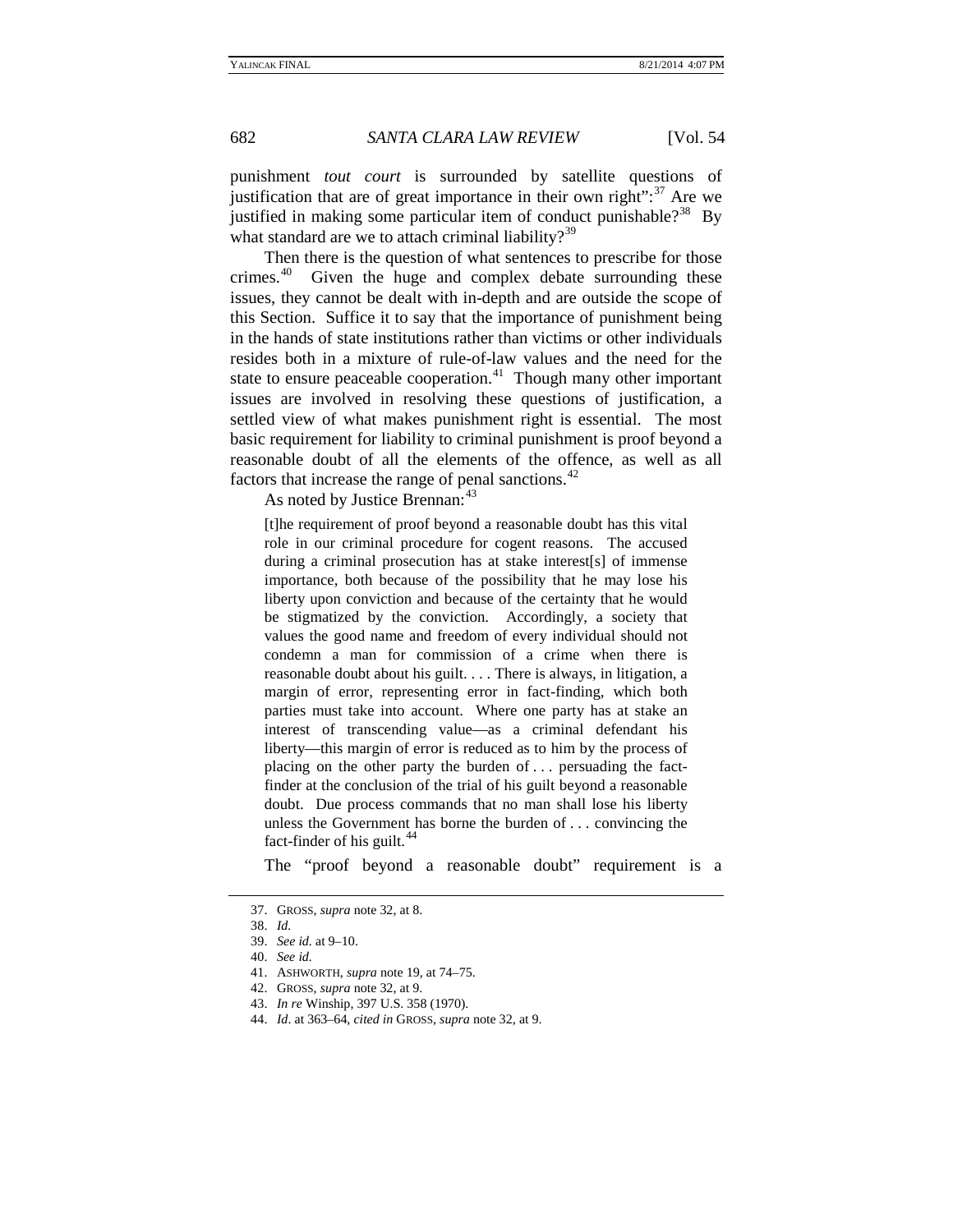punishment *tout court* is surrounded by satellite questions of justification that are of great importance in their own right":[37] Are we justified in making some particular item of conduct punishable?[38] By what standard are we to attach criminal liability?[39]

Then there is the question of what sentences to prescribe for those crimes.[40] Given the huge and complex debate surrounding these issues, they cannot be dealt with in-depth and are outside the scope of this Section. Suffice it to say that the importance of punishment being in the hands of state institutions rather than victims or other individuals resides both in a mixture of rule-of-law values and the need for the state to ensure peaceable cooperation.[41] Though many other important issues are involved in resolving these questions of justification, a settled view of what makes punishment right is essential. The most basic requirement for liability to criminal punishment is proof beyond a reasonable doubt of all the elements of the offence, as well as all factors that increase the range of penal sanctions.[42]

As noted by Justice Brennan:[43]

> [t]he requirement of proof beyond a reasonable doubt has this vital role in our criminal procedure for cogent reasons. The accused during a criminal prosecution has at stake interest[s] of immense importance, both because of the possibility that he may lose his liberty upon conviction and because of the certainty that he would be stigmatized by the conviction. Accordingly, a society that values the good name and freedom of every individual should not condemn a man for commission of a crime when there is reasonable doubt about his guilt. . . . There is always, in litigation, a margin of error, representing error in fact-finding, which both parties must take into account. Where one party has at stake an interest of transcending value—as a criminal defendant his liberty—this margin of error is reduced as to him by the process of placing on the other party the burden of . . . persuading the fact-finder at the conclusion of the trial of his guilt beyond a reasonable doubt. Due process commands that no man shall lose his liberty unless the Government has borne the burden of . . . convincing the fact-finder of his guilt.[44]

The "proof beyond a reasonable doubt" requirement is a

---

37. GROSS, *supra* note 32, at 8.
38. *Id.*
39. *See id.* at 9–10.
40. *See id.*
41. ASHWORTH, *supra* note 19, at 74–75.
42. GROSS, *supra* note 32, at 9.
43. *In re* Winship, 397 U.S. 358 (1970).
44. *Id*. at 363–64, *cited in* GROSS, *supra* note 32, at 9.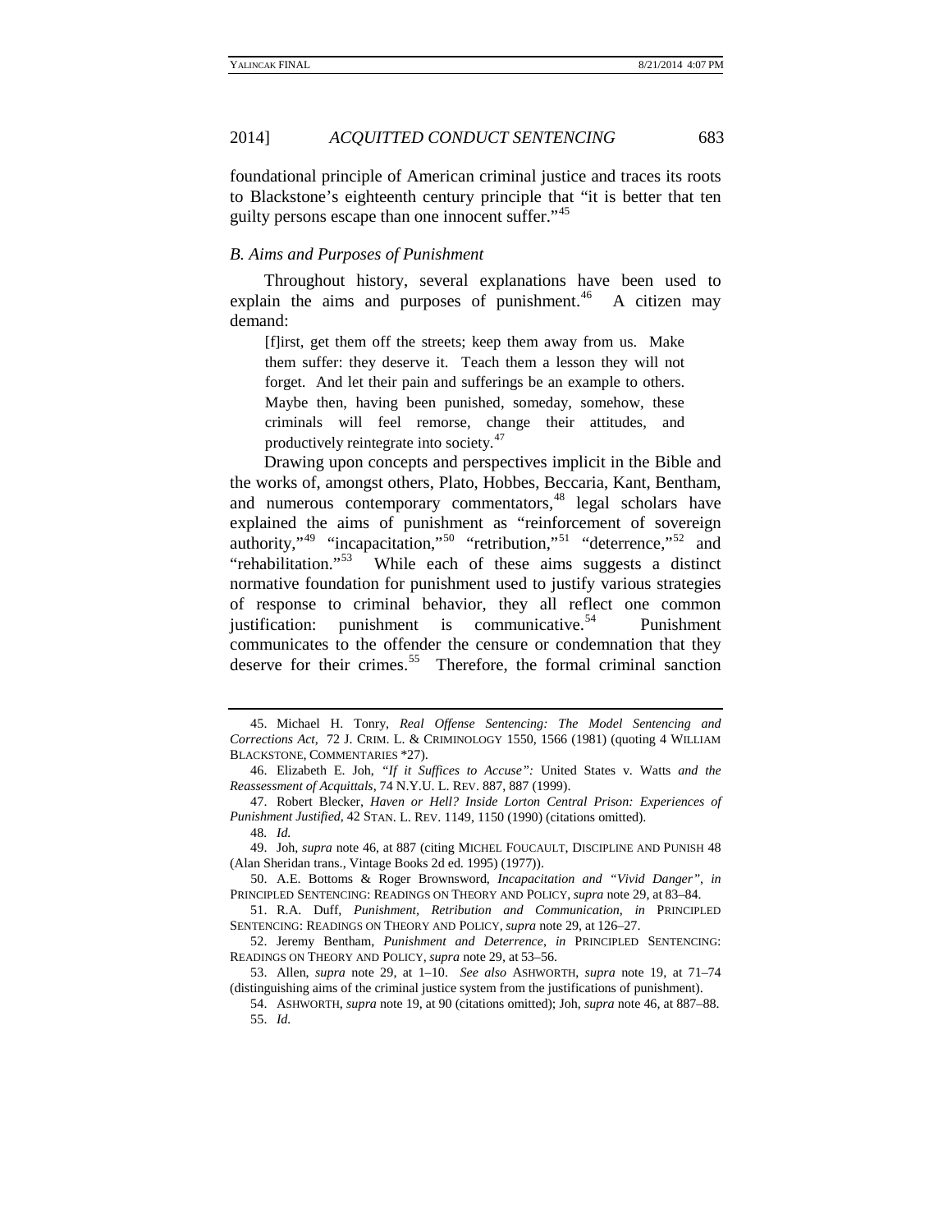foundational principle of American criminal justice and traces its roots to Blackstone's eighteenth century principle that "it is better that ten guilty persons escape than one innocent suffer."[45]

### *B. Aims and Purposes of Punishment*

Throughout history, several explanations have been used to explain the aims and purposes of punishment.[46] A citizen may demand:

> [f]irst, get them off the streets; keep them away from us. Make them suffer: they deserve it. Teach them a lesson they will not forget. And let their pain and sufferings be an example to others. Maybe then, having been punished, someday, somehow, these criminals will feel remorse, change their attitudes, and productively reintegrate into society.[47]

Drawing upon concepts and perspectives implicit in the Bible and the works of, amongst others, Plato, Hobbes, Beccaria, Kant, Bentham, and numerous contemporary commentators,[48] legal scholars have explained the aims of punishment as "reinforcement of sovereign authority,"[49] "incapacitation,"[50] "retribution,"[51] "deterrence,"[52] and "rehabilitation."[53] While each of these aims suggests a distinct normative foundation for punishment used to justify various strategies of response to criminal behavior, they all reflect one common justification: punishment is communicative.[54] Punishment communicates to the offender the censure or condemnation that they deserve for their crimes.[55] Therefore, the formal criminal sanction

---

45. Michael H. Tonry, *Real Offense Sentencing: The Model Sentencing and Corrections Act*, 72 J. CRIM. L. & CRIMINOLOGY 1550, 1566 (1981) (quoting 4 WILLIAM BLACKSTONE, COMMENTARIES \*27).

46. Elizabeth E. Joh, *"If it Suffices to Accuse":* United States v. Watts *and the Reassessment of Acquittals*, 74 N.Y.U. L. REV. 887, 887 (1999).

47. Robert Blecker, *Haven or Hell? Inside Lorton Central Prison: Experiences of Punishment Justified*, 42 STAN. L. REV. 1149, 1150 (1990) (citations omitted).

48. *Id.*

49. Joh, *supra* note 46, at 887 (citing MICHEL FOUCAULT, DISCIPLINE AND PUNISH 48 (Alan Sheridan trans., Vintage Books 2d ed. 1995) (1977)).

50. A.E. Bottoms & Roger Brownsword, *Incapacitation and "Vivid Danger"*, *in* PRINCIPLED SENTENCING: READINGS ON THEORY AND POLICY, *supra* note 29, at 83–84.

51. R.A. Duff, *Punishment, Retribution and Communication*, *in* PRINCIPLED SENTENCING: READINGS ON THEORY AND POLICY, *supra* note 29, at 126–27.

52. Jeremy Bentham, *Punishment and Deterrence*, *in* PRINCIPLED SENTENCING: READINGS ON THEORY AND POLICY, *supra* note 29, at 53–56.

53. Allen, *supra* note 29, at 1–10. *See also* ASHWORTH, *supra* note 19, at 71–74 (distinguishing aims of the criminal justice system from the justifications of punishment).

54. ASHWORTH, *supra* note 19, at 90 (citations omitted); Joh, *supra* note 46, at 887–88.

55. *Id.*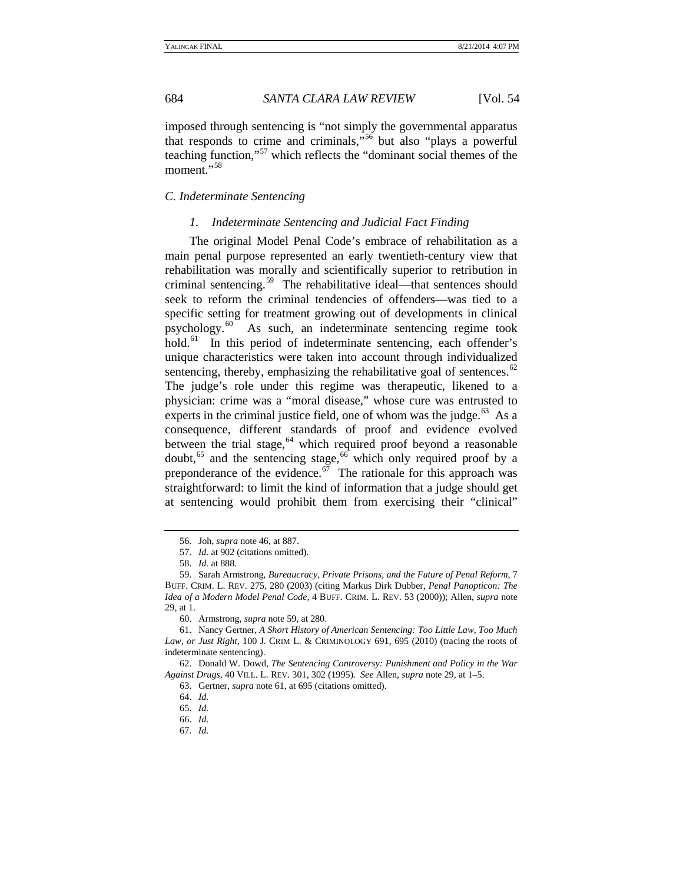imposed through sentencing is "not simply the governmental apparatus that responds to crime and criminals,"[56] but also "plays a powerful teaching function,"[57] which reflects the "dominant social themes of the moment."[58]

### *C. Indeterminate Sentencing*

#### *1. Indeterminate Sentencing and Judicial Fact Finding*

The original Model Penal Code's embrace of rehabilitation as a main penal purpose represented an early twentieth-century view that rehabilitation was morally and scientifically superior to retribution in criminal sentencing.[59] The rehabilitative ideal—that sentences should seek to reform the criminal tendencies of offenders—was tied to a specific setting for treatment growing out of developments in clinical psychology.[60] As such, an indeterminate sentencing regime took hold.[61] In this period of indeterminate sentencing, each offender's unique characteristics were taken into account through individualized sentencing, thereby, emphasizing the rehabilitative goal of sentences.[62] The judge's role under this regime was therapeutic, likened to a physician: crime was a "moral disease," whose cure was entrusted to experts in the criminal justice field, one of whom was the judge.[63] As a consequence, different standards of proof and evidence evolved between the trial stage,[64] which required proof beyond a reasonable doubt,[65] and the sentencing stage,[66] which only required proof by a preponderance of the evidence.[67] The rationale for this approach was straightforward: to limit the kind of information that a judge should get at sentencing would prohibit them from exercising their "clinical"

---

56. Joh, *supra* note 46, at 887.

57. *Id.* at 902 (citations omitted).

58. *Id.* at 888.

59. Sarah Armstrong, *Bureaucracy, Private Prisons, and the Future of Penal Reform*, 7 BUFF. CRIM. L. REV. 275, 280 (2003) (citing Markus Dirk Dubber, *Penal Panopticon: The Idea of a Modern Model Penal Code*, 4 BUFF. CRIM. L. REV. 53 (2000)); Allen, *supra* note 29, at 1.

60. Armstrong, *supra* note 59, at 280.

61. Nancy Gertner, *A Short History of American Sentencing: Too Little Law, Too Much Law, or Just Right*, 100 J. CRIM L. & CRIMINOLOGY 691, 695 (2010) (tracing the roots of indeterminate sentencing).

62. Donald W. Dowd, *The Sentencing Controversy: Punishment and Policy in the War Against Drugs*, 40 VILL. L. REV. 301, 302 (1995). *See* Allen, *supra* note 29, at 1–5.

63. Gertner, *supra* note 61, at 695 (citations omitted).

64. *Id.*

65. *Id.*

66. *Id*.

67. *Id.*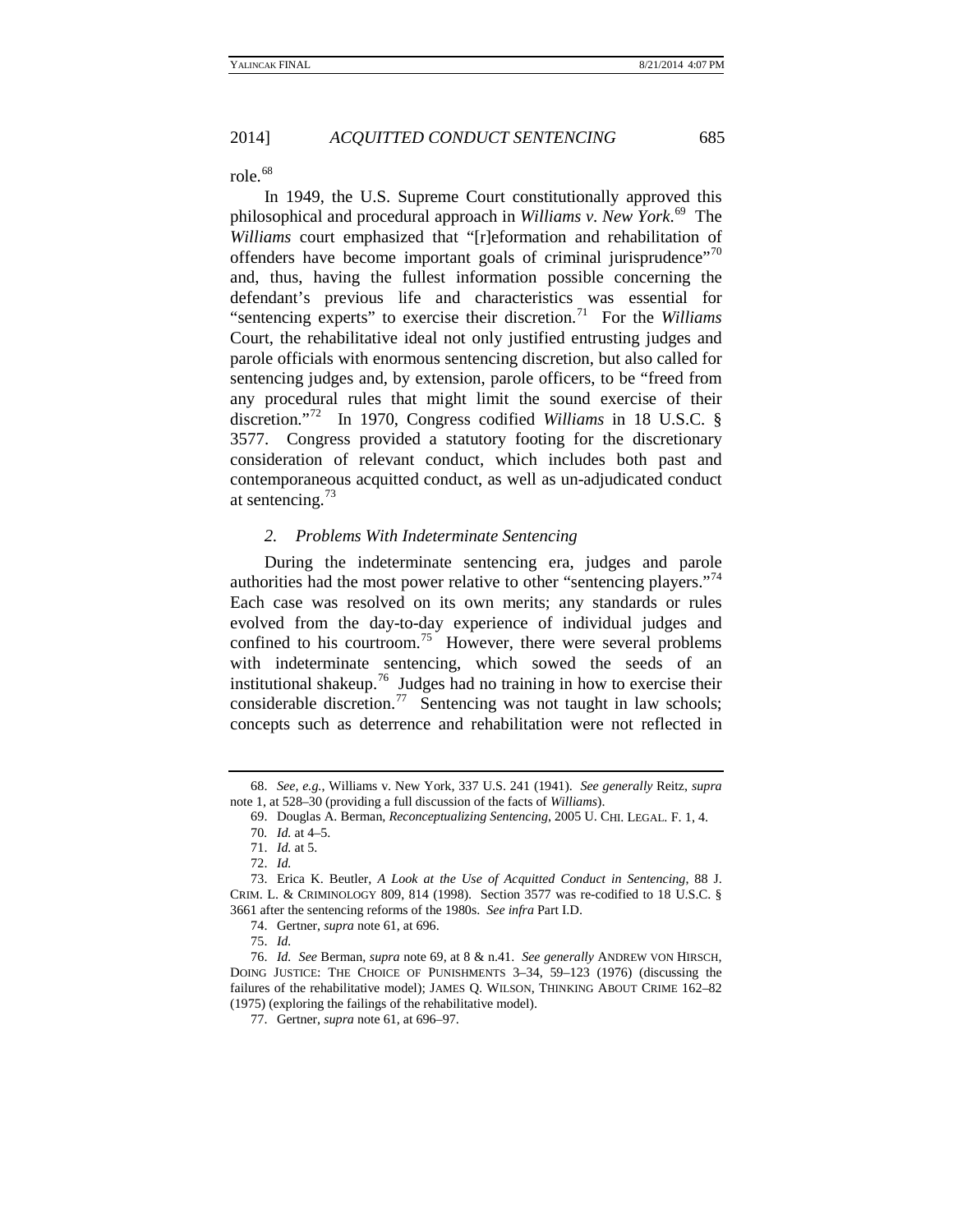role.[68]

In 1949, the U.S. Supreme Court constitutionally approved this philosophical and procedural approach in *Williams v. New York*.[69] The *Williams* court emphasized that "[r]eformation and rehabilitation of offenders have become important goals of criminal jurisprudence"[70] and, thus, having the fullest information possible concerning the defendant's previous life and characteristics was essential for "sentencing experts" to exercise their discretion.[71] For the *Williams* Court, the rehabilitative ideal not only justified entrusting judges and parole officials with enormous sentencing discretion, but also called for sentencing judges and, by extension, parole officers, to be "freed from any procedural rules that might limit the sound exercise of their discretion."[72] In 1970, Congress codified *Williams* in 18 U.S.C. § 3577. Congress provided a statutory footing for the discretionary consideration of relevant conduct, which includes both past and contemporaneous acquitted conduct, as well as un-adjudicated conduct at sentencing.[73]

### *2. Problems With Indeterminate Sentencing*

During the indeterminate sentencing era, judges and parole authorities had the most power relative to other "sentencing players."[74] Each case was resolved on its own merits; any standards or rules evolved from the day-to-day experience of individual judges and confined to his courtroom.[75] However, there were several problems with indeterminate sentencing, which sowed the seeds of an institutional shakeup.[76] Judges had no training in how to exercise their considerable discretion.[77] Sentencing was not taught in law schools; concepts such as deterrence and rehabilitation were not reflected in

---

68. *See, e.g.*, Williams v. New York, 337 U.S. 241 (1941). *See generally* Reitz, *supra* note 1, at 528–30 (providing a full discussion of the facts of *Williams*).

69. Douglas A. Berman, *Reconceptualizing Sentencing*, 2005 U. CHI. LEGAL. F. 1, 4.

70. *Id.* at 4–5.

71. *Id.* at 5.

72. *Id.*

73. Erica K. Beutler, *A Look at the Use of Acquitted Conduct in Sentencing*, 88 J. CRIM. L. & CRIMINOLOGY 809, 814 (1998). Section 3577 was re-codified to 18 U.S.C. § 3661 after the sentencing reforms of the 1980s. *See infra* Part I.D.

74. Gertner, *supra* note 61, at 696.

75. *Id.*

76. *Id. See* Berman, *supra* note 69, at 8 & n.41. *See generally* ANDREW VON HIRSCH, DOING JUSTICE: THE CHOICE OF PUNISHMENTS 3–34, 59–123 (1976) (discussing the failures of the rehabilitative model); JAMES Q. WILSON, THINKING ABOUT CRIME 162–82 (1975) (exploring the failings of the rehabilitative model).

77. Gertner, *supra* note 61, at 696–97.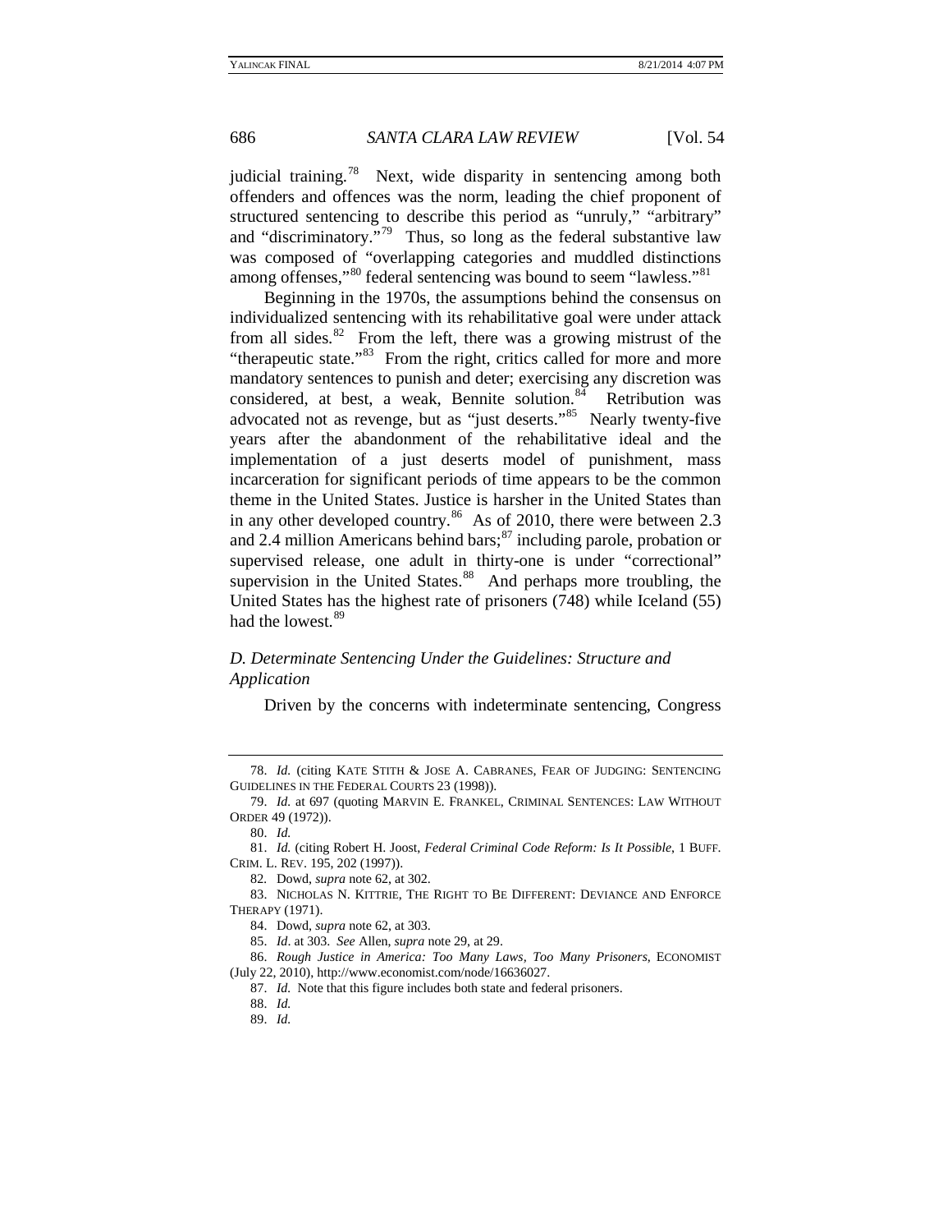judicial training.[78] Next, wide disparity in sentencing among both offenders and offences was the norm, leading the chief proponent of structured sentencing to describe this period as "unruly," "arbitrary" and "discriminatory."[79] Thus, so long as the federal substantive law was composed of "overlapping categories and muddled distinctions among offenses,"[80] federal sentencing was bound to seem "lawless."[81]

Beginning in the 1970s, the assumptions behind the consensus on individualized sentencing with its rehabilitative goal were under attack from all sides.[82] From the left, there was a growing mistrust of the "therapeutic state."[83] From the right, critics called for more and more mandatory sentences to punish and deter; exercising any discretion was considered, at best, a weak, Bennite solution.[84] Retribution was advocated not as revenge, but as "just deserts."[85] Nearly twenty-five years after the abandonment of the rehabilitative ideal and the implementation of a just deserts model of punishment, mass incarceration for significant periods of time appears to be the common theme in the United States. Justice is harsher in the United States than in any other developed country.[86] As of 2010, there were between 2.3 and 2.4 million Americans behind bars;[87] including parole, probation or supervised release, one adult in thirty-one is under "correctional" supervision in the United States.[88] And perhaps more troubling, the United States has the highest rate of prisoners (748) while Iceland (55) had the lowest.[89]

### *D. Determinate Sentencing Under the Guidelines: Structure and Application*

Driven by the concerns with indeterminate sentencing, Congress

---

78. *Id.* (citing KATE STITH & JOSE A. CABRANES, FEAR OF JUDGING: SENTENCING GUIDELINES IN THE FEDERAL COURTS 23 (1998)).

79. *Id.* at 697 (quoting MARVIN E. FRANKEL, CRIMINAL SENTENCES: LAW WITHOUT ORDER 49 (1972)).

80. *Id.*

81. *Id.* (citing Robert H. Joost, *Federal Criminal Code Reform: Is It Possible*, 1 BUFF. CRIM. L. REV. 195, 202 (1997)).

82. Dowd, *supra* note 62, at 302.

83. NICHOLAS N. KITTRIE, THE RIGHT TO BE DIFFERENT: DEVIANCE AND ENFORCE THERAPY (1971).

84. Dowd, *supra* note 62, at 303.

85. *Id*. at 303. *See* Allen, *supra* note 29, at 29.

86. *Rough Justice in America: Too Many Laws, Too Many Prisoners*, ECONOMIST (July 22, 2010), http://www.economist.com/node/16636027.

87. *Id.* Note that this figure includes both state and federal prisoners.

88. *Id.*

89. *Id.*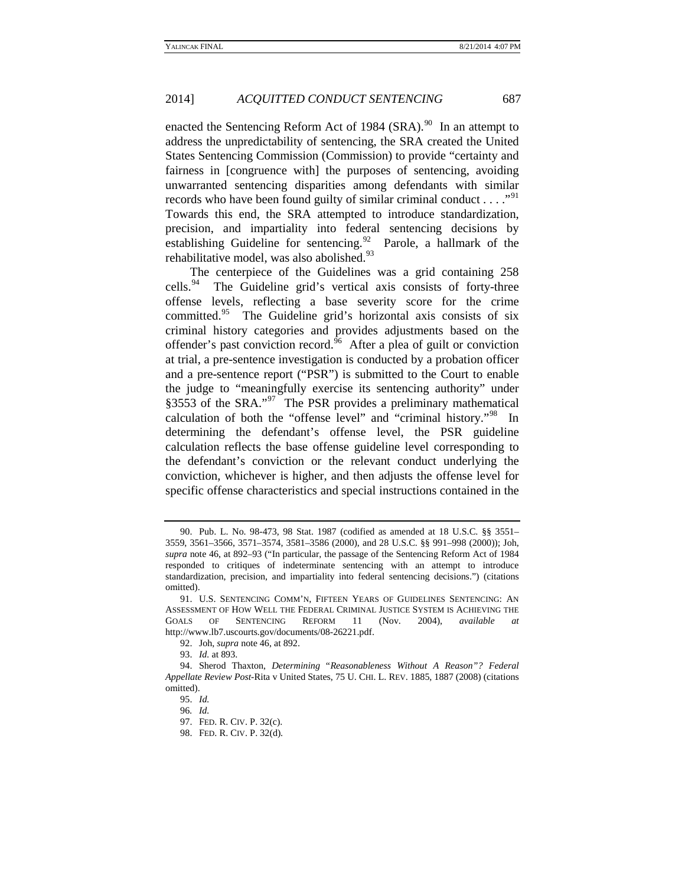enacted the Sentencing Reform Act of 1984 (SRA).[90] In an attempt to address the unpredictability of sentencing, the SRA created the United States Sentencing Commission (Commission) to provide "certainty and fairness in [congruence with] the purposes of sentencing, avoiding unwarranted sentencing disparities among defendants with similar records who have been found guilty of similar criminal conduct . . . ."[91] Towards this end, the SRA attempted to introduce standardization, precision, and impartiality into federal sentencing decisions by establishing Guideline for sentencing.[92] Parole, a hallmark of the rehabilitative model, was also abolished.[93]

The centerpiece of the Guidelines was a grid containing 258 cells.[94] The Guideline grid's vertical axis consists of forty-three offense levels, reflecting a base severity score for the crime committed.[95] The Guideline grid's horizontal axis consists of six criminal history categories and provides adjustments based on the offender's past conviction record.[96] After a plea of guilt or conviction at trial, a pre-sentence investigation is conducted by a probation officer and a pre-sentence report ("PSR") is submitted to the Court to enable the judge to "meaningfully exercise its sentencing authority" under §3553 of the SRA."[97] The PSR provides a preliminary mathematical calculation of both the "offense level" and "criminal history."[98] In determining the defendant's offense level, the PSR guideline calculation reflects the base offense guideline level corresponding to the defendant's conviction or the relevant conduct underlying the conviction, whichever is higher, and then adjusts the offense level for specific offense characteristics and special instructions contained in the

---

90. Pub. L. No. 98-473, 98 Stat. 1987 (codified as amended at 18 U.S.C. §§ 3551–3559, 3561–3566, 3571–3574, 3581–3586 (2000), and 28 U.S.C. §§ 991–998 (2000)); Joh, *supra* note 46, at 892–93 ("In particular, the passage of the Sentencing Reform Act of 1984 responded to critiques of indeterminate sentencing with an attempt to introduce standardization, precision, and impartiality into federal sentencing decisions.") (citations omitted).

91. U.S. SENTENCING COMM'N, FIFTEEN YEARS OF GUIDELINES SENTENCING: AN ASSESSMENT OF HOW WELL THE FEDERAL CRIMINAL JUSTICE SYSTEM IS ACHIEVING THE GOALS OF SENTENCING REFORM 11 (Nov. 2004), *available at* http://www.lb7.uscourts.gov/documents/08-26221.pdf.

92. Joh, *supra* note 46, at 892.

93. *Id.* at 893.

94. Sherod Thaxton, *Determining "Reasonableness Without A Reason"? Federal Appellate Review Post-*Rita v United States, 75 U. CHI. L. REV. 1885, 1887 (2008) (citations omitted).

95. *Id.*

96. *Id.*

97. FED. R. CIV. P. 32(c).

98. FED. R. CIV. P. 32(d).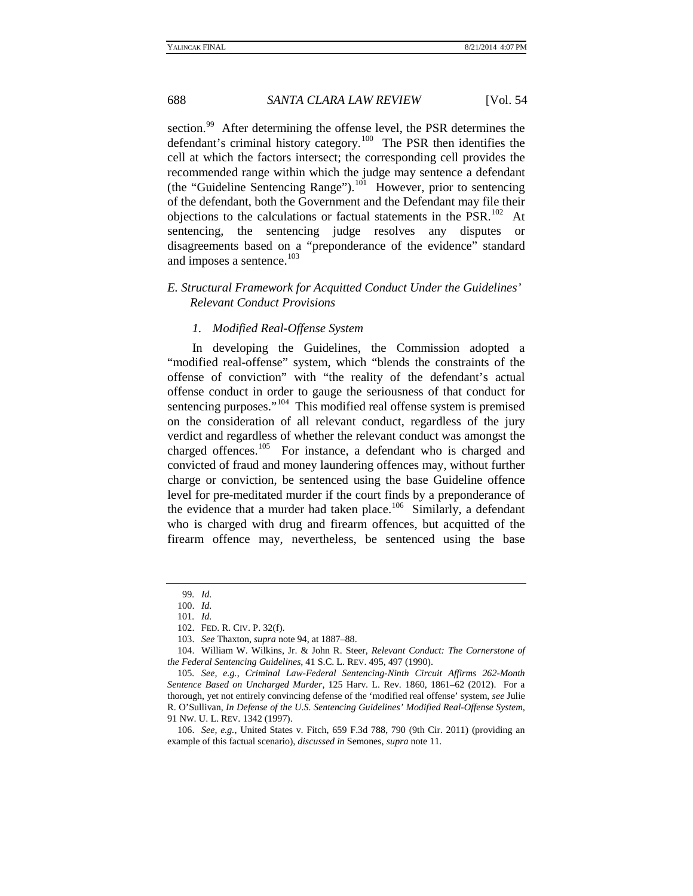section.[99] After determining the offense level, the PSR determines the defendant's criminal history category.[100] The PSR then identifies the cell at which the factors intersect; the corresponding cell provides the recommended range within which the judge may sentence a defendant (the "Guideline Sentencing Range").[101] However, prior to sentencing of the defendant, both the Government and the Defendant may file their objections to the calculations or factual statements in the PSR.[102] At sentencing, the sentencing judge resolves any disputes or disagreements based on a "preponderance of the evidence" standard and imposes a sentence.[103]

### *E. Structural Framework for Acquitted Conduct Under the Guidelines' Relevant Conduct Provisions*

#### *1. Modified Real-Offense System*

In developing the Guidelines, the Commission adopted a "modified real-offense" system, which "blends the constraints of the offense of conviction" with "the reality of the defendant's actual offense conduct in order to gauge the seriousness of that conduct for sentencing purposes."[104] This modified real offense system is premised on the consideration of all relevant conduct, regardless of the jury verdict and regardless of whether the relevant conduct was amongst the charged offences.[105] For instance, a defendant who is charged and convicted of fraud and money laundering offences may, without further charge or conviction, be sentenced using the base Guideline offence level for pre-meditated murder if the court finds by a preponderance of the evidence that a murder had taken place.[106] Similarly, a defendant who is charged with drug and firearm offences, but acquitted of the firearm offence may, nevertheless, be sentenced using the base

---

99. *Id.*

100. *Id.*

101. *Id.*

102. FED. R. CIV. P. 32(f).

103. *See* Thaxton, *supra* note 94, at 1887–88.

104. William W. Wilkins, Jr. & John R. Steer, *Relevant Conduct: The Cornerstone of the Federal Sentencing Guidelines*, 41 S.C. L. REV. 495, 497 (1990).

105. *See, e.g.*, *Criminal Law-Federal Sentencing-Ninth Circuit Affirms 262-Month Sentence Based on Uncharged Murder*, 125 Harv. L. Rev. 1860, 1861–62 (2012). For a thorough, yet not entirely convincing defense of the 'modified real offense' system, *see* Julie R. O'Sullivan, *In Defense of the U.S. Sentencing Guidelines' Modified Real-Offense System*, 91 NW. U. L. REV. 1342 (1997).

106. *See, e.g.*, United States v. Fitch, 659 F.3d 788, 790 (9th Cir. 2011) (providing an example of this factual scenario), *discussed in* Semones, *supra* note 11.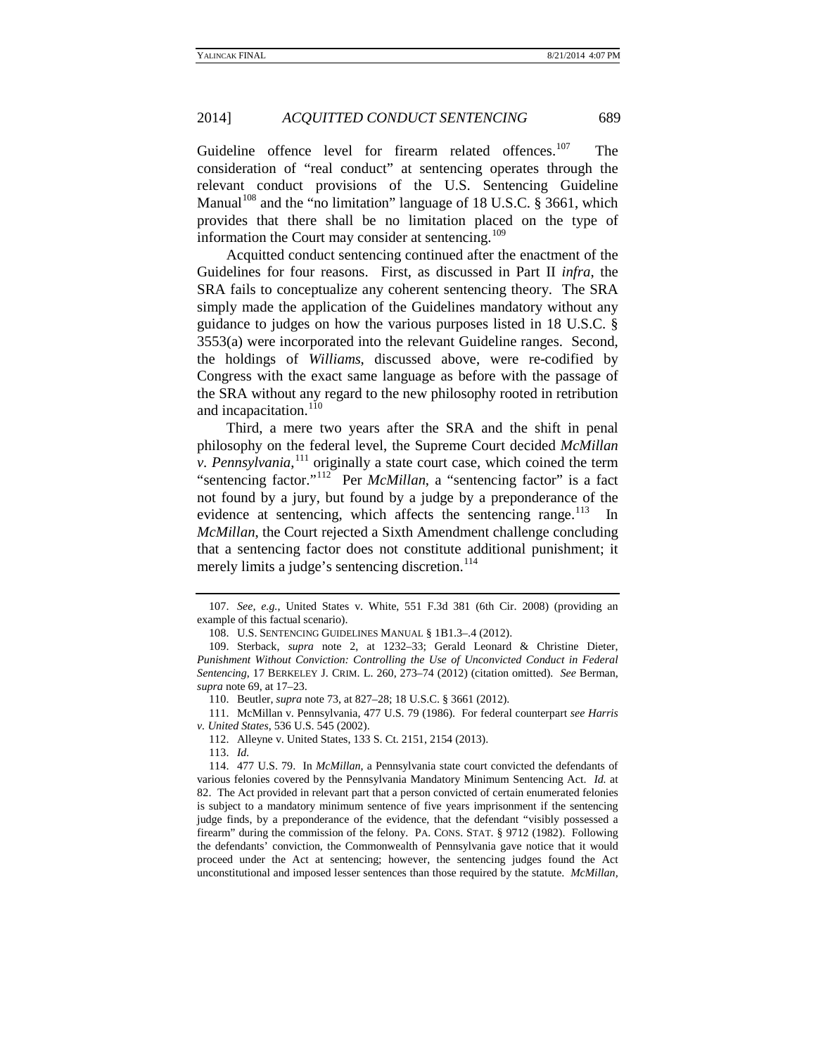Guideline offence level for firearm related offences.[107] The consideration of "real conduct" at sentencing operates through the relevant conduct provisions of the U.S. Sentencing Guideline Manual[108] and the "no limitation" language of 18 U.S.C. § 3661, which provides that there shall be no limitation placed on the type of information the Court may consider at sentencing.[109]

Acquitted conduct sentencing continued after the enactment of the Guidelines for four reasons. First, as discussed in Part II *infra*, the SRA fails to conceptualize any coherent sentencing theory. The SRA simply made the application of the Guidelines mandatory without any guidance to judges on how the various purposes listed in 18 U.S.C. § 3553(a) were incorporated into the relevant Guideline ranges. Second, the holdings of *Williams*, discussed above, were re-codified by Congress with the exact same language as before with the passage of the SRA without any regard to the new philosophy rooted in retribution and incapacitation.[110]

Third, a mere two years after the SRA and the shift in penal philosophy on the federal level, the Supreme Court decided *McMillan v. Pennsylvania*,[111] originally a state court case, which coined the term "sentencing factor."[112] Per *McMillan*, a "sentencing factor" is a fact not found by a jury, but found by a judge by a preponderance of the evidence at sentencing, which affects the sentencing range.[113] In *McMillan*, the Court rejected a Sixth Amendment challenge concluding that a sentencing factor does not constitute additional punishment; it merely limits a judge's sentencing discretion.[114]

---

107. *See, e.g.*, United States v. White, 551 F.3d 381 (6th Cir. 2008) (providing an example of this factual scenario).

108. U.S. SENTENCING GUIDELINES MANUAL § 1B1.3–.4 (2012).

109. Sterback, *supra* note 2, at 1232–33; Gerald Leonard & Christine Dieter, *Punishment Without Conviction: Controlling the Use of Unconvicted Conduct in Federal Sentencing*, 17 BERKELEY J. CRIM. L. 260, 273–74 (2012) (citation omitted). *See* Berman, *supra* note 69, at 17–23.

110. Beutler, *supra* note 73, at 827–28; 18 U.S.C. § 3661 (2012).

111. McMillan v. Pennsylvania, 477 U.S. 79 (1986). For federal counterpart *see Harris v. United States*, 536 U.S. 545 (2002).

112. Alleyne v. United States, 133 S. Ct. 2151, 2154 (2013).

113. *Id.*

114. 477 U.S. 79. In *McMillan*, a Pennsylvania state court convicted the defendants of various felonies covered by the Pennsylvania Mandatory Minimum Sentencing Act. *Id.* at 82. The Act provided in relevant part that a person convicted of certain enumerated felonies is subject to a mandatory minimum sentence of five years imprisonment if the sentencing judge finds, by a preponderance of the evidence, that the defendant "visibly possessed a firearm" during the commission of the felony. PA. CONS. STAT. § 9712 (1982). Following the defendants' conviction, the Commonwealth of Pennsylvania gave notice that it would proceed under the Act at sentencing; however, the sentencing judges found the Act unconstitutional and imposed lesser sentences than those required by the statute. *McMillan,*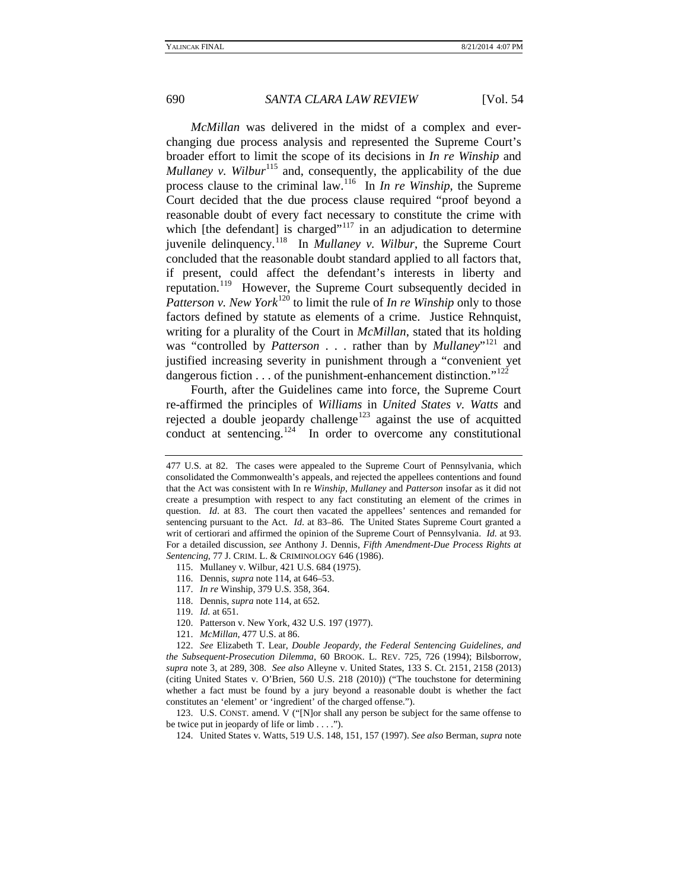*McMillan* was delivered in the midst of a complex and ever-changing due process analysis and represented the Supreme Court's broader effort to limit the scope of its decisions in *In re Winship* and *Mullaney v. Wilbur*[115] and, consequently, the applicability of the due process clause to the criminal law.[116] In *In re Winship*, the Supreme Court decided that the due process clause required "proof beyond a reasonable doubt of every fact necessary to constitute the crime with which [the defendant] is charged"[117] in an adjudication to determine juvenile delinquency.[118] In *Mullaney v. Wilbur*, the Supreme Court concluded that the reasonable doubt standard applied to all factors that, if present, could affect the defendant's interests in liberty and reputation.[119] However, the Supreme Court subsequently decided in *Patterson v. New York*[120] to limit the rule of *In re Winship* only to those factors defined by statute as elements of a crime. Justice Rehnquist, writing for a plurality of the Court in *McMillan*, stated that its holding was "controlled by *Patterson* . . . rather than by *Mullaney*"[121] and justified increasing severity in punishment through a "convenient yet dangerous fiction . . . of the punishment-enhancement distinction."[122]

Fourth, after the Guidelines came into force, the Supreme Court re-affirmed the principles of *Williams* in *United States v. Watts* and rejected a double jeopardy challenge[123] against the use of acquitted conduct at sentencing.[124] In order to overcome any constitutional

---

477 U.S. at 82. The cases were appealed to the Supreme Court of Pennsylvania, which consolidated the Commonwealth's appeals, and rejected the appellees contentions and found that the Act was consistent with In re *Winship*, *Mullaney* and *Patterson* insofar as it did not create a presumption with respect to any fact constituting an element of the crimes in question. *Id.* at 83. The court then vacated the appellees' sentences and remanded for sentencing pursuant to the Act. *Id.* at 83–86. The United States Supreme Court granted a writ of certiorari and affirmed the opinion of the Supreme Court of Pennsylvania. *Id.* at 93. For a detailed discussion, *see* Anthony J. Dennis, *Fifth Amendment-Due Process Rights at Sentencing*, 77 J. CRIM. L. & CRIMINOLOGY 646 (1986).

115. Mullaney v. Wilbur, 421 U.S. 684 (1975).

116. Dennis, *supra* note 114, at 646–53.

117. *In re* Winship, 379 U.S. 358, 364.

118. Dennis, *supra* note 114, at 652.

119. *Id.* at 651.

120. Patterson v. New York, 432 U.S. 197 (1977).

121. *McMillan*, 477 U.S. at 86.

122. *See* Elizabeth T. Lear, *Double Jeopardy, the Federal Sentencing Guidelines, and the Subsequent-Prosecution Dilemma*, 60 BROOK. L. REV. 725, 726 (1994); Bilsborrow, *supra* note 3, at 289, 308. *See also* Alleyne v. United States, 133 S. Ct. 2151, 2158 (2013) (citing United States v. O'Brien, 560 U.S. 218 (2010)) ("The touchstone for determining whether a fact must be found by a jury beyond a reasonable doubt is whether the fact constitutes an 'element' or 'ingredient' of the charged offense.").

123. U.S. CONST. amend. V ("[N]or shall any person be subject for the same offense to be twice put in jeopardy of life or limb . . . .").

124. United States v. Watts, 519 U.S. 148, 151, 157 (1997). *See also* Berman, *supra* note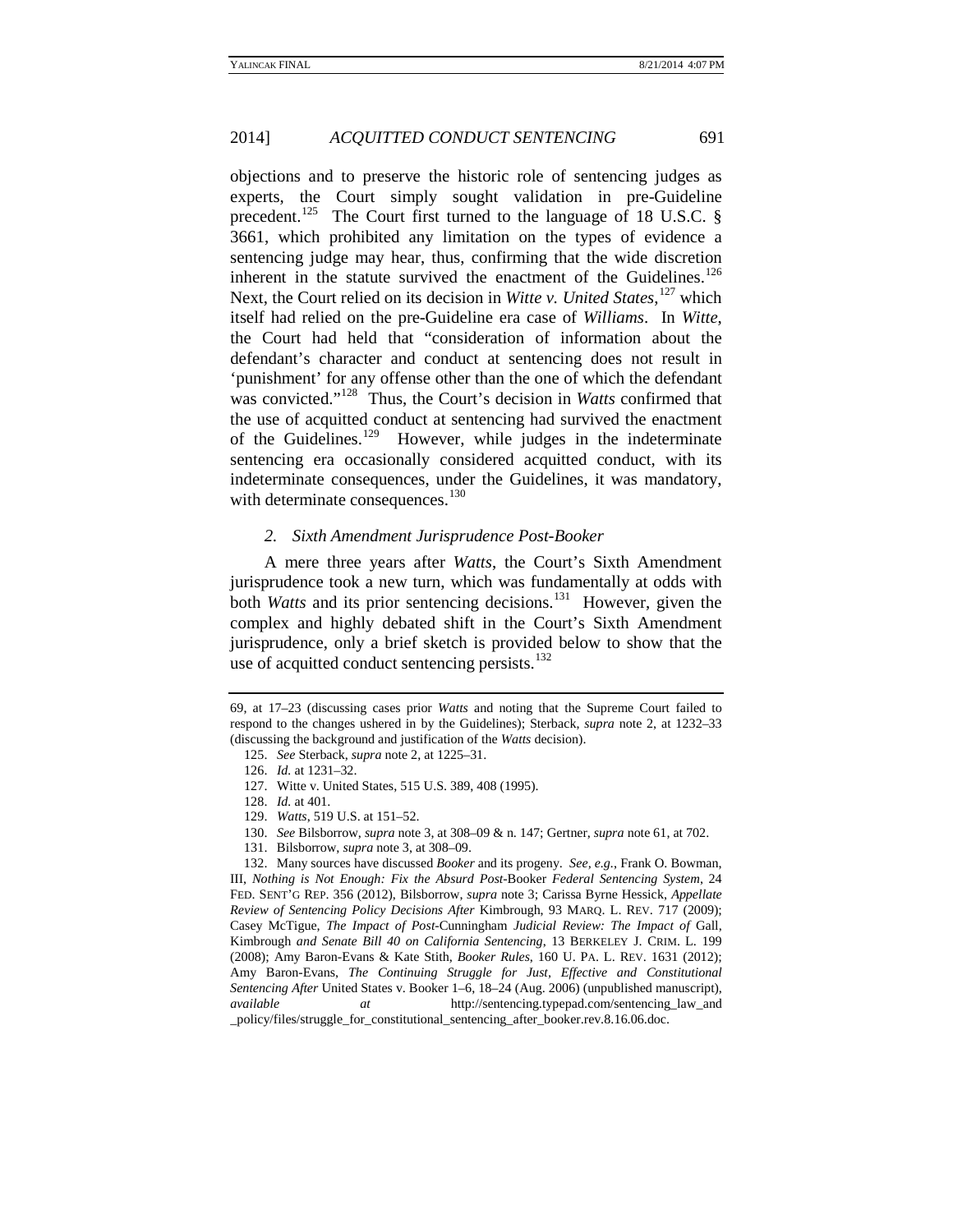objections and to preserve the historic role of sentencing judges as experts, the Court simply sought validation in pre-Guideline precedent.[125] The Court first turned to the language of 18 U.S.C. § 3661, which prohibited any limitation on the types of evidence a sentencing judge may hear, thus, confirming that the wide discretion inherent in the statute survived the enactment of the Guidelines.[126] Next, the Court relied on its decision in *Witte v. United States*,[127] which itself had relied on the pre-Guideline era case of *Williams*. In *Witte*, the Court had held that "consideration of information about the defendant's character and conduct at sentencing does not result in 'punishment' for any offense other than the one of which the defendant was convicted."[128] Thus, the Court's decision in *Watts* confirmed that the use of acquitted conduct at sentencing had survived the enactment of the Guidelines.[129] However, while judges in the indeterminate sentencing era occasionally considered acquitted conduct, with its indeterminate consequences, under the Guidelines, it was mandatory, with determinate consequences.[130]

### *2. Sixth Amendment Jurisprudence Post-Booker*

A mere three years after *Watts*, the Court's Sixth Amendment jurisprudence took a new turn, which was fundamentally at odds with both *Watts* and its prior sentencing decisions.[131] However, given the complex and highly debated shift in the Court's Sixth Amendment jurisprudence, only a brief sketch is provided below to show that the use of acquitted conduct sentencing persists.[132]

---

69, at 17–23 (discussing cases prior *Watts* and noting that the Supreme Court failed to respond to the changes ushered in by the Guidelines); Sterback, *supra* note 2, at 1232–33 (discussing the background and justification of the *Watts* decision).

125. *See* Sterback, *supra* note 2, at 1225–31.

126. *Id.* at 1231–32.

127. Witte v. United States, 515 U.S. 389, 408 (1995).

128. *Id.* at 401.

129. *Watts*, 519 U.S. at 151–52.

130. *See* Bilsborrow, *supra* note 3, at 308–09 & n. 147; Gertner, *supra* note 61, at 702.

131. Bilsborrow, *supra* note 3, at 308–09.

132. Many sources have discussed *Booker* and its progeny. *See, e.g.*, Frank O. Bowman, III, *Nothing is Not Enough: Fix the Absurd Post-*Booker *Federal Sentencing System*, 24 FED. SENT'G REP. 356 (2012), Bilsborrow, *supra* note 3; Carissa Byrne Hessick, *Appellate Review of Sentencing Policy Decisions After* Kimbrough, 93 MARQ. L. REV. 717 (2009); Casey McTigue, *The Impact of Post-*Cunningham *Judicial Review: The Impact of* Gall, Kimbrough *and Senate Bill 40 on California Sentencing*, 13 BERKELEY J. CRIM. L. 199 (2008); Amy Baron-Evans & Kate Stith, *Booker Rules*, 160 U. PA. L. REV. 1631 (2012); Amy Baron-Evans, *The Continuing Struggle for Just, Effective and Constitutional Sentencing After* United States v. Booker 1–6, 18–24 (Aug. 2006) (unpublished manuscript), *available at* http://sentencing.typepad.com/sentencing_law_and_policy/files/struggle_for_constitutional_sentencing_after_booker.rev.8.16.06.doc.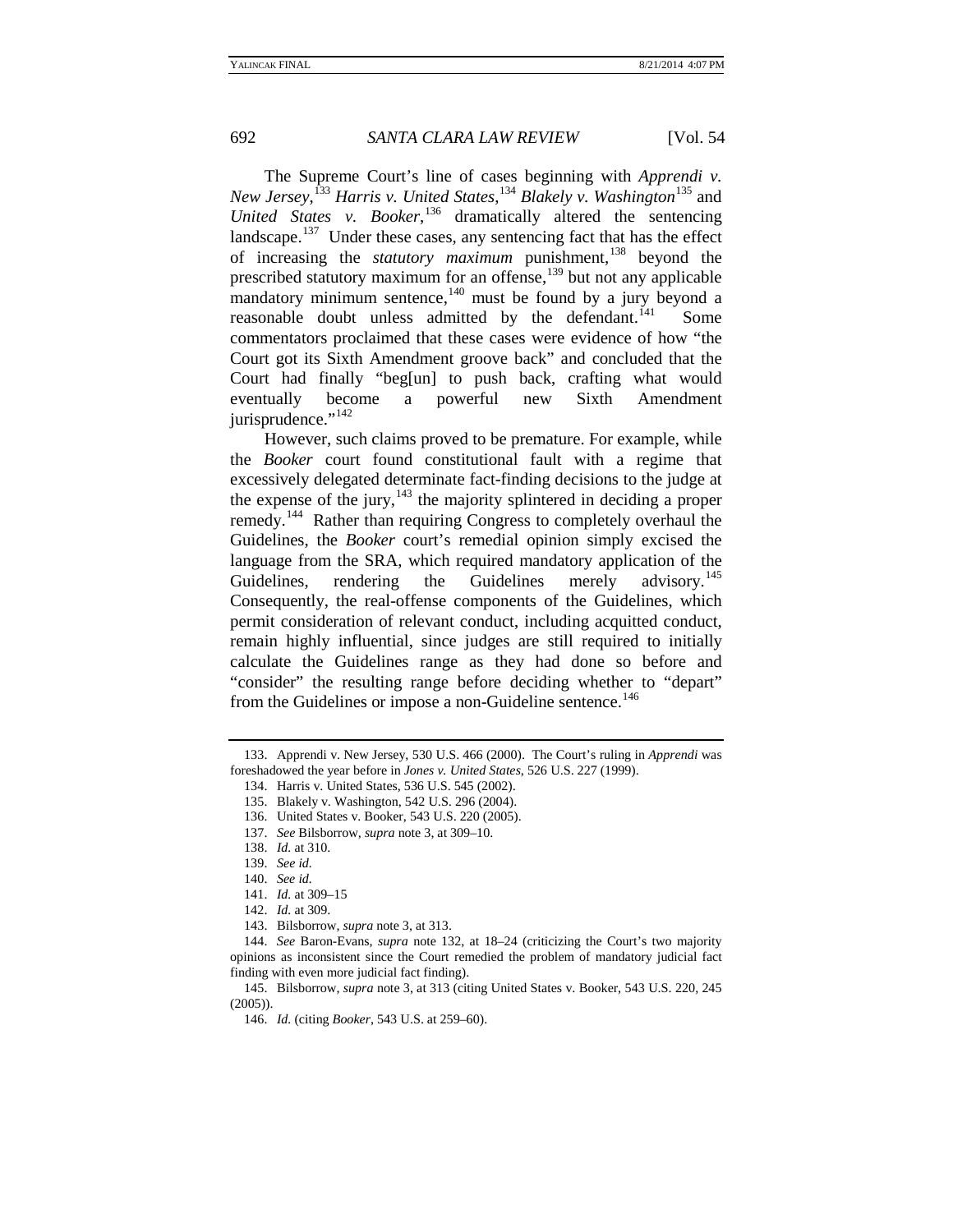The Supreme Court's line of cases beginning with *Apprendi v. New Jersey*,[133] *Harris v. United States*,[134] *Blakely v. Washington*[135] and *United States v. Booker*,[136] dramatically altered the sentencing landscape.[137] Under these cases, any sentencing fact that has the effect of increasing the *statutory maximum* punishment,[138] beyond the prescribed statutory maximum for an offense,[139] but not any applicable mandatory minimum sentence,[140] must be found by a jury beyond a reasonable doubt unless admitted by the defendant.[141] Some commentators proclaimed that these cases were evidence of how "the Court got its Sixth Amendment groove back" and concluded that the Court had finally "beg[un] to push back, crafting what would eventually become a powerful new Sixth Amendment jurisprudence."[142]

However, such claims proved to be premature. For example, while the *Booker* court found constitutional fault with a regime that excessively delegated determinate fact-finding decisions to the judge at the expense of the jury,[143] the majority splintered in deciding a proper remedy.[144] Rather than requiring Congress to completely overhaul the Guidelines, the *Booker* court's remedial opinion simply excised the language from the SRA, which required mandatory application of the Guidelines, rendering the Guidelines merely advisory.[145] Consequently, the real-offense components of the Guidelines, which permit consideration of relevant conduct, including acquitted conduct, remain highly influential, since judges are still required to initially calculate the Guidelines range as they had done so before and "consider" the resulting range before deciding whether to "depart" from the Guidelines or impose a non-Guideline sentence.[146]

---

133. Apprendi v. New Jersey, 530 U.S. 466 (2000). The Court's ruling in *Apprendi* was foreshadowed the year before in *Jones v. United States*, 526 U.S. 227 (1999).

134. Harris v. United States, 536 U.S. 545 (2002).

135. Blakely v. Washington, 542 U.S. 296 (2004).

136. United States v. Booker, 543 U.S. 220 (2005).

137. *See* Bilsborrow, *supra* note 3, at 309–10.

138. *Id.* at 310.

139. *See id.*

140. *See id.*

141. *Id.* at 309–15

142. *Id.* at 309.

143. Bilsborrow, *supra* note 3, at 313.

144. *See* Baron-Evans, *supra* note 132, at 18–24 (criticizing the Court's two majority opinions as inconsistent since the Court remedied the problem of mandatory judicial fact finding with even more judicial fact finding).

145. Bilsborrow, *supra* note 3, at 313 (citing United States v. Booker, 543 U.S. 220, 245 (2005)).

146. *Id.* (citing *Booker*, 543 U.S. at 259–60).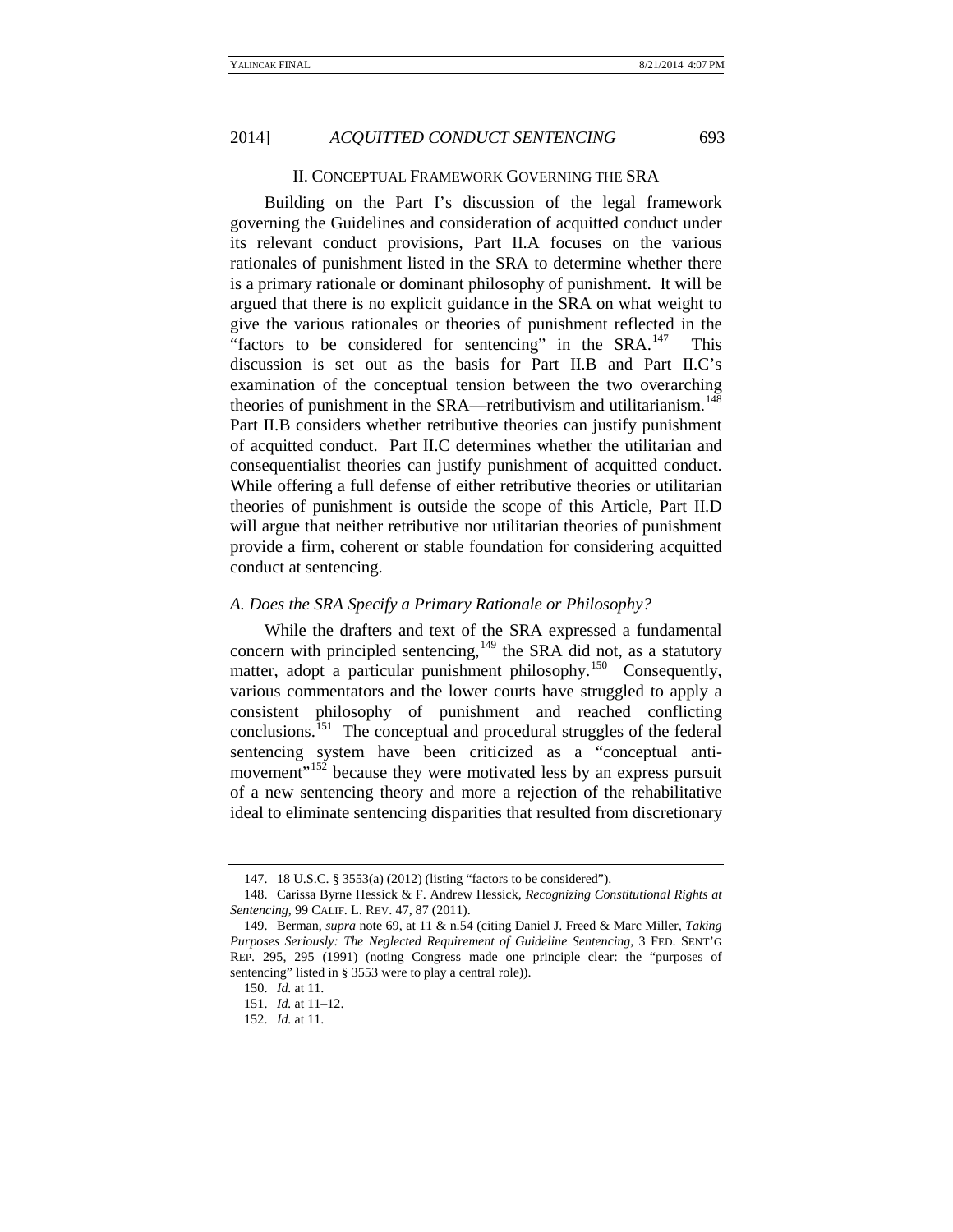## II. Conceptual Framework Governing the SRA

Building on the Part I's discussion of the legal framework governing the Guidelines and consideration of acquitted conduct under its relevant conduct provisions, Part II.A focuses on the various rationales of punishment listed in the SRA to determine whether there is a primary rationale or dominant philosophy of punishment. It will be argued that there is no explicit guidance in the SRA on what weight to give the various rationales or theories of punishment reflected in the "factors to be considered for sentencing" in the SRA.[147] This discussion is set out as the basis for Part II.B and Part II.C's examination of the conceptual tension between the two overarching theories of punishment in the SRA—retributivism and utilitarianism.[148] Part II.B considers whether retributive theories can justify punishment of acquitted conduct. Part II.C determines whether the utilitarian and consequentialist theories can justify punishment of acquitted conduct. While offering a full defense of either retributive theories or utilitarian theories of punishment is outside the scope of this Article, Part II.D will argue that neither retributive nor utilitarian theories of punishment provide a firm, coherent or stable foundation for considering acquitted conduct at sentencing.

### *A. Does the SRA Specify a Primary Rationale or Philosophy?*

While the drafters and text of the SRA expressed a fundamental concern with principled sentencing,[149] the SRA did not, as a statutory matter, adopt a particular punishment philosophy.[150] Consequently, various commentators and the lower courts have struggled to apply a consistent philosophy of punishment and reached conflicting conclusions.[151] The conceptual and procedural struggles of the federal sentencing system have been criticized as a "conceptual anti-movement"[152] because they were motivated less by an express pursuit of a new sentencing theory and more a rejection of the rehabilitative ideal to eliminate sentencing disparities that resulted from discretionary

---

147. 18 U.S.C. § 3553(a) (2012) (listing "factors to be considered").

148. Carissa Byrne Hessick & F. Andrew Hessick, *Recognizing Constitutional Rights at Sentencing*, 99 CALIF. L. REV. 47, 87 (2011).

149. Berman, *supra* note 69, at 11 & n.54 (citing Daniel J. Freed & Marc Miller, *Taking Purposes Seriously: The Neglected Requirement of Guideline Sentencing*, 3 FED. SENT'G REP. 295, 295 (1991) (noting Congress made one principle clear: the "purposes of sentencing" listed in § 3553 were to play a central role)).

150. *Id.* at 11.

151. *Id.* at 11–12.

152. *Id.* at 11.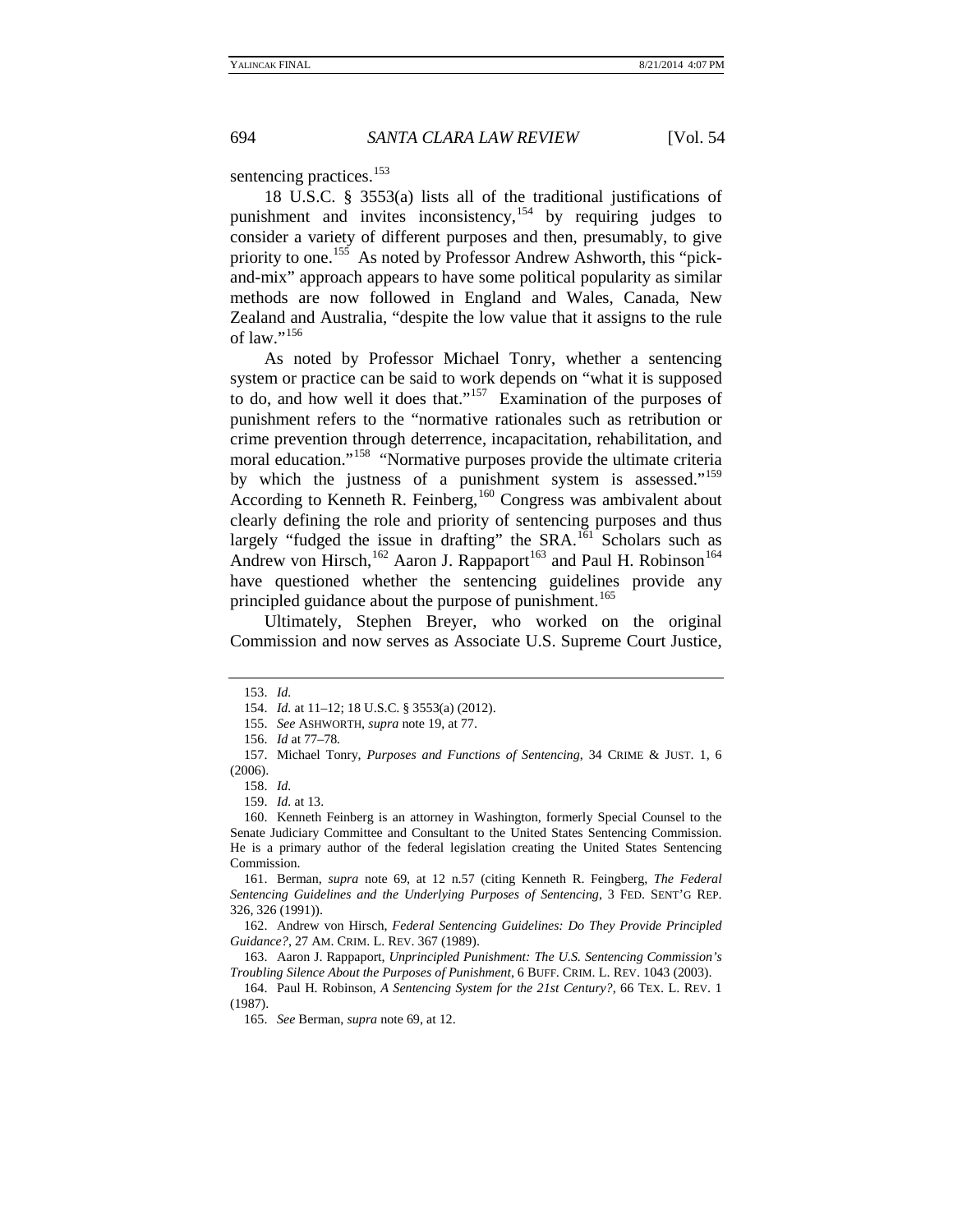sentencing practices.[153]

18 U.S.C. § 3553(a) lists all of the traditional justifications of punishment and invites inconsistency,[154] by requiring judges to consider a variety of different purposes and then, presumably, to give priority to one.[155] As noted by Professor Andrew Ashworth, this "pick-and-mix" approach appears to have some political popularity as similar methods are now followed in England and Wales, Canada, New Zealand and Australia, "despite the low value that it assigns to the rule of law."[156]

As noted by Professor Michael Tonry, whether a sentencing system or practice can be said to work depends on "what it is supposed to do, and how well it does that."[157] Examination of the purposes of punishment refers to the "normative rationales such as retribution or crime prevention through deterrence, incapacitation, rehabilitation, and moral education."[158] "Normative purposes provide the ultimate criteria by which the justness of a punishment system is assessed."[159] According to Kenneth R. Feinberg,[160] Congress was ambivalent about clearly defining the role and priority of sentencing purposes and thus largely "fudged the issue in drafting" the SRA.[161] Scholars such as Andrew von Hirsch,[162] Aaron J. Rappaport[163] and Paul H. Robinson[164] have questioned whether the sentencing guidelines provide any principled guidance about the purpose of punishment.[165]

Ultimately, Stephen Breyer, who worked on the original Commission and now serves as Associate U.S. Supreme Court Justice,

---

153. *Id.*

154. *Id.* at 11–12; 18 U.S.C. § 3553(a) (2012).

155. *See* ASHWORTH, *supra* note 19, at 77.

156. *Id* at 77–78.

157. Michael Tonry, *Purposes and Functions of Sentencing*, 34 CRIME & JUST. 1, 6 (2006).

158. *Id.*

159. *Id.* at 13.

160. Kenneth Feinberg is an attorney in Washington, formerly Special Counsel to the Senate Judiciary Committee and Consultant to the United States Sentencing Commission. He is a primary author of the federal legislation creating the United States Sentencing Commission.

161. Berman, *supra* note 69, at 12 n.57 (citing Kenneth R. Feingberg, *The Federal Sentencing Guidelines and the Underlying Purposes of Sentencing*, 3 FED. SENT'G REP. 326, 326 (1991)).

162. Andrew von Hirsch, *Federal Sentencing Guidelines: Do They Provide Principled Guidance?*, 27 AM. CRIM. L. REV. 367 (1989).

163. Aaron J. Rappaport, *Unprincipled Punishment: The U.S. Sentencing Commission's Troubling Silence About the Purposes of Punishment*, 6 BUFF. CRIM. L. REV. 1043 (2003).

164. Paul H. Robinson, *A Sentencing System for the 21st Century?*, 66 TEX. L. REV. 1 (1987).

165. *See* Berman, *supra* note 69, at 12.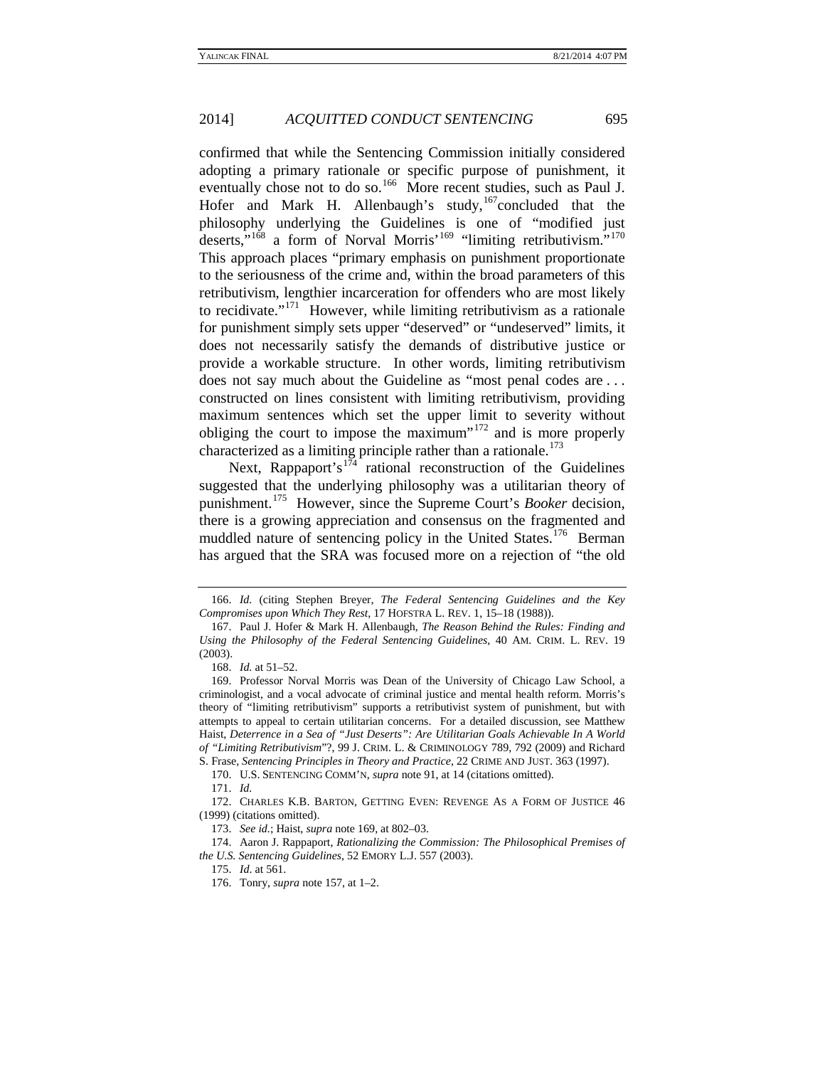confirmed that while the Sentencing Commission initially considered adopting a primary rationale or specific purpose of punishment, it eventually chose not to do so.[166] More recent studies, such as Paul J. Hofer and Mark H. Allenbaugh's study,[167] concluded that the philosophy underlying the Guidelines is one of "modified just deserts,"[168] a form of Norval Morris'[169] "limiting retributivism."[170] This approach places "primary emphasis on punishment proportionate to the seriousness of the crime and, within the broad parameters of this retributivism, lengthier incarceration for offenders who are most likely to recidivate."[171] However, while limiting retributivism as a rationale for punishment simply sets upper "deserved" or "undeserved" limits, it does not necessarily satisfy the demands of distributive justice or provide a workable structure. In other words, limiting retributivism does not say much about the Guideline as "most penal codes are . . . constructed on lines consistent with limiting retributivism, providing maximum sentences which set the upper limit to severity without obliging the court to impose the maximum"[172] and is more properly characterized as a limiting principle rather than a rationale.[173]

Next, Rappaport's[174] rational reconstruction of the Guidelines suggested that the underlying philosophy was a utilitarian theory of punishment.[175] However, since the Supreme Court's *Booker* decision, there is a growing appreciation and consensus on the fragmented and muddled nature of sentencing policy in the United States.[176] Berman has argued that the SRA was focused more on a rejection of "the old

---

166. *Id.* (citing Stephen Breyer, *The Federal Sentencing Guidelines and the Key Compromises upon Which They Rest*, 17 HOFSTRA L. REV. 1, 15–18 (1988)).

167. Paul J. Hofer & Mark H. Allenbaugh, *The Reason Behind the Rules: Finding and Using the Philosophy of the Federal Sentencing Guidelines*, 40 AM. CRIM. L. REV. 19 (2003).

168. *Id.* at 51–52.

169. Professor Norval Morris was Dean of the University of Chicago Law School, a criminologist, and a vocal advocate of criminal justice and mental health reform. Morris's theory of "limiting retributivism" supports a retributivist system of punishment, but with attempts to appeal to certain utilitarian concerns. For a detailed discussion, see Matthew Haist, *Deterrence in a Sea of "Just Deserts": Are Utilitarian Goals Achievable In A World of "Limiting Retributivism"*?, 99 J. CRIM. L. & CRIMINOLOGY 789, 792 (2009) and Richard S. Frase, *Sentencing Principles in Theory and Practice*, 22 CRIME AND JUST. 363 (1997).

170. U.S. SENTENCING COMM'N, *supra* note 91, at 14 (citations omitted).

171. *Id.*

172. CHARLES K.B. BARTON, GETTING EVEN: REVENGE AS A FORM OF JUSTICE 46 (1999) (citations omitted).

173. *See id.*; Haist, *supra* note 169, at 802–03.

174. Aaron J. Rappaport, *Rationalizing the Commission: The Philosophical Premises of the U.S. Sentencing Guidelines*, 52 EMORY L.J. 557 (2003).

175. *Id.* at 561.

176. Tonry, *supra* note 157, at 1–2.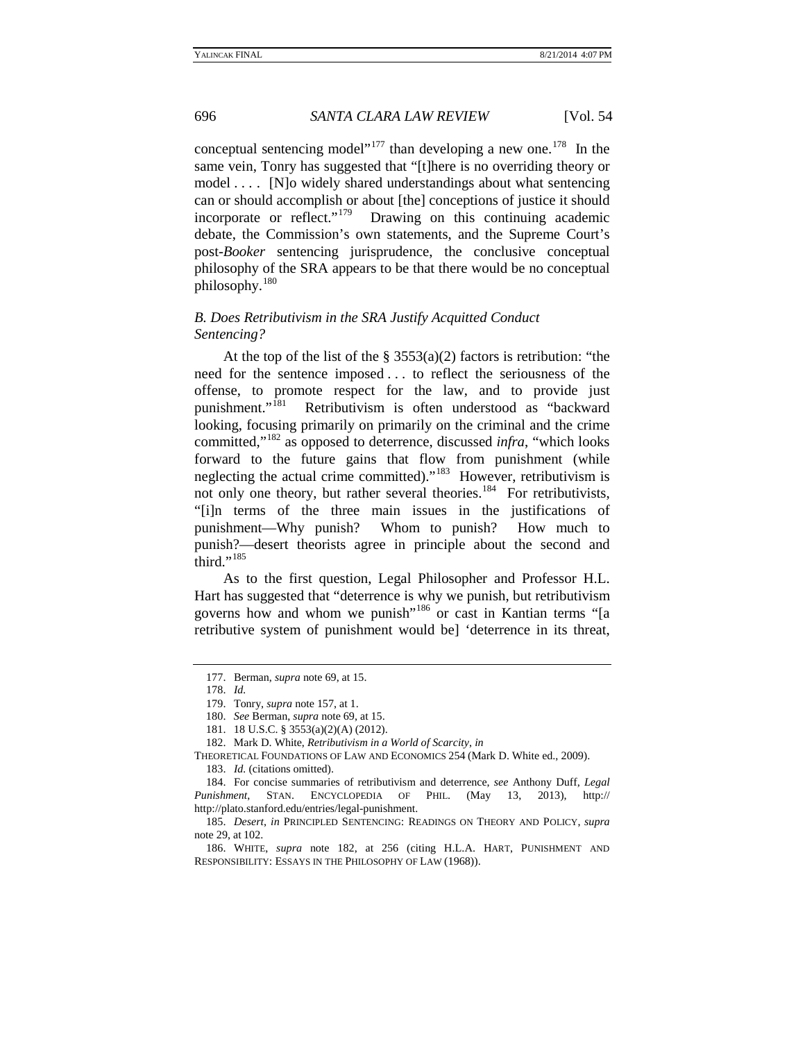conceptual sentencing model"[177] than developing a new one.[178] In the same vein, Tonry has suggested that "[t]here is no overriding theory or model . . . . [N]o widely shared understandings about what sentencing can or should accomplish or about [the] conceptions of justice it should incorporate or reflect."[179] Drawing on this continuing academic debate, the Commission's own statements, and the Supreme Court's post-*Booker* sentencing jurisprudence, the conclusive conceptual philosophy of the SRA appears to be that there would be no conceptual philosophy.[180]

### *B. Does Retributivism in the SRA Justify Acquitted Conduct Sentencing?*

At the top of the list of the § 3553(a)(2) factors is retribution: "the need for the sentence imposed . . . to reflect the seriousness of the offense, to promote respect for the law, and to provide just punishment."[181] Retributivism is often understood as "backward looking, focusing primarily on primarily on the criminal and the crime committed,"[182] as opposed to deterrence, discussed *infra*, "which looks forward to the future gains that flow from punishment (while neglecting the actual crime committed)."[183] However, retributivism is not only one theory, but rather several theories.[184] For retributivists, "[i]n terms of the three main issues in the justifications of punishment—Why punish? Whom to punish? How much to punish?—desert theorists agree in principle about the second and third."[185]

As to the first question, Legal Philosopher and Professor H.L. Hart has suggested that "deterrence is why we punish, but retributivism governs how and whom we punish"[186] or cast in Kantian terms "[a retributive system of punishment would be] 'deterrence in its threat,

---

177. Berman, *supra* note 69, at 15.

178. *Id.*

179. Tonry, *supra* note 157, at 1.

180. *See* Berman, *supra* note 69, at 15.

181. 18 U.S.C. § 3553(a)(2)(A) (2012).

182. Mark D. White, *Retributivism in a World of Scarcity*, *in* THEORETICAL FOUNDATIONS OF LAW AND ECONOMICS 254 (Mark D. White ed., 2009).

183. *Id.* (citations omitted).

184. For concise summaries of retributivism and deterrence, *see* Anthony Duff, *Legal Punishment*, STAN. ENCYCLOPEDIA OF PHIL. (May 13, 2013), http:// http://plato.stanford.edu/entries/legal-punishment.

185. *Desert*, *in* PRINCIPLED SENTENCING: READINGS ON THEORY AND POLICY, *supra* note 29, at 102.

186. WHITE, *supra* note 182, at 256 (citing H.L.A. HART, PUNISHMENT AND RESPONSIBILITY: ESSAYS IN THE PHILOSOPHY OF LAW (1968)).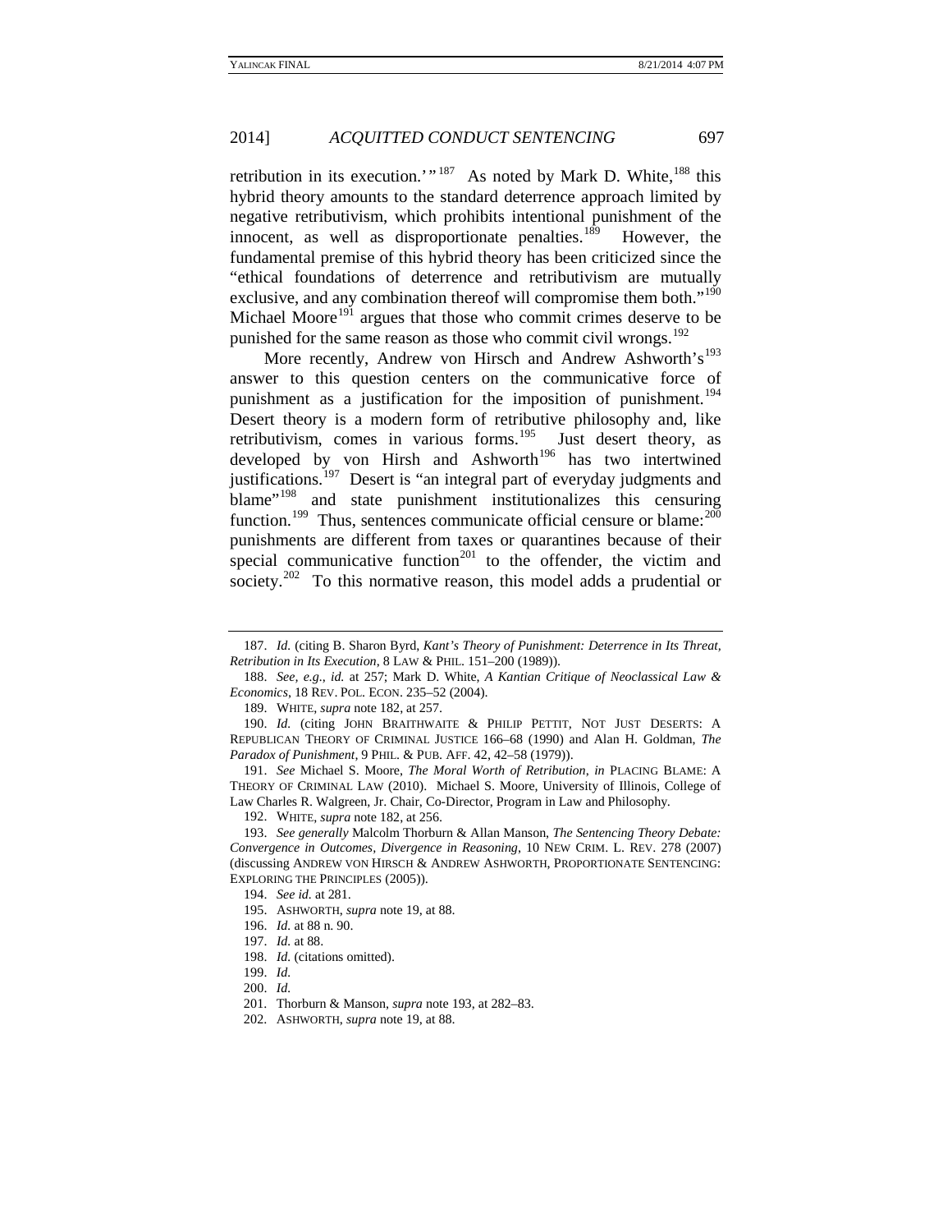retribution in its execution.'"[187] As noted by Mark D. White,[188] this hybrid theory amounts to the standard deterrence approach limited by negative retributivism, which prohibits intentional punishment of the innocent, as well as disproportionate penalties.[189] However, the fundamental premise of this hybrid theory has been criticized since the "ethical foundations of deterrence and retributivism are mutually exclusive, and any combination thereof will compromise them both."[190] Michael Moore[191] argues that those who commit crimes deserve to be punished for the same reason as those who commit civil wrongs.[192]

More recently, Andrew von Hirsch and Andrew Ashworth's[193] answer to this question centers on the communicative force of punishment as a justification for the imposition of punishment.[194] Desert theory is a modern form of retributive philosophy and, like retributivism, comes in various forms.[195] Just desert theory, as developed by von Hirsh and Ashworth[196] has two intertwined justifications.[197] Desert is "an integral part of everyday judgments and blame"[198] and state punishment institutionalizes this censuring function.[199] Thus, sentences communicate official censure or blame:[200] punishments are different from taxes or quarantines because of their special communicative function[201] to the offender, the victim and society.[202] To this normative reason, this model adds a prudential or

---

187. *Id.* (citing B. Sharon Byrd, *Kant's Theory of Punishment: Deterrence in Its Threat, Retribution in Its Execution*, 8 LAW & PHIL. 151–200 (1989)).

188. *See, e.g.*, *id.* at 257; Mark D. White, *A Kantian Critique of Neoclassical Law & Economics*, 18 REV. POL. ECON. 235–52 (2004).

189. WHITE, *supra* note 182, at 257.

190. *Id.* (citing JOHN BRAITHWAITE & PHILIP PETTIT, NOT JUST DESERTS: A REPUBLICAN THEORY OF CRIMINAL JUSTICE 166–68 (1990) and Alan H. Goldman, *The Paradox of Punishment*, 9 PHIL. & PUB. AFF. 42, 42–58 (1979)).

191. *See* Michael S. Moore, *The Moral Worth of Retribution*, *in* PLACING BLAME: A THEORY OF CRIMINAL LAW (2010). Michael S. Moore, University of Illinois, College of Law Charles R. Walgreen, Jr. Chair, Co-Director, Program in Law and Philosophy.

192. WHITE, *supra* note 182, at 256.

193. *See generally* Malcolm Thorburn & Allan Manson, *The Sentencing Theory Debate: Convergence in Outcomes, Divergence in Reasoning*, 10 NEW CRIM. L. REV. 278 (2007) (discussing ANDREW VON HIRSCH & ANDREW ASHWORTH, PROPORTIONATE SENTENCING: EXPLORING THE PRINCIPLES (2005)).

194. *See id.* at 281.

195. ASHWORTH, *supra* note 19, at 88.

196. *Id.* at 88 n. 90.

197. *Id.* at 88.

198. *Id.* (citations omitted).

199. *Id.*

200. *Id.*

201. Thorburn & Manson, *supra* note 193, at 282–83.

202. ASHWORTH, *supra* note 19, at 88.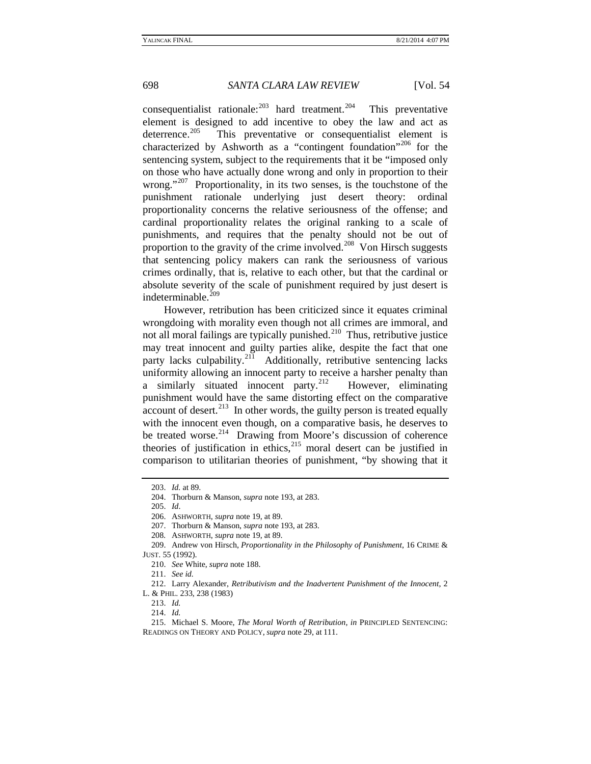consequentialist rationale:[203] hard treatment.[204] This preventative element is designed to add incentive to obey the law and act as deterrence.[205] This preventative or consequentialist element is characterized by Ashworth as a "contingent foundation"[206] for the sentencing system, subject to the requirements that it be "imposed only on those who have actually done wrong and only in proportion to their wrong."[207] Proportionality, in its two senses, is the touchstone of the punishment rationale underlying just desert theory: ordinal proportionality concerns the relative seriousness of the offense; and cardinal proportionality relates the original ranking to a scale of punishments, and requires that the penalty should not be out of proportion to the gravity of the crime involved.[208] Von Hirsch suggests that sentencing policy makers can rank the seriousness of various crimes ordinally, that is, relative to each other, but that the cardinal or absolute severity of the scale of punishment required by just desert is indeterminable.[209]

However, retribution has been criticized since it equates criminal wrongdoing with morality even though not all crimes are immoral, and not all moral failings are typically punished.[210] Thus, retributive justice may treat innocent and guilty parties alike, despite the fact that one party lacks culpability.[211] Additionally, retributive sentencing lacks uniformity allowing an innocent party to receive a harsher penalty than a similarly situated innocent party.[212] However, eliminating punishment would have the same distorting effect on the comparative account of desert.[213] In other words, the guilty person is treated equally with the innocent even though, on a comparative basis, he deserves to be treated worse.[214] Drawing from Moore's discussion of coherence theories of justification in ethics,[215] moral desert can be justified in comparison to utilitarian theories of punishment, "by showing that it

---

203. *Id.* at 89.

204. Thorburn & Manson, *supra* note 193, at 283.

205. *Id*.

206. ASHWORTH, *supra* note 19, at 89.

207. Thorburn & Manson, *supra* note 193, at 283.

208. ASHWORTH, *supra* note 19, at 89.

209. Andrew von Hirsch, *Proportionality in the Philosophy of Punishment*, 16 CRIME & JUST. 55 (1992).

210. *See* White, *supra* note 188.

211. *See id.*

212. Larry Alexander, *Retributivism and the Inadvertent Punishment of the Innocent*, 2 L. & PHIL. 233, 238 (1983)

213. *Id.*

214. *Id.*

215. Michael S. Moore, *The Moral Worth of Retribution*, *in* PRINCIPLED SENTENCING: READINGS ON THEORY AND POLICY, *supra* note 29, at 111.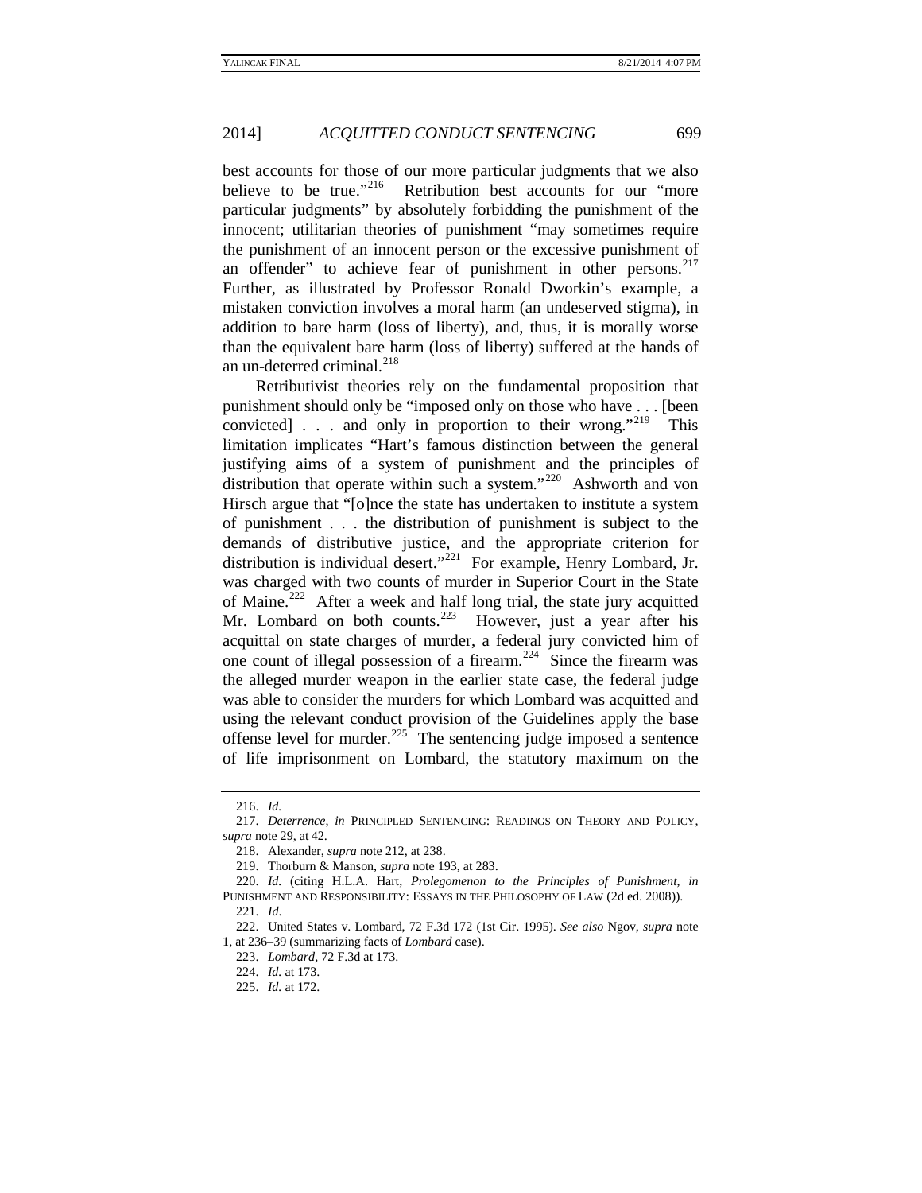best accounts for those of our more particular judgments that we also believe to be true."[216] Retribution best accounts for our "more particular judgments" by absolutely forbidding the punishment of the innocent; utilitarian theories of punishment "may sometimes require the punishment of an innocent person or the excessive punishment of an offender" to achieve fear of punishment in other persons.[217] Further, as illustrated by Professor Ronald Dworkin's example, a mistaken conviction involves a moral harm (an undeserved stigma), in addition to bare harm (loss of liberty), and, thus, it is morally worse than the equivalent bare harm (loss of liberty) suffered at the hands of an un-deterred criminal.[218]

Retributivist theories rely on the fundamental proposition that punishment should only be "imposed only on those who have . . . [been convicted] . . . and only in proportion to their wrong."[219] This limitation implicates "Hart's famous distinction between the general justifying aims of a system of punishment and the principles of distribution that operate within such a system."[220] Ashworth and von Hirsch argue that "[o]nce the state has undertaken to institute a system of punishment . . . the distribution of punishment is subject to the demands of distributive justice, and the appropriate criterion for distribution is individual desert."[221] For example, Henry Lombard, Jr. was charged with two counts of murder in Superior Court in the State of Maine.[222] After a week and half long trial, the state jury acquitted Mr. Lombard on both counts.[223] However, just a year after his acquittal on state charges of murder, a federal jury convicted him of one count of illegal possession of a firearm.[224] Since the firearm was the alleged murder weapon in the earlier state case, the federal judge was able to consider the murders for which Lombard was acquitted and using the relevant conduct provision of the Guidelines apply the base offense level for murder.[225] The sentencing judge imposed a sentence of life imprisonment on Lombard, the statutory maximum on the

---

216. *Id.*

217. *Deterrence*, *in* PRINCIPLED SENTENCING: READINGS ON THEORY AND POLICY, *supra* note 29, at 42.

218. Alexander, *supra* note 212, at 238.

219. Thorburn & Manson, *supra* note 193, at 283.

220. *Id.* (citing H.L.A. Hart, *Prolegomenon to the Principles of Punishment*, *in* PUNISHMENT AND RESPONSIBILITY: ESSAYS IN THE PHILOSOPHY OF LAW (2d ed. 2008)).

221. *Id.*

222. United States v. Lombard, 72 F.3d 172 (1st Cir. 1995). *See also* Ngov, *supra* note 1, at 236–39 (summarizing facts of *Lombard* case).

223. *Lombard*, 72 F.3d at 173.

224. *Id.* at 173.

225. *Id.* at 172.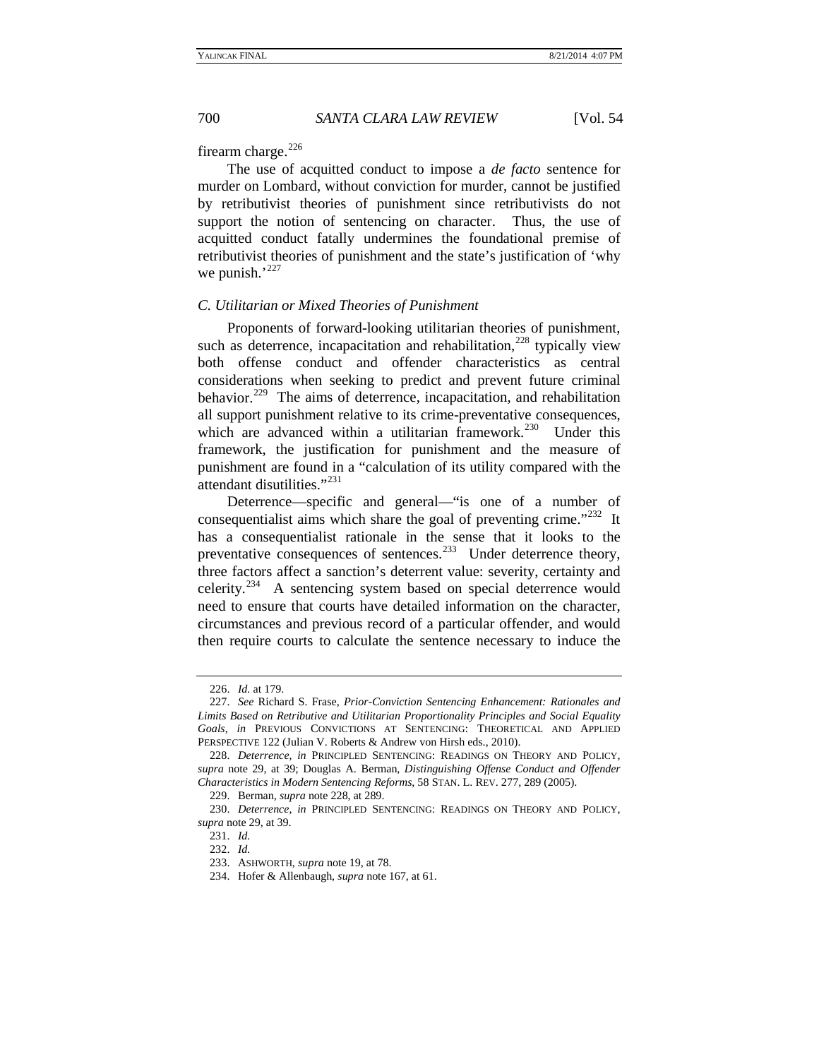firearm charge.[226]

The use of acquitted conduct to impose a *de facto* sentence for murder on Lombard, without conviction for murder, cannot be justified by retributivist theories of punishment since retributivists do not support the notion of sentencing on character. Thus, the use of acquitted conduct fatally undermines the foundational premise of retributivist theories of punishment and the state's justification of 'why we punish.'[227]

### *C. Utilitarian or Mixed Theories of Punishment*

Proponents of forward-looking utilitarian theories of punishment, such as deterrence, incapacitation and rehabilitation,[228] typically view both offense conduct and offender characteristics as central considerations when seeking to predict and prevent future criminal behavior.[229] The aims of deterrence, incapacitation, and rehabilitation all support punishment relative to its crime-preventative consequences, which are advanced within a utilitarian framework.[230] Under this framework, the justification for punishment and the measure of punishment are found in a "calculation of its utility compared with the attendant disutilities."[231]

Deterrence—specific and general—"is one of a number of consequentialist aims which share the goal of preventing crime."[232] It has a consequentialist rationale in the sense that it looks to the preventative consequences of sentences.[233] Under deterrence theory, three factors affect a sanction's deterrent value: severity, certainty and celerity.[234] A sentencing system based on special deterrence would need to ensure that courts have detailed information on the character, circumstances and previous record of a particular offender, and would then require courts to calculate the sentence necessary to induce the

---

226. *Id.* at 179.

227. *See* Richard S. Frase, *Prior-Conviction Sentencing Enhancement: Rationales and Limits Based on Retributive and Utilitarian Proportionality Principles and Social Equality Goals*, *in* PREVIOUS CONVICTIONS AT SENTENCING: THEORETICAL AND APPLIED PERSPECTIVE 122 (Julian V. Roberts & Andrew von Hirsh eds., 2010).

228. *Deterrence*, *in* PRINCIPLED SENTENCING: READINGS ON THEORY AND POLICY, *supra* note 29, at 39; Douglas A. Berman, *Distinguishing Offense Conduct and Offender Characteristics in Modern Sentencing Reforms*, 58 STAN. L. REV. 277, 289 (2005).

229. Berman, *supra* note 228, at 289.

230. *Deterrence*, *in* PRINCIPLED SENTENCING: READINGS ON THEORY AND POLICY, *supra* note 29, at 39.

231. *Id.*

232. *Id.*

233. ASHWORTH, *supra* note 19, at 78.

234. Hofer & Allenbaugh, *supra* note 167, at 61.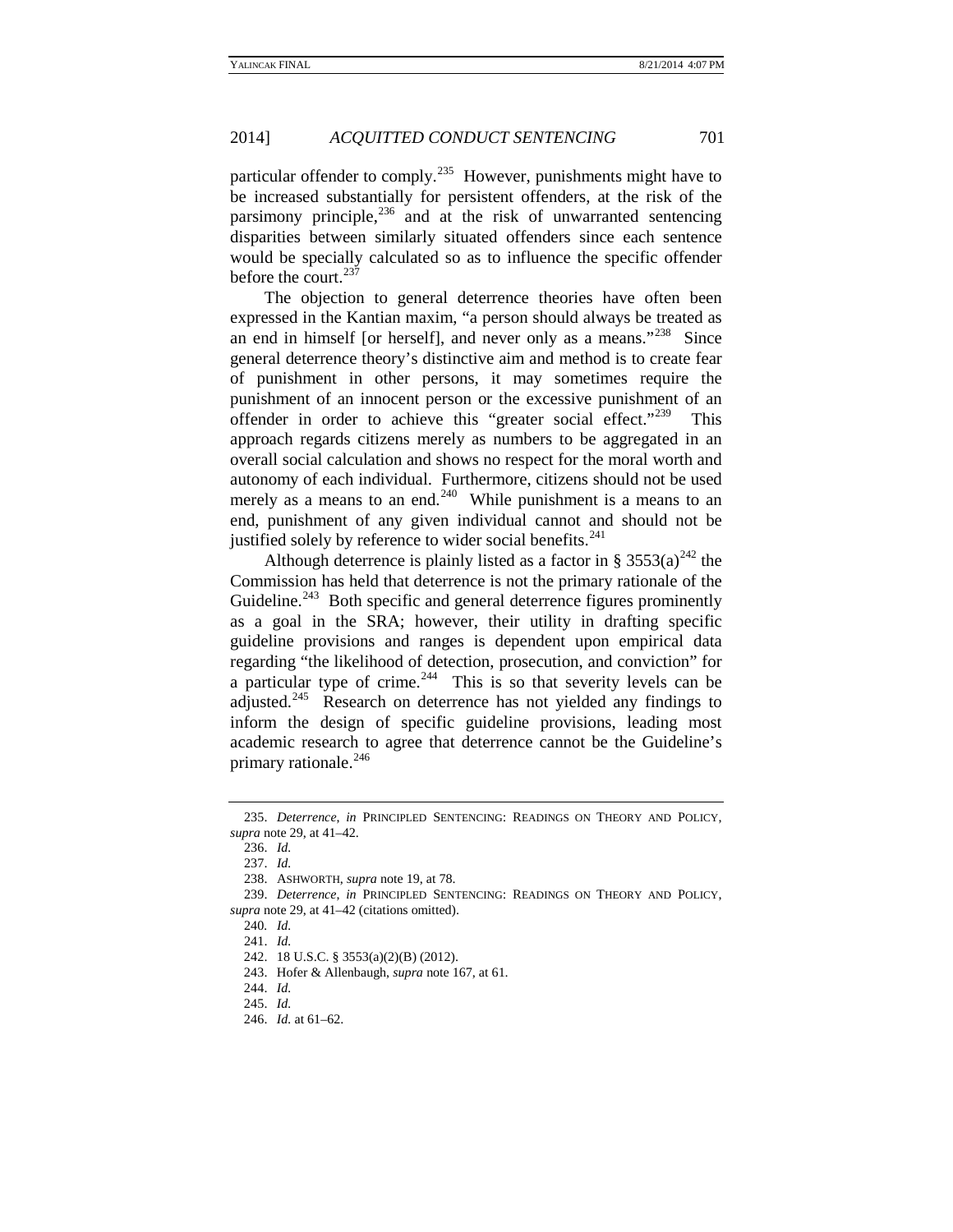particular offender to comply.[235] However, punishments might have to be increased substantially for persistent offenders, at the risk of the parsimony principle,[236] and at the risk of unwarranted sentencing disparities between similarly situated offenders since each sentence would be specially calculated so as to influence the specific offender before the court.[237]

The objection to general deterrence theories have often been expressed in the Kantian maxim, "a person should always be treated as an end in himself [or herself], and never only as a means."[238] Since general deterrence theory's distinctive aim and method is to create fear of punishment in other persons, it may sometimes require the punishment of an innocent person or the excessive punishment of an offender in order to achieve this "greater social effect."[239] This approach regards citizens merely as numbers to be aggregated in an overall social calculation and shows no respect for the moral worth and autonomy of each individual. Furthermore, citizens should not be used merely as a means to an end.[240] While punishment is a means to an end, punishment of any given individual cannot and should not be justified solely by reference to wider social benefits.[241]

Although deterrence is plainly listed as a factor in § 3553(a)[242] the Commission has held that deterrence is not the primary rationale of the Guideline.[243] Both specific and general deterrence figures prominently as a goal in the SRA; however, their utility in drafting specific guideline provisions and ranges is dependent upon empirical data regarding "the likelihood of detection, prosecution, and conviction" for a particular type of crime.[244] This is so that severity levels can be adjusted.[245] Research on deterrence has not yielded any findings to inform the design of specific guideline provisions, leading most academic research to agree that deterrence cannot be the Guideline's primary rationale.[246]

---

235. *Deterrence*, *in* PRINCIPLED SENTENCING: READINGS ON THEORY AND POLICY, *supra* note 29, at 41–42.

236. *Id.*

237. *Id.*

238. ASHWORTH, *supra* note 19, at 78.

239. *Deterrence*, *in* PRINCIPLED SENTENCING: READINGS ON THEORY AND POLICY, *supra* note 29, at 41–42 (citations omitted).

240. *Id.*

241. *Id.*

242. 18 U.S.C. § 3553(a)(2)(B) (2012).

243. Hofer & Allenbaugh, *supra* note 167, at 61.

244. *Id.*

245. *Id.*

246. *Id.* at 61–62.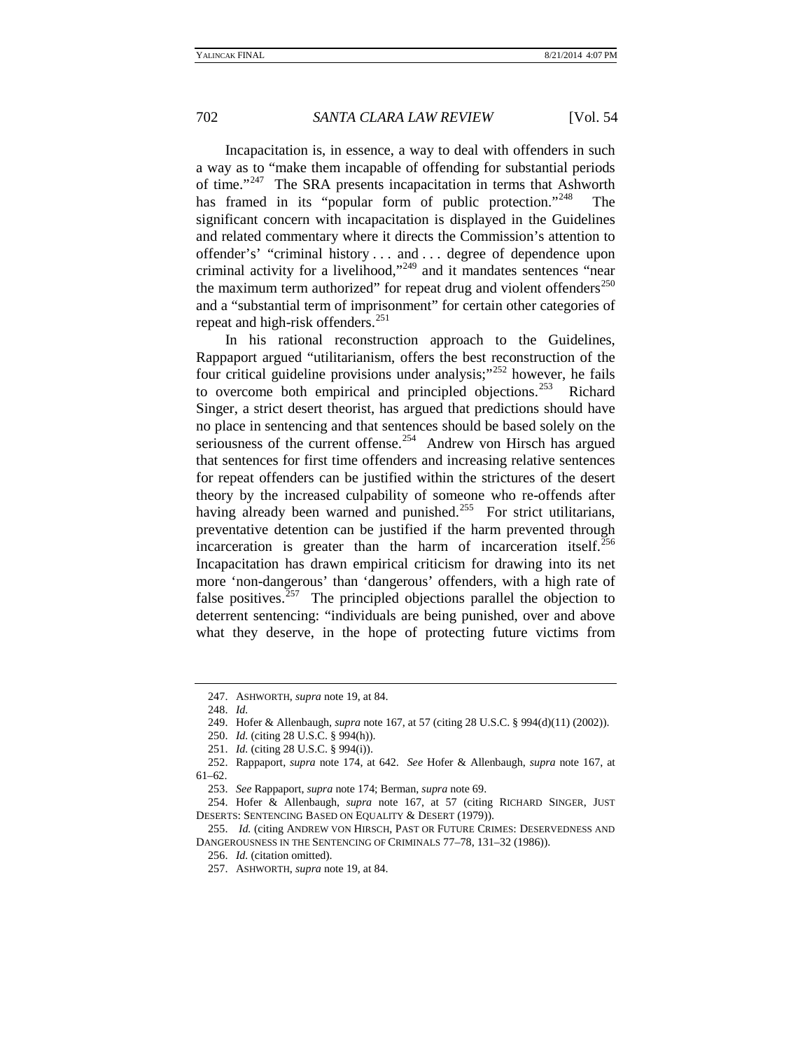Incapacitation is, in essence, a way to deal with offenders in such a way as to "make them incapable of offending for substantial periods of time."[247] The SRA presents incapacitation in terms that Ashworth has framed in its "popular form of public protection."[248] The significant concern with incapacitation is displayed in the Guidelines and related commentary where it directs the Commission's attention to offender's' "criminal history . . . and . . . degree of dependence upon criminal activity for a livelihood,"[249] and it mandates sentences "near the maximum term authorized" for repeat drug and violent offenders[250] and a "substantial term of imprisonment" for certain other categories of repeat and high-risk offenders.[251]

In his rational reconstruction approach to the Guidelines, Rappaport argued "utilitarianism, offers the best reconstruction of the four critical guideline provisions under analysis;"[252] however, he fails to overcome both empirical and principled objections.[253] Richard Singer, a strict desert theorist, has argued that predictions should have no place in sentencing and that sentences should be based solely on the seriousness of the current offense.[254] Andrew von Hirsch has argued that sentences for first time offenders and increasing relative sentences for repeat offenders can be justified within the strictures of the desert theory by the increased culpability of someone who re-offends after having already been warned and punished.[255] For strict utilitarians, preventative detention can be justified if the harm prevented through incarceration is greater than the harm of incarceration itself.[256] Incapacitation has drawn empirical criticism for drawing into its net more 'non-dangerous' than 'dangerous' offenders, with a high rate of false positives.[257] The principled objections parallel the objection to deterrent sentencing: "individuals are being punished, over and above what they deserve, in the hope of protecting future victims from

---

247. ASHWORTH, *supra* note 19, at 84.

248. *Id.*

249. Hofer & Allenbaugh, *supra* note 167, at 57 (citing 28 U.S.C. § 994(d)(11) (2002)).

250. *Id.* (citing 28 U.S.C. § 994(h)).

251. *Id.* (citing 28 U.S.C. § 994(i)).

252. Rappaport, *supra* note 174, at 642. *See* Hofer & Allenbaugh, *supra* note 167, at 61–62.

253. *See* Rappaport, *supra* note 174; Berman, *supra* note 69.

254. Hofer & Allenbaugh, *supra* note 167, at 57 (citing RICHARD SINGER, JUST DESERTS: SENTENCING BASED ON EQUALITY & DESERT (1979)).

255. *Id.* (citing ANDREW VON HIRSCH, PAST OR FUTURE CRIMES: DESERVEDNESS AND DANGEROUSNESS IN THE SENTENCING OF CRIMINALS 77–78, 131–32 (1986)).

256. *Id.* (citation omitted).

257. ASHWORTH, *supra* note 19, at 84.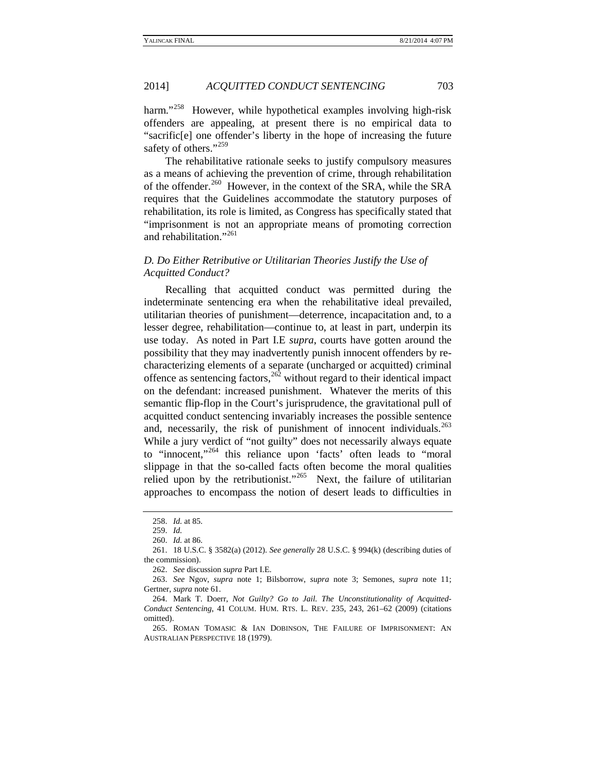harm."[258] However, while hypothetical examples involving high-risk offenders are appealing, at present there is no empirical data to "sacrific[e] one offender's liberty in the hope of increasing the future safety of others."[259]

The rehabilitative rationale seeks to justify compulsory measures as a means of achieving the prevention of crime, through rehabilitation of the offender.[260] However, in the context of the SRA, while the SRA requires that the Guidelines accommodate the statutory purposes of rehabilitation, its role is limited, as Congress has specifically stated that "imprisonment is not an appropriate means of promoting correction and rehabilitation."[261]

### *D. Do Either Retributive or Utilitarian Theories Justify the Use of Acquitted Conduct?*

Recalling that acquitted conduct was permitted during the indeterminate sentencing era when the rehabilitative ideal prevailed, utilitarian theories of punishment—deterrence, incapacitation and, to a lesser degree, rehabilitation—continue to, at least in part, underpin its use today. As noted in Part I.E *supra*, courts have gotten around the possibility that they may inadvertently punish innocent offenders by re-characterizing elements of a separate (uncharged or acquitted) criminal offence as sentencing factors,[262] without regard to their identical impact on the defendant: increased punishment. Whatever the merits of this semantic flip-flop in the Court's jurisprudence, the gravitational pull of acquitted conduct sentencing invariably increases the possible sentence and, necessarily, the risk of punishment of innocent individuals.[263] While a jury verdict of "not guilty" does not necessarily always equate to "innocent,"[264] this reliance upon 'facts' often leads to "moral slippage in that the so-called facts often become the moral qualities relied upon by the retributionist."[265] Next, the failure of utilitarian approaches to encompass the notion of desert leads to difficulties in

---

258. *Id.* at 85.

259. *Id.*

260. *Id.* at 86.

261. 18 U.S.C. § 3582(a) (2012). *See generally* 28 U.S.C. § 994(k) (describing duties of the commission).

262. *See* discussion *supra* Part I.E.

263. *See* Ngov, *supra* note 1; Bilsborrow, *supra* note 3; Semones, *supra* note 11; Gertner, *supra* note 61.

264. Mark T. Doerr, *Not Guilty? Go to Jail. The Unconstitutionality of Acquitted-Conduct Sentencing*, 41 COLUM. HUM. RTS. L. REV. 235, 243, 261–62 (2009) (citations omitted).

265. ROMAN TOMASIC & IAN DOBINSON, THE FAILURE OF IMPRISONMENT: AN AUSTRALIAN PERSPECTIVE 18 (1979).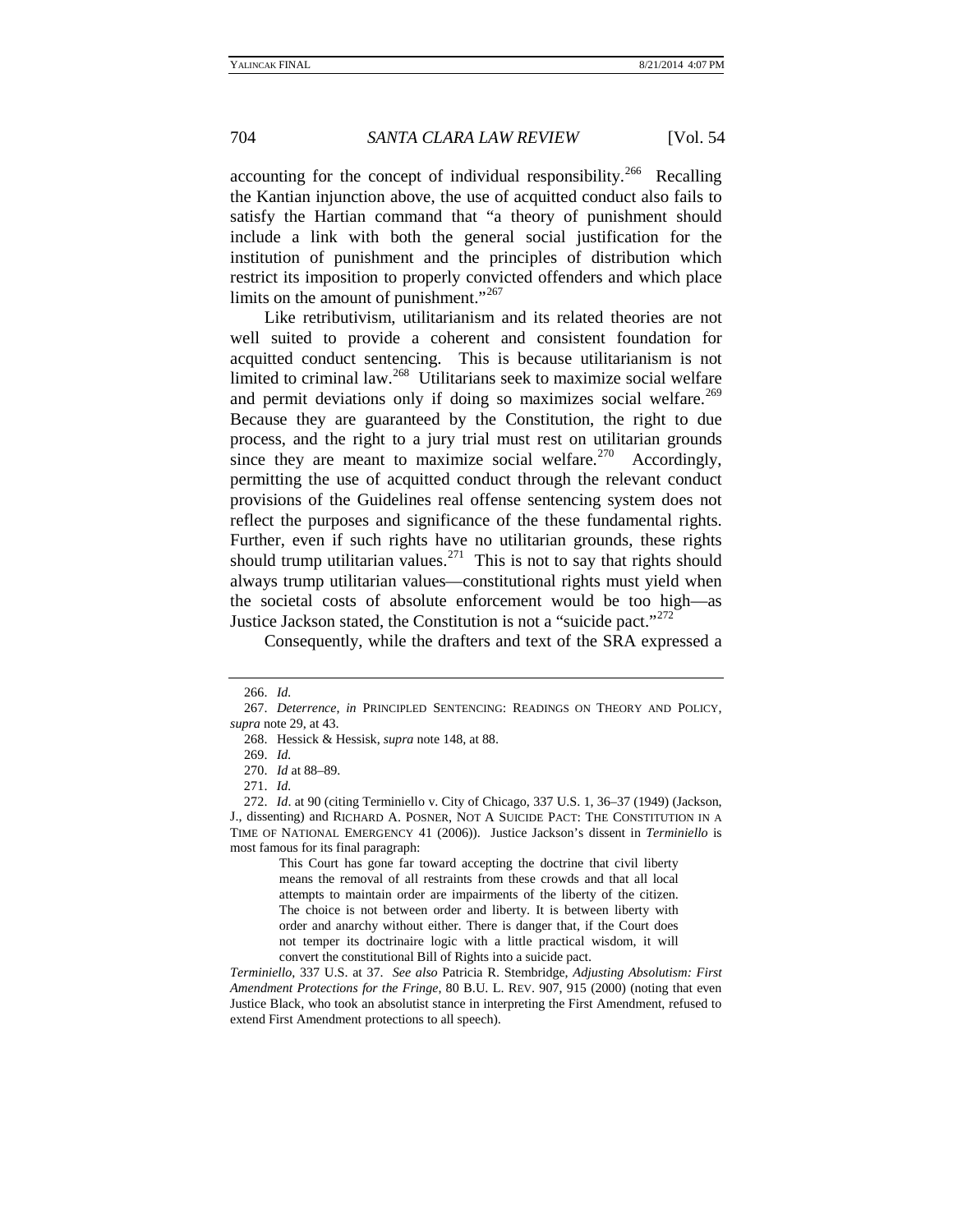accounting for the concept of individual responsibility.[266] Recalling the Kantian injunction above, the use of acquitted conduct also fails to satisfy the Hartian command that "a theory of punishment should include a link with both the general social justification for the institution of punishment and the principles of distribution which restrict its imposition to properly convicted offenders and which place limits on the amount of punishment."[267]

Like retributivism, utilitarianism and its related theories are not well suited to provide a coherent and consistent foundation for acquitted conduct sentencing. This is because utilitarianism is not limited to criminal law.[268] Utilitarians seek to maximize social welfare and permit deviations only if doing so maximizes social welfare.[269] Because they are guaranteed by the Constitution, the right to due process, and the right to a jury trial must rest on utilitarian grounds since they are meant to maximize social welfare.[270] Accordingly, permitting the use of acquitted conduct through the relevant conduct provisions of the Guidelines real offense sentencing system does not reflect the purposes and significance of the these fundamental rights. Further, even if such rights have no utilitarian grounds, these rights should trump utilitarian values.[271] This is not to say that rights should always trump utilitarian values—constitutional rights must yield when the societal costs of absolute enforcement would be too high—as Justice Jackson stated, the Constitution is not a "suicide pact."[272]

Consequently, while the drafters and text of the SRA expressed a

---

266. *Id.*

267. *Deterrence*, *in* PRINCIPLED SENTENCING: READINGS ON THEORY AND POLICY, *supra* note 29, at 43.

268. Hessick & Hessisk, *supra* note 148, at 88.

269. *Id.*

270. *Id* at 88–89.

271. *Id.*

272. *Id*. at 90 (citing Terminiello v. City of Chicago, 337 U.S. 1, 36–37 (1949) (Jackson, J., dissenting) and RICHARD A. POSNER, NOT A SUICIDE PACT: THE CONSTITUTION IN A TIME OF NATIONAL EMERGENCY 41 (2006)). Justice Jackson's dissent in *Terminiello* is most famous for its final paragraph:

> This Court has gone far toward accepting the doctrine that civil liberty means the removal of all restraints from these crowds and that all local attempts to maintain order are impairments of the liberty of the citizen. The choice is not between order and liberty. It is between liberty with order and anarchy without either. There is danger that, if the Court does not temper its doctrinaire logic with a little practical wisdom, it will convert the constitutional Bill of Rights into a suicide pact.

*Terminiello*, 337 U.S. at 37. *See also* Patricia R. Stembridge, *Adjusting Absolutism: First Amendment Protections for the Fringe*, 80 B.U. L. REV. 907, 915 (2000) (noting that even Justice Black, who took an absolutist stance in interpreting the First Amendment, refused to extend First Amendment protections to all speech).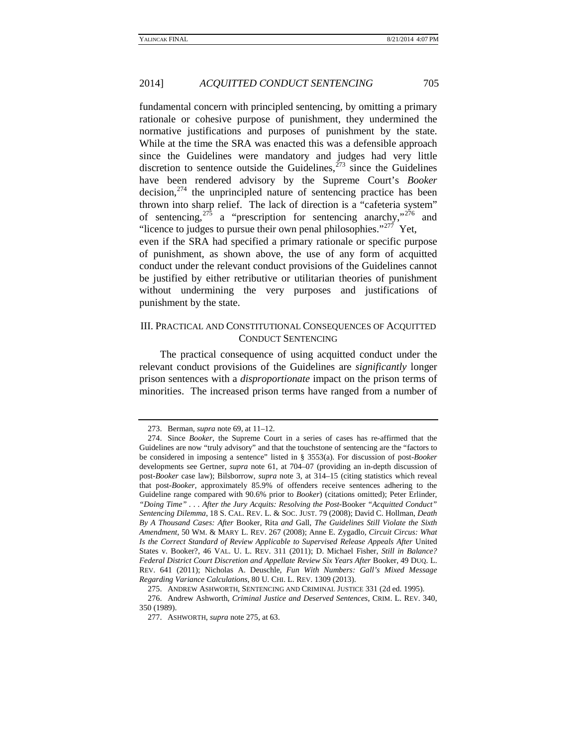fundamental concern with principled sentencing, by omitting a primary rationale or cohesive purpose of punishment, they undermined the normative justifications and purposes of punishment by the state. While at the time the SRA was enacted this was a defensible approach since the Guidelines were mandatory and judges had very little discretion to sentence outside the Guidelines,[273] since the Guidelines have been rendered advisory by the Supreme Court's *Booker* decision,[274] the unprincipled nature of sentencing practice has been thrown into sharp relief. The lack of direction is a "cafeteria system" of sentencing,[275] a "prescription for sentencing anarchy,"[276] and "licence to judges to pursue their own penal philosophies."[277] Yet, even if the SRA had specified a primary rationale or specific purpose of punishment, as shown above, the use of any form of acquitted conduct under the relevant conduct provisions of the Guidelines cannot be justified by either retributive or utilitarian theories of punishment without undermining the very purposes and justifications of punishment by the state.

## III. Practical and Constitutional Consequences of Acquitted Conduct Sentencing

The practical consequence of using acquitted conduct under the relevant conduct provisions of the Guidelines are *significantly* longer prison sentences with a *disproportionate* impact on the prison terms of minorities. The increased prison terms have ranged from a number of

---

273. Berman, *supra* note 69, at 11–12.

274. Since *Booker*, the Supreme Court in a series of cases has re-affirmed that the Guidelines are now "truly advisory" and that the touchstone of sentencing are the "factors to be considered in imposing a sentence" listed in § 3553(a). For discussion of post-*Booker* developments see Gertner, *supra* note 61, at 704–07 (providing an in-depth discussion of post-*Booker* case law); Bilsborrow, *supra* note 3, at 314–15 (citing statistics which reveal that post-*Booker*, approximately 85.9% of offenders receive sentences adhering to the Guideline range compared with 90.6% prior to *Booker*) (citations omitted); Peter Erlinder, *"Doing Time" . . . After the Jury Acquits: Resolving the Post-*Booker *"Acquitted Conduct" Sentencing Dilemma*, 18 S. CAL. REV. L. & SOC. JUST. 79 (2008); David C. Hollman, *Death By A Thousand Cases: After* Booker, Rita *and* Gall, *The Guidelines Still Violate the Sixth Amendment*, 50 WM. & MARY L. REV. 267 (2008); Anne E. Zygadlo, *Circuit Circus: What Is the Correct Standard of Review Applicable to Supervised Release Appeals After* United States v. Booker?, 46 VAL. U. L. REV. 311 (2011); D. Michael Fisher, *Still in Balance? Federal District Court Discretion and Appellate Review Six Years After* Booker, 49 DUQ. L. REV. 641 (2011); Nicholas A. Deuschle, *Fun With Numbers: Gall's Mixed Message Regarding Variance Calculations*, 80 U. CHI. L. REV. 1309 (2013).

275. ANDREW ASHWORTH, SENTENCING AND CRIMINAL JUSTICE 331 (2d ed. 1995).

276. Andrew Ashworth, *Criminal Justice and Deserved Sentences*, CRIM. L. REV. 340, 350 (1989).

277. ASHWORTH, *supra* note 275, at 63.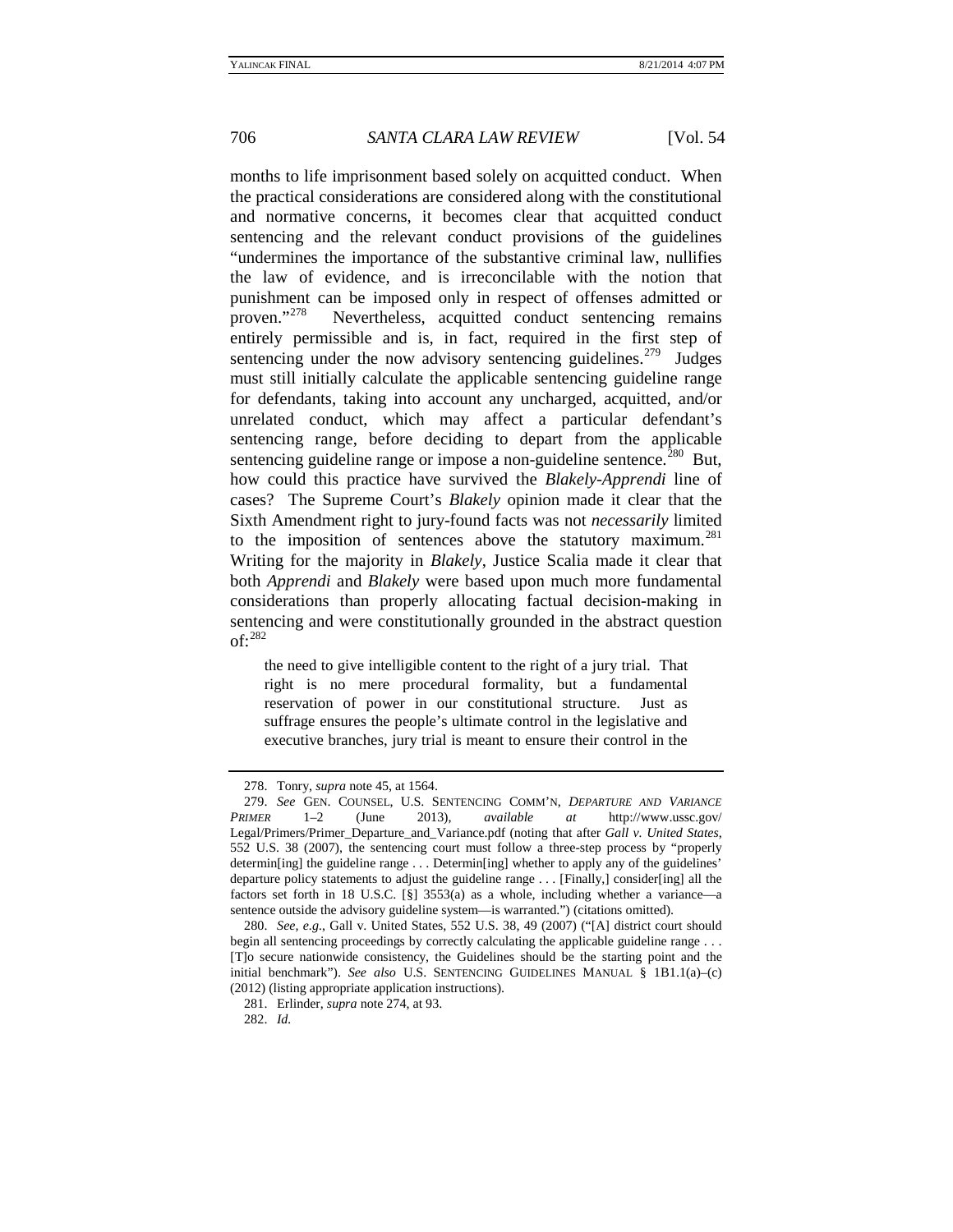months to life imprisonment based solely on acquitted conduct. When the practical considerations are considered along with the constitutional and normative concerns, it becomes clear that acquitted conduct sentencing and the relevant conduct provisions of the guidelines "undermines the importance of the substantive criminal law, nullifies the law of evidence, and is irreconcilable with the notion that punishment can be imposed only in respect of offenses admitted or proven."[278] Nevertheless, acquitted conduct sentencing remains entirely permissible and is, in fact, required in the first step of sentencing under the now advisory sentencing guidelines.[279] Judges must still initially calculate the applicable sentencing guideline range for defendants, taking into account any uncharged, acquitted, and/or unrelated conduct, which may affect a particular defendant's sentencing range, before deciding to depart from the applicable sentencing guideline range or impose a non-guideline sentence.[280] But, how could this practice have survived the *Blakely-Apprendi* line of cases? The Supreme Court's *Blakely* opinion made it clear that the Sixth Amendment right to jury-found facts was not *necessarily* limited to the imposition of sentences above the statutory maximum.[281] Writing for the majority in *Blakely*, Justice Scalia made it clear that both *Apprendi* and *Blakely* were based upon much more fundamental considerations than properly allocating factual decision-making in sentencing and were constitutionally grounded in the abstract question of:[282]

> the need to give intelligible content to the right of a jury trial. That right is no mere procedural formality, but a fundamental reservation of power in our constitutional structure. Just as suffrage ensures the people's ultimate control in the legislative and executive branches, jury trial is meant to ensure their control in the

---

278. Tonry, *supra* note 45, at 1564.

279. *See* GEN. COUNSEL, U.S. SENTENCING COMM'N, *DEPARTURE AND VARIANCE PRIMER* 1–2 (June 2013), *available at* http://www.ussc.gov/Legal/Primers/Primer_Departure_and_Variance.pdf (noting that after *Gall v. United States*, 552 U.S. 38 (2007), the sentencing court must follow a three-step process by "properly determin[ing] the guideline range . . . Determin[ing] whether to apply any of the guidelines' departure policy statements to adjust the guideline range . . . [Finally,] consider[ing] all the factors set forth in 18 U.S.C. [§] 3553(a) as a whole, including whether a variance—a sentence outside the advisory guideline system—is warranted.") (citations omitted).

280. *See, e.g.*, Gall v. United States, 552 U.S. 38, 49 (2007) ("[A] district court should begin all sentencing proceedings by correctly calculating the applicable guideline range . . . [T]o secure nationwide consistency, the Guidelines should be the starting point and the initial benchmark"). *See also* U.S. SENTENCING GUIDELINES MANUAL § 1B1.1(a)–(c) (2012) (listing appropriate application instructions).

281. Erlinder, *supra* note 274, at 93.

282. *Id.*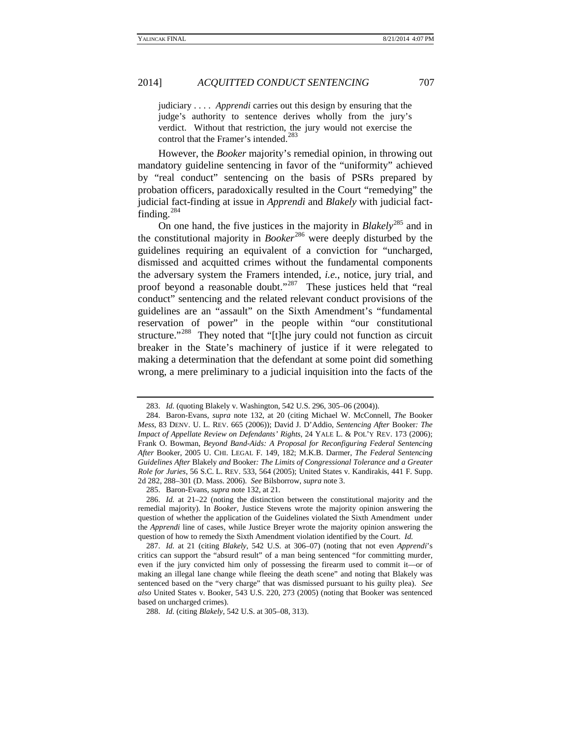> judiciary . . . . *Apprendi* carries out this design by ensuring that the judge's authority to sentence derives wholly from the jury's verdict. Without that restriction, the jury would not exercise the control that the Framer's intended.[283]

However, the *Booker* majority's remedial opinion, in throwing out mandatory guideline sentencing in favor of the "uniformity" achieved by "real conduct" sentencing on the basis of PSRs prepared by probation officers, paradoxically resulted in the Court "remedying" the judicial fact-finding at issue in *Apprendi* and *Blakely* with judicial fact-finding.[284]

On one hand, the five justices in the majority in *Blakely*[285] and in the constitutional majority in *Booker*[286] were deeply disturbed by the guidelines requiring an equivalent of a conviction for "uncharged, dismissed and acquitted crimes without the fundamental components the adversary system the Framers intended, *i.e.*, notice, jury trial, and proof beyond a reasonable doubt."[287] These justices held that "real conduct" sentencing and the related relevant conduct provisions of the guidelines are an "assault" on the Sixth Amendment's "fundamental reservation of power" in the people within "our constitutional structure."[288] They noted that "[t]he jury could not function as circuit breaker in the State's machinery of justice if it were relegated to making a determination that the defendant at some point did something wrong, a mere preliminary to a judicial inquisition into the facts of the

---

283. *Id.* (quoting Blakely v. Washington, 542 U.S. 296, 305–06 (2004)).

284. Baron-Evans, *supra* note 132, at 20 (citing Michael W. McConnell, *The* Booker *Mess*, 83 DENV. U. L. REV. 665 (2006)); David J. D'Addio, *Sentencing After* Booker*: The Impact of Appellate Review on Defendants' Rights*, 24 YALE L. & POL'Y REV. 173 (2006); Frank O. Bowman, *Beyond Band-Aids: A Proposal for Reconfiguring Federal Sentencing After* Booker, 2005 U. CHI. LEGAL F. 149, 182; M.K.B. Darmer, *The Federal Sentencing Guidelines After* Blakely *and* Booker*: The Limits of Congressional Tolerance and a Greater Role for Juries*, 56 S.C. L. REV. 533, 564 (2005); United States v. Kandirakis, 441 F. Supp. 2d 282, 288–301 (D. Mass. 2006). *See* Bilsborrow, *supra* note 3.

285. Baron-Evans, *supra* note 132, at 21.

286. *Id.* at 21–22 (noting the distinction between the constitutional majority and the remedial majority). In *Booker*, Justice Stevens wrote the majority opinion answering the question of whether the application of the Guidelines violated the Sixth Amendment under the *Apprendi* line of cases, while Justice Breyer wrote the majority opinion answering the question of how to remedy the Sixth Amendment violation identified by the Court. *Id.*

287. *Id.* at 21 (citing *Blakely*, 542 U.S. at 306–07) (noting that not even *Apprendi*'s critics can support the "absurd result" of a man being sentenced "for committing murder, even if the jury convicted him only of possessing the firearm used to commit it—or of making an illegal lane change while fleeing the death scene" and noting that Blakely was sentenced based on the "very charge" that was dismissed pursuant to his guilty plea). *See also* United States v. Booker, 543 U.S. 220, 273 (2005) (noting that Booker was sentenced based on uncharged crimes).

288. *Id.* (citing *Blakely*, 542 U.S. at 305–08, 313).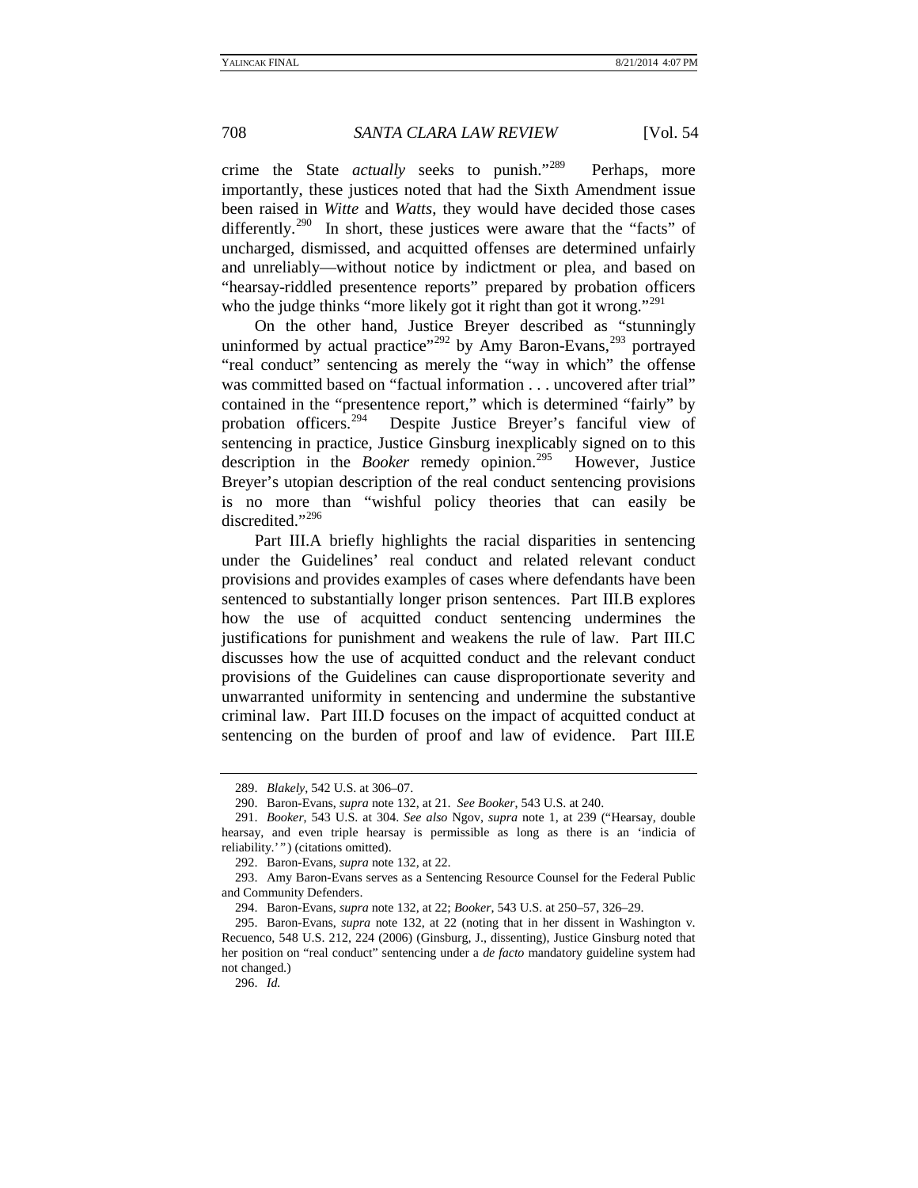crime the State *actually* seeks to punish."[289] Perhaps, more importantly, these justices noted that had the Sixth Amendment issue been raised in *Witte* and *Watts*, they would have decided those cases differently.[290] In short, these justices were aware that the "facts" of uncharged, dismissed, and acquitted offenses are determined unfairly and unreliably—without notice by indictment or plea, and based on "hearsay-riddled presentence reports" prepared by probation officers who the judge thinks "more likely got it right than got it wrong."[291]

On the other hand, Justice Breyer described as "stunningly uninformed by actual practice"[292] by Amy Baron-Evans,[293] portrayed "real conduct" sentencing as merely the "way in which" the offense was committed based on "factual information . . . uncovered after trial" contained in the "presentence report," which is determined "fairly" by probation officers.[294] Despite Justice Breyer's fanciful view of sentencing in practice, Justice Ginsburg inexplicably signed on to this description in the *Booker* remedy opinion.[295] However, Justice Breyer's utopian description of the real conduct sentencing provisions is no more than "wishful policy theories that can easily be discredited."[296]

Part III.A briefly highlights the racial disparities in sentencing under the Guidelines' real conduct and related relevant conduct provisions and provides examples of cases where defendants have been sentenced to substantially longer prison sentences. Part III.B explores how the use of acquitted conduct sentencing undermines the justifications for punishment and weakens the rule of law. Part III.C discusses how the use of acquitted conduct and the relevant conduct provisions of the Guidelines can cause disproportionate severity and unwarranted uniformity in sentencing and undermine the substantive criminal law. Part III.D focuses on the impact of acquitted conduct at sentencing on the burden of proof and law of evidence. Part III.E

---

289. *Blakely*, 542 U.S. at 306–07.

290. Baron-Evans, *supra* note 132, at 21. *See Booker*, 543 U.S. at 240.

291. *Booker*, 543 U.S. at 304. *See also* Ngov, *supra* note 1, at 239 ("Hearsay, double hearsay, and even triple hearsay is permissible as long as there is an 'indicia of reliability.'") (citations omitted).

292. Baron-Evans, *supra* note 132, at 22.

293. Amy Baron-Evans serves as a Sentencing Resource Counsel for the Federal Public and Community Defenders.

294. Baron-Evans, *supra* note 132, at 22; *Booker*, 543 U.S. at 250–57, 326–29.

295. Baron-Evans, *supra* note 132, at 22 (noting that in her dissent in Washington v. Recuenco, 548 U.S. 212, 224 (2006) (Ginsburg, J., dissenting), Justice Ginsburg noted that her position on "real conduct" sentencing under a *de facto* mandatory guideline system had not changed.)

296. *Id.*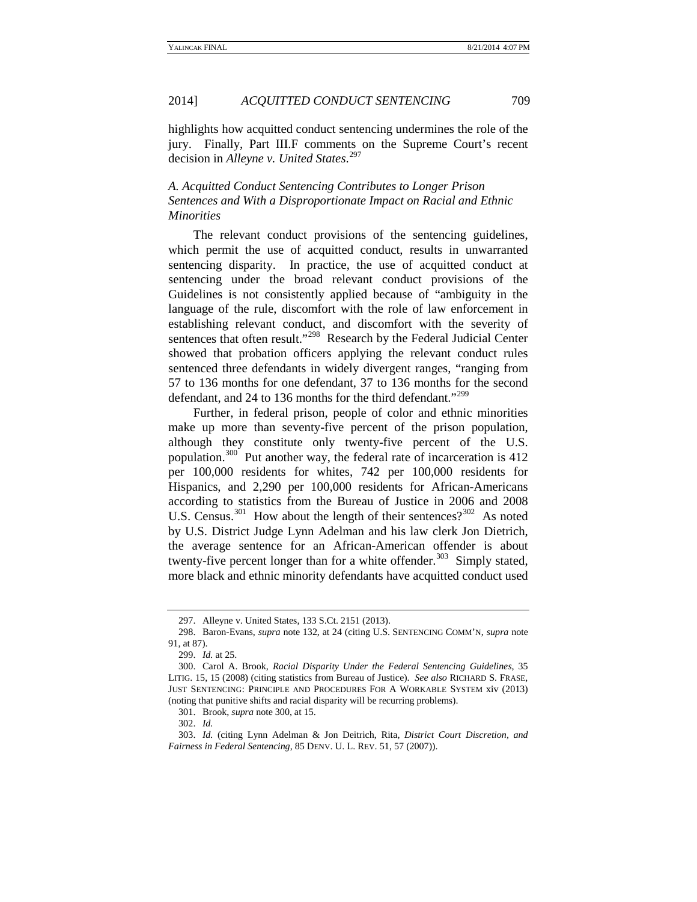highlights how acquitted conduct sentencing undermines the role of the jury. Finally, Part III.F comments on the Supreme Court's recent decision in *Alleyne v. United States*.[297]

### *A. Acquitted Conduct Sentencing Contributes to Longer Prison Sentences and With a Disproportionate Impact on Racial and Ethnic Minorities*

The relevant conduct provisions of the sentencing guidelines, which permit the use of acquitted conduct, results in unwarranted sentencing disparity. In practice, the use of acquitted conduct at sentencing under the broad relevant conduct provisions of the Guidelines is not consistently applied because of "ambiguity in the language of the rule, discomfort with the role of law enforcement in establishing relevant conduct, and discomfort with the severity of sentences that often result."[298] Research by the Federal Judicial Center showed that probation officers applying the relevant conduct rules sentenced three defendants in widely divergent ranges, "ranging from 57 to 136 months for one defendant, 37 to 136 months for the second defendant, and 24 to 136 months for the third defendant."[299]

Further, in federal prison, people of color and ethnic minorities make up more than seventy-five percent of the prison population, although they constitute only twenty-five percent of the U.S. population.[300] Put another way, the federal rate of incarceration is 412 per 100,000 residents for whites, 742 per 100,000 residents for Hispanics, and 2,290 per 100,000 residents for African-Americans according to statistics from the Bureau of Justice in 2006 and 2008 U.S. Census.[301] How about the length of their sentences?[302] As noted by U.S. District Judge Lynn Adelman and his law clerk Jon Dietrich, the average sentence for an African-American offender is about twenty-five percent longer than for a white offender.[303] Simply stated, more black and ethnic minority defendants have acquitted conduct used

---

297. Alleyne v. United States, 133 S.Ct. 2151 (2013).

298. Baron-Evans, *supra* note 132, at 24 (citing U.S. SENTENCING COMM'N, *supra* note 91, at 87).

299. *Id.* at 25.

300. Carol A. Brook, *Racial Disparity Under the Federal Sentencing Guidelines*, 35 LITIG. 15, 15 (2008) (citing statistics from Bureau of Justice). *See also* RICHARD S. FRASE, JUST SENTENCING: PRINCIPLE AND PROCEDURES FOR A WORKABLE SYSTEM xiv (2013) (noting that punitive shifts and racial disparity will be recurring problems).

301. Brook, *supra* note 300, at 15.

302. *Id.*

303. *Id.* (citing Lynn Adelman & Jon Deitrich, Rita, *District Court Discretion, and Fairness in Federal Sentencing*, 85 DENV. U. L. REV. 51, 57 (2007)).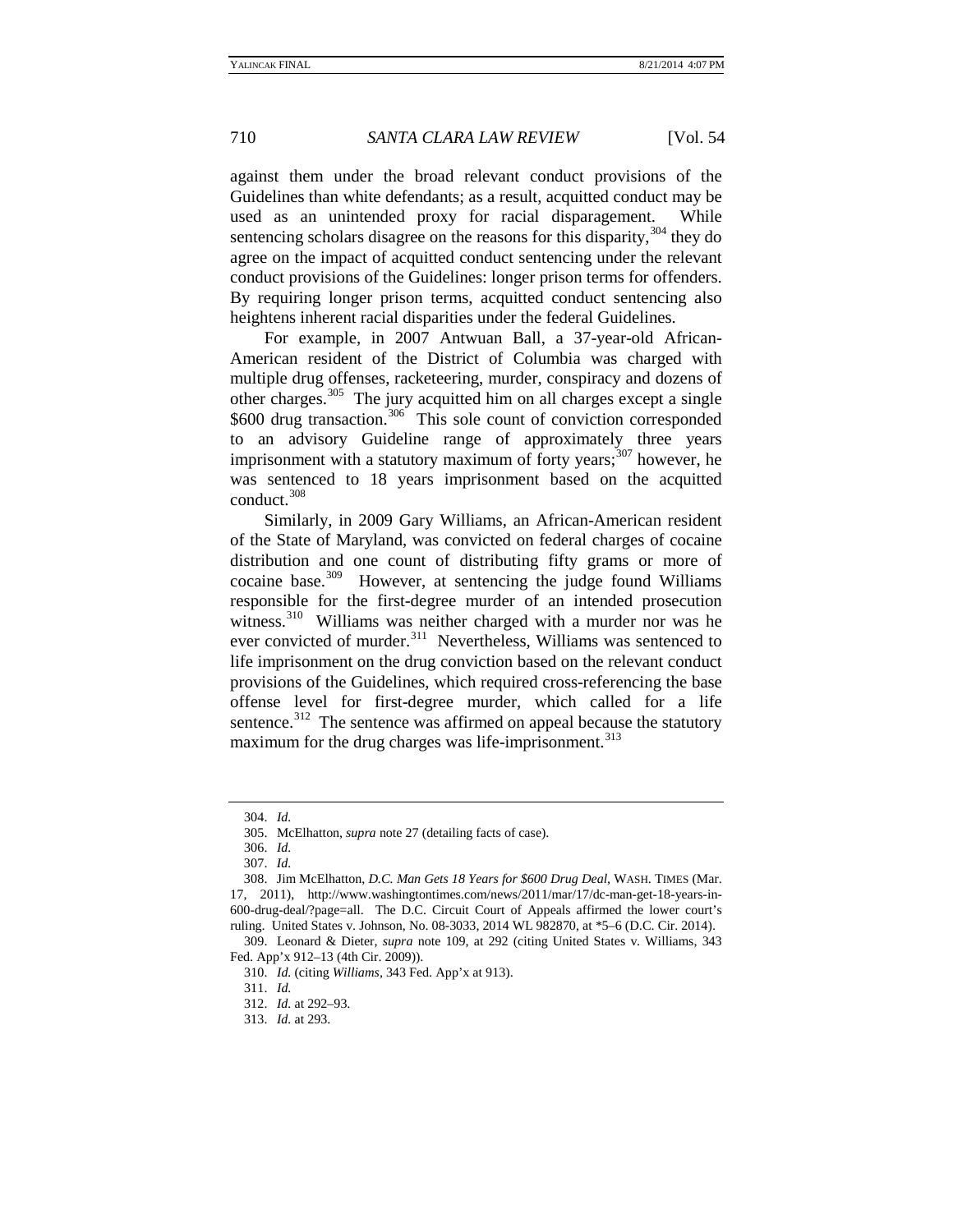against them under the broad relevant conduct provisions of the Guidelines than white defendants; as a result, acquitted conduct may be used as an unintended proxy for racial disparagement. While sentencing scholars disagree on the reasons for this disparity,[304] they do agree on the impact of acquitted conduct sentencing under the relevant conduct provisions of the Guidelines: longer prison terms for offenders. By requiring longer prison terms, acquitted conduct sentencing also heightens inherent racial disparities under the federal Guidelines.

For example, in 2007 Antwuan Ball, a 37-year-old African-American resident of the District of Columbia was charged with multiple drug offenses, racketeering, murder, conspiracy and dozens of other charges.[305] The jury acquitted him on all charges except a single $600 drug transaction.[306] This sole count of conviction corresponded to an advisory Guideline range of approximately three years imprisonment with a statutory maximum of forty years;[307] however, he was sentenced to 18 years imprisonment based on the acquitted conduct.[308]

Similarly, in 2009 Gary Williams, an African-American resident of the State of Maryland, was convicted on federal charges of cocaine distribution and one count of distributing fifty grams or more of cocaine base.[309] However, at sentencing the judge found Williams responsible for the first-degree murder of an intended prosecution witness.[310] Williams was neither charged with a murder nor was he ever convicted of murder.[311] Nevertheless, Williams was sentenced to life imprisonment on the drug conviction based on the relevant conduct provisions of the Guidelines, which required cross-referencing the base offense level for first-degree murder, which called for a life sentence.[312] The sentence was affirmed on appeal because the statutory maximum for the drug charges was life-imprisonment.[313]

---

304. *Id.*

305. McElhatton, *supra* note 27 (detailing facts of case).

306. *Id.*

307. *Id.*

308. Jim McElhatton, *D.C. Man Gets 18 Years for $600 Drug Deal*, WASH. TIMES (Mar. 17, 2011), http://www.washingtontimes.com/news/2011/mar/17/dc-man-get-18-years-in-600-drug-deal/?page=all. The D.C. Circuit Court of Appeals affirmed the lower court's ruling. United States v. Johnson, No. 08-3033, 2014 WL 982870, at *5–6 (D.C. Cir. 2014).

309. Leonard & Dieter, *supra* note 109, at 292 (citing United States v. Williams, 343 Fed. App'x 912–13 (4th Cir. 2009)).

310. *Id.* (citing *Williams*, 343 Fed. App'x at 913).

311. *Id.*

312. *Id.* at 292–93.

313. *Id.* at 293.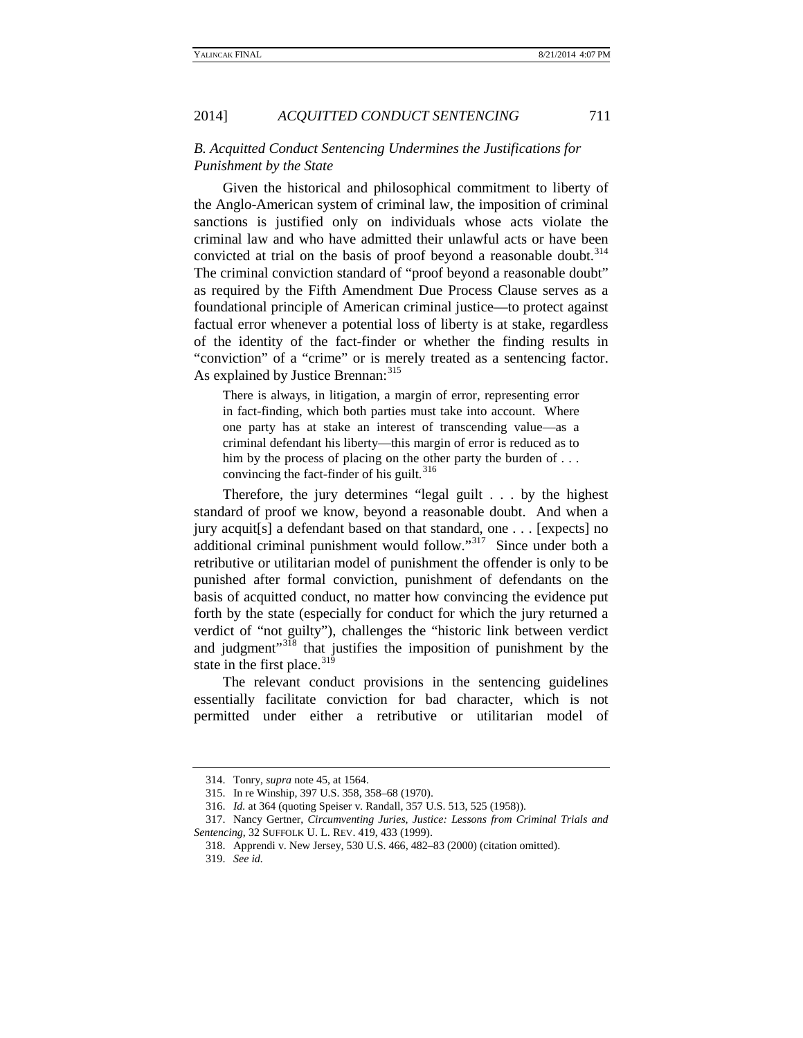### *B. Acquitted Conduct Sentencing Undermines the Justifications for Punishment by the State*

Given the historical and philosophical commitment to liberty of the Anglo-American system of criminal law, the imposition of criminal sanctions is justified only on individuals whose acts violate the criminal law and who have admitted their unlawful acts or have been convicted at trial on the basis of proof beyond a reasonable doubt.[314] The criminal conviction standard of "proof beyond a reasonable doubt" as required by the Fifth Amendment Due Process Clause serves as a foundational principle of American criminal justice—to protect against factual error whenever a potential loss of liberty is at stake, regardless of the identity of the fact-finder or whether the finding results in "conviction" of a "crime" or is merely treated as a sentencing factor. As explained by Justice Brennan:[315]

> There is always, in litigation, a margin of error, representing error in fact-finding, which both parties must take into account. Where one party has at stake an interest of transcending value—as a criminal defendant his liberty—this margin of error is reduced as to him by the process of placing on the other party the burden of . . . convincing the fact-finder of his guilt.[316]

Therefore, the jury determines "legal guilt . . . by the highest standard of proof we know, beyond a reasonable doubt. And when a jury acquit[s] a defendant based on that standard, one . . . [expects] no additional criminal punishment would follow."[317] Since under both a retributive or utilitarian model of punishment the offender is only to be punished after formal conviction, punishment of defendants on the basis of acquitted conduct, no matter how convincing the evidence put forth by the state (especially for conduct for which the jury returned a verdict of "not guilty"), challenges the "historic link between verdict and judgment"[318] that justifies the imposition of punishment by the state in the first place.[319]

The relevant conduct provisions in the sentencing guidelines essentially facilitate conviction for bad character, which is not permitted under either a retributive or utilitarian model of

---

314. Tonry, *supra* note 45, at 1564.

315. In re Winship, 397 U.S. 358, 358–68 (1970).

316. *Id.* at 364 (quoting Speiser v. Randall, 357 U.S. 513, 525 (1958)).

317. Nancy Gertner, *Circumventing Juries, Justice: Lessons from Criminal Trials and Sentencing*, 32 SUFFOLK U. L. REV. 419, 433 (1999).

318. Apprendi v. New Jersey, 530 U.S. 466, 482–83 (2000) (citation omitted).

319. *See id.*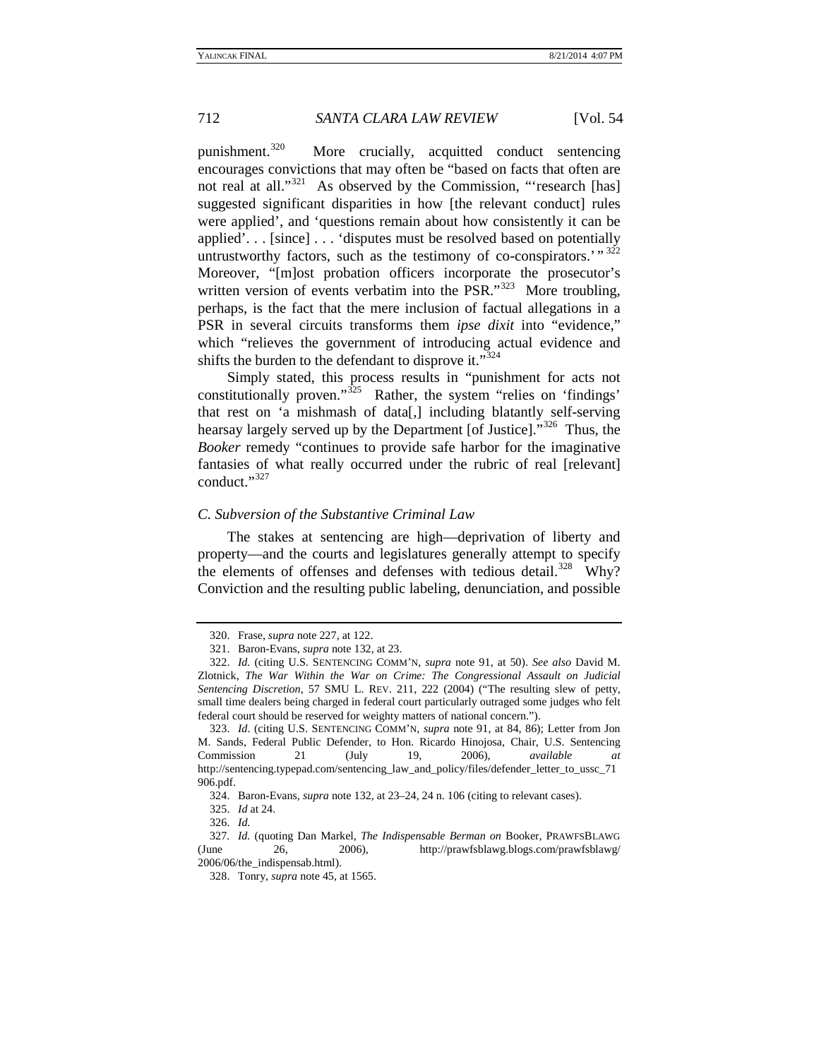punishment.[320] More crucially, acquitted conduct sentencing encourages convictions that may often be "based on facts that often are not real at all."[321] As observed by the Commission, "'research [has] suggested significant disparities in how [the relevant conduct] rules were applied', and 'questions remain about how consistently it can be applied'. . . [since] . . . 'disputes must be resolved based on potentially untrustworthy factors, such as the testimony of co-conspirators.' "[322] Moreover, "[m]ost probation officers incorporate the prosecutor's written version of events verbatim into the PSR."[323] More troubling, perhaps, is the fact that the mere inclusion of factual allegations in a PSR in several circuits transforms them *ipse dixit* into "evidence," which "relieves the government of introducing actual evidence and shifts the burden to the defendant to disprove it."[324]

Simply stated, this process results in "punishment for acts not constitutionally proven."[325] Rather, the system "relies on 'findings' that rest on 'a mishmash of data[,] including blatantly self-serving hearsay largely served up by the Department [of Justice]."[326] Thus, the *Booker* remedy "continues to provide safe harbor for the imaginative fantasies of what really occurred under the rubric of real [relevant] conduct."[327]

### *C. Subversion of the Substantive Criminal Law*

The stakes at sentencing are high—deprivation of liberty and property—and the courts and legislatures generally attempt to specify the elements of offenses and defenses with tedious detail.[328] Why? Conviction and the resulting public labeling, denunciation, and possible

---

320. Frase, *supra* note 227, at 122.

321. Baron-Evans, *supra* note 132, at 23.

322. *Id.* (citing U.S. SENTENCING COMM'N, *supra* note 91, at 50). *See also* David M. Zlotnick, *The War Within the War on Crime: The Congressional Assault on Judicial Sentencing Discretion*, 57 SMU L. REV. 211, 222 (2004) ("The resulting slew of petty, small time dealers being charged in federal court particularly outraged some judges who felt federal court should be reserved for weighty matters of national concern.").

323. *Id*. (citing U.S. SENTENCING COMM'N, *supra* note 91, at 84, 86); Letter from Jon M. Sands, Federal Public Defender, to Hon. Ricardo Hinojosa, Chair, U.S. Sentencing Commission 21 (July 19, 2006), *available at* http://sentencing.typepad.com/sentencing_law_and_policy/files/defender_letter_to_ussc_71906.pdf.

324. Baron-Evans, *supra* note 132, at 23–24, 24 n. 106 (citing to relevant cases).

325. *Id* at 24.

326. *Id.*

327. *Id.* (quoting Dan Markel, *The Indispensable Berman on* Booker, PRAWFSBLAWG (June 26, 2006), http://prawfsblawg.blogs.com/prawfsblawg/2006/06/the_indispensab.html).

328. Tonry, *supra* note 45, at 1565.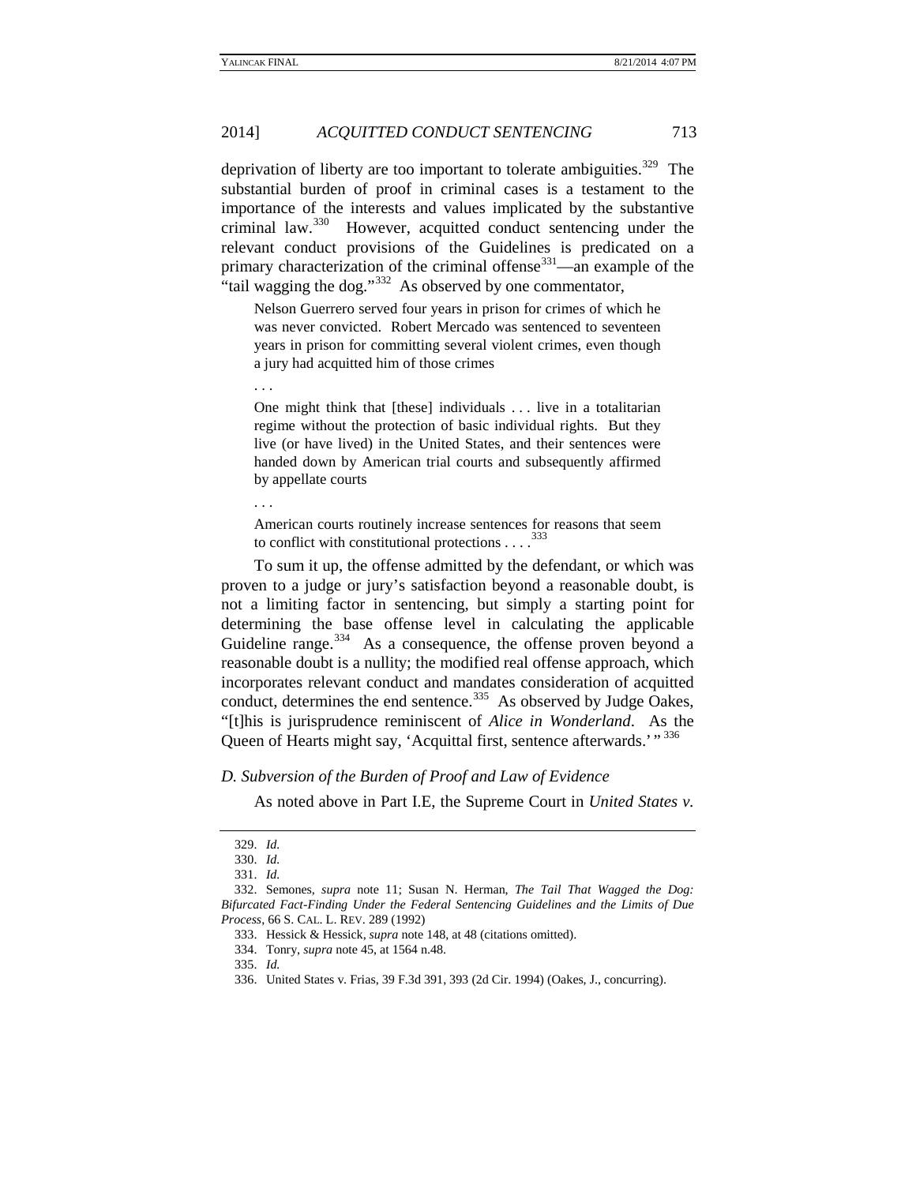deprivation of liberty are too important to tolerate ambiguities.[329] The substantial burden of proof in criminal cases is a testament to the importance of the interests and values implicated by the substantive criminal law.[330] However, acquitted conduct sentencing under the relevant conduct provisions of the Guidelines is predicated on a primary characterization of the criminal offense[331]—an example of the "tail wagging the dog."[332] As observed by one commentator,

> Nelson Guerrero served four years in prison for crimes of which he was never convicted. Robert Mercado was sentenced to seventeen years in prison for committing several violent crimes, even though a jury had acquitted him of those crimes
>
> . . .
>
> One might think that [these] individuals . . . live in a totalitarian regime without the protection of basic individual rights. But they live (or have lived) in the United States, and their sentences were handed down by American trial courts and subsequently affirmed by appellate courts
>
> . . .
>
> American courts routinely increase sentences for reasons that seem to conflict with constitutional protections . . . .[333]

To sum it up, the offense admitted by the defendant, or which was proven to a judge or jury's satisfaction beyond a reasonable doubt, is not a limiting factor in sentencing, but simply a starting point for determining the base offense level in calculating the applicable Guideline range.[334] As a consequence, the offense proven beyond a reasonable doubt is a nullity; the modified real offense approach, which incorporates relevant conduct and mandates consideration of acquitted conduct, determines the end sentence.[335] As observed by Judge Oakes, "[t]his is jurisprudence reminiscent of *Alice in Wonderland*. As the Queen of Hearts might say, 'Acquittal first, sentence afterwards.' "[336]

### *D. Subversion of the Burden of Proof and Law of Evidence*

As noted above in Part I.E, the Supreme Court in *United States v.*

---

329. *Id.*

330. *Id.*

331. *Id.*

332. Semones, *supra* note 11; Susan N. Herman, *The Tail That Wagged the Dog: Bifurcated Fact-Finding Under the Federal Sentencing Guidelines and the Limits of Due Process*, 66 S. CAL. L. REV. 289 (1992)

333. Hessick & Hessick, *supra* note 148, at 48 (citations omitted).

334. Tonry, *supra* note 45, at 1564 n.48.

335. *Id.*

336. United States v. Frias, 39 F.3d 391, 393 (2d Cir. 1994) (Oakes, J., concurring).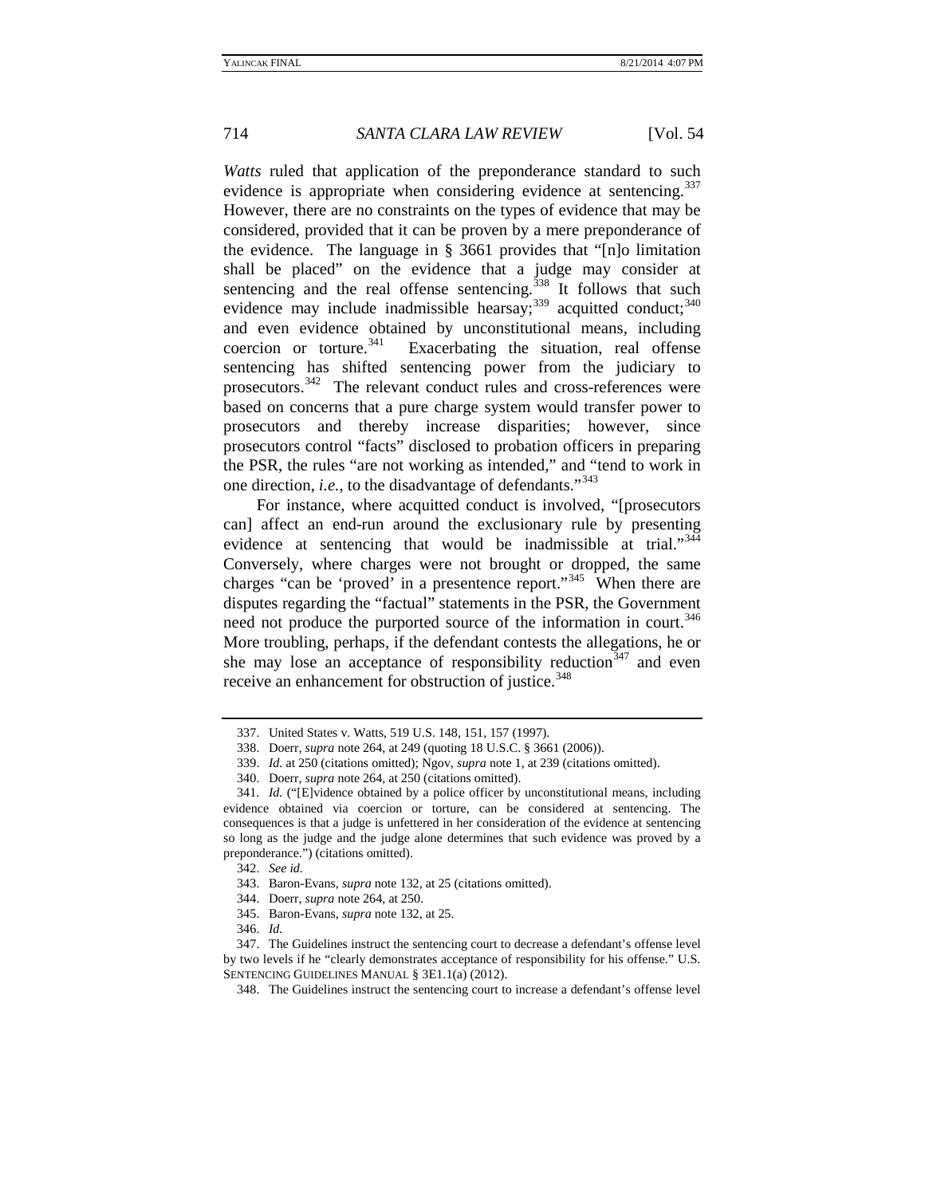*Watts* ruled that application of the preponderance standard to such evidence is appropriate when considering evidence at sentencing.[337] However, there are no constraints on the types of evidence that may be considered, provided that it can be proven by a mere preponderance of the evidence. The language in § 3661 provides that "[n]o limitation shall be placed" on the evidence that a judge may consider at sentencing and the real offense sentencing.[338] It follows that such evidence may include inadmissible hearsay;[339] acquitted conduct;[340] and even evidence obtained by unconstitutional means, including coercion or torture.[341] Exacerbating the situation, real offense sentencing has shifted sentencing power from the judiciary to prosecutors.[342] The relevant conduct rules and cross-references were based on concerns that a pure charge system would transfer power to prosecutors and thereby increase disparities; however, since prosecutors control "facts" disclosed to probation officers in preparing the PSR, the rules "are not working as intended," and "tend to work in one direction, *i.e.*, to the disadvantage of defendants."[343]

For instance, where acquitted conduct is involved, "[prosecutors can] affect an end-run around the exclusionary rule by presenting evidence at sentencing that would be inadmissible at trial."[344] Conversely, where charges were not brought or dropped, the same charges "can be 'proved' in a presentence report."[345] When there are disputes regarding the "factual" statements in the PSR, the Government need not produce the purported source of the information in court.[346] More troubling, perhaps, if the defendant contests the allegations, he or she may lose an acceptance of responsibility reduction[347] and even receive an enhancement for obstruction of justice.[348]

---

337. United States v. Watts, 519 U.S. 148, 151, 157 (1997).

338. Doerr, *supra* note 264, at 249 (quoting 18 U.S.C. § 3661 (2006)).

339. *Id.* at 250 (citations omitted); Ngov, *supra* note 1, at 239 (citations omitted).

340. Doerr, *supra* note 264, at 250 (citations omitted).

341. *Id.* ("[E]vidence obtained by a police officer by unconstitutional means, including evidence obtained via coercion or torture, can be considered at sentencing. The consequences is that a judge is unfettered in her consideration of the evidence at sentencing so long as the judge and the judge alone determines that such evidence was proved by a preponderance.") (citations omitted).

342. *See id.*

343. Baron-Evans, *supra* note 132, at 25 (citations omitted).

344. Doerr, *supra* note 264, at 250.

345. Baron-Evans, *supra* note 132, at 25.

346. *Id.*

347. The Guidelines instruct the sentencing court to decrease a defendant's offense level by two levels if he "clearly demonstrates acceptance of responsibility for his offense." U.S. SENTENCING GUIDELINES MANUAL § 3E1.1(a) (2012).

348. The Guidelines instruct the sentencing court to increase a defendant's offense level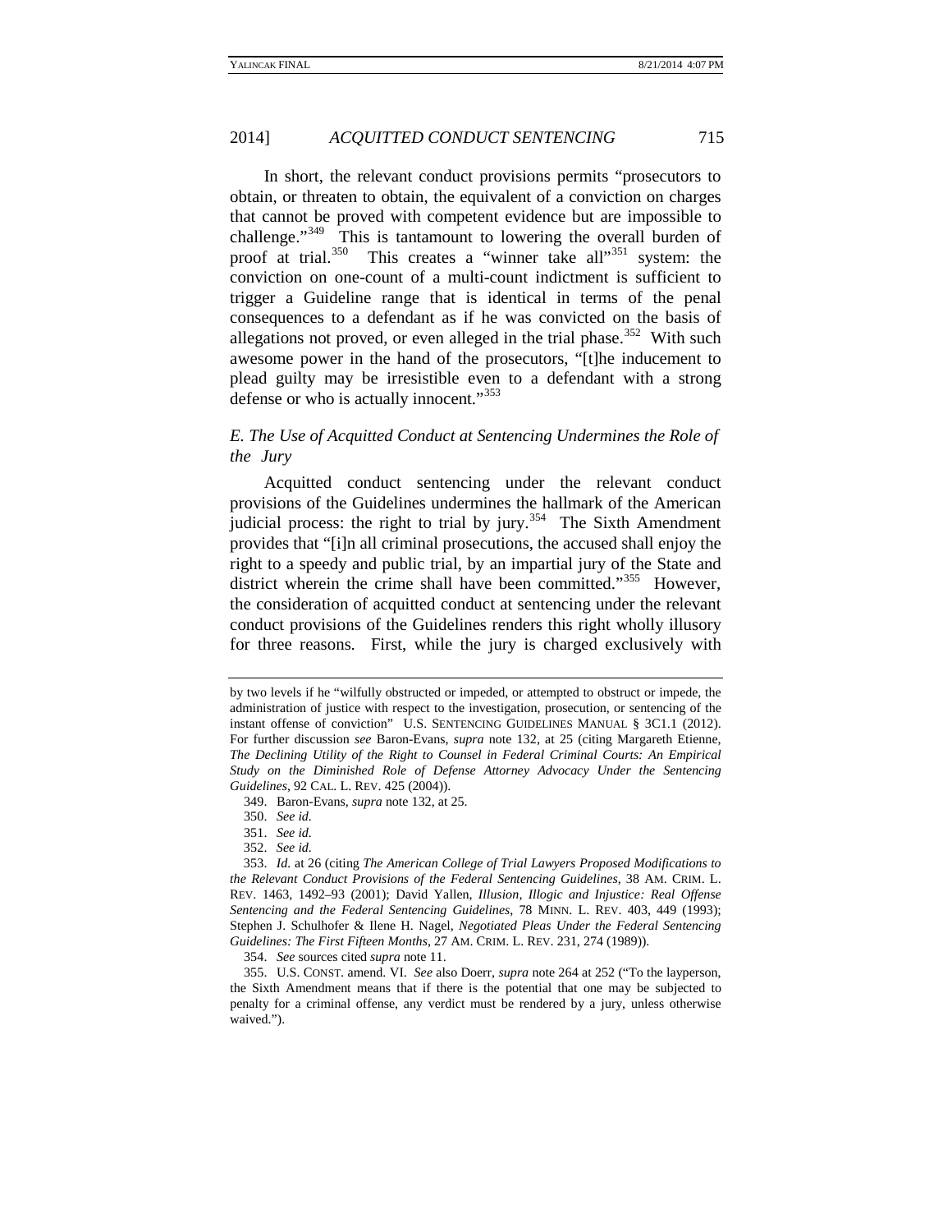In short, the relevant conduct provisions permits "prosecutors to obtain, or threaten to obtain, the equivalent of a conviction on charges that cannot be proved with competent evidence but are impossible to challenge."[349] This is tantamount to lowering the overall burden of proof at trial.[350] This creates a "winner take all"[351] system: the conviction on one-count of a multi-count indictment is sufficient to trigger a Guideline range that is identical in terms of the penal consequences to a defendant as if he was convicted on the basis of allegations not proved, or even alleged in the trial phase.[352] With such awesome power in the hand of the prosecutors, "[t]he inducement to plead guilty may be irresistible even to a defendant with a strong defense or who is actually innocent."[353]

### *E. The Use of Acquitted Conduct at Sentencing Undermines the Role of the Jury*

Acquitted conduct sentencing under the relevant conduct provisions of the Guidelines undermines the hallmark of the American judicial process: the right to trial by jury.[354] The Sixth Amendment provides that "[i]n all criminal prosecutions, the accused shall enjoy the right to a speedy and public trial, by an impartial jury of the State and district wherein the crime shall have been committed."[355] However, the consideration of acquitted conduct at sentencing under the relevant conduct provisions of the Guidelines renders this right wholly illusory for three reasons. First, while the jury is charged exclusively with

---

by two levels if he "wilfully obstructed or impeded, or attempted to obstruct or impede, the administration of justice with respect to the investigation, prosecution, or sentencing of the instant offense of conviction" U.S. SENTENCING GUIDELINES MANUAL § 3C1.1 (2012). For further discussion *see* Baron-Evans, *supra* note 132, at 25 (citing Margareth Etienne, *The Declining Utility of the Right to Counsel in Federal Criminal Courts: An Empirical Study on the Diminished Role of Defense Attorney Advocacy Under the Sentencing Guidelines*, 92 CAL. L. REV. 425 (2004)).

349. Baron-Evans, *supra* note 132, at 25.

350. *See id.*

351. *See id.*

352. *See id.*

353. *Id.* at 26 (citing *The American College of Trial Lawyers Proposed Modifications to the Relevant Conduct Provisions of the Federal Sentencing Guidelines*, 38 AM. CRIM. L. REV. 1463, 1492–93 (2001); David Yallen, *Illusion, Illogic and Injustice: Real Offense Sentencing and the Federal Sentencing Guidelines*, 78 MINN. L. REV. 403, 449 (1993); Stephen J. Schulhofer & Ilene H. Nagel, *Negotiated Pleas Under the Federal Sentencing Guidelines: The First Fifteen Months*, 27 AM. CRIM. L. REV. 231, 274 (1989)).

354. *See* sources cited *supra* note 11.

355. U.S. CONST. amend. VI. *See* also Doerr, *supra* note 264 at 252 ("To the layperson, the Sixth Amendment means that if there is the potential that one may be subjected to penalty for a criminal offense, any verdict must be rendered by a jury, unless otherwise waived.").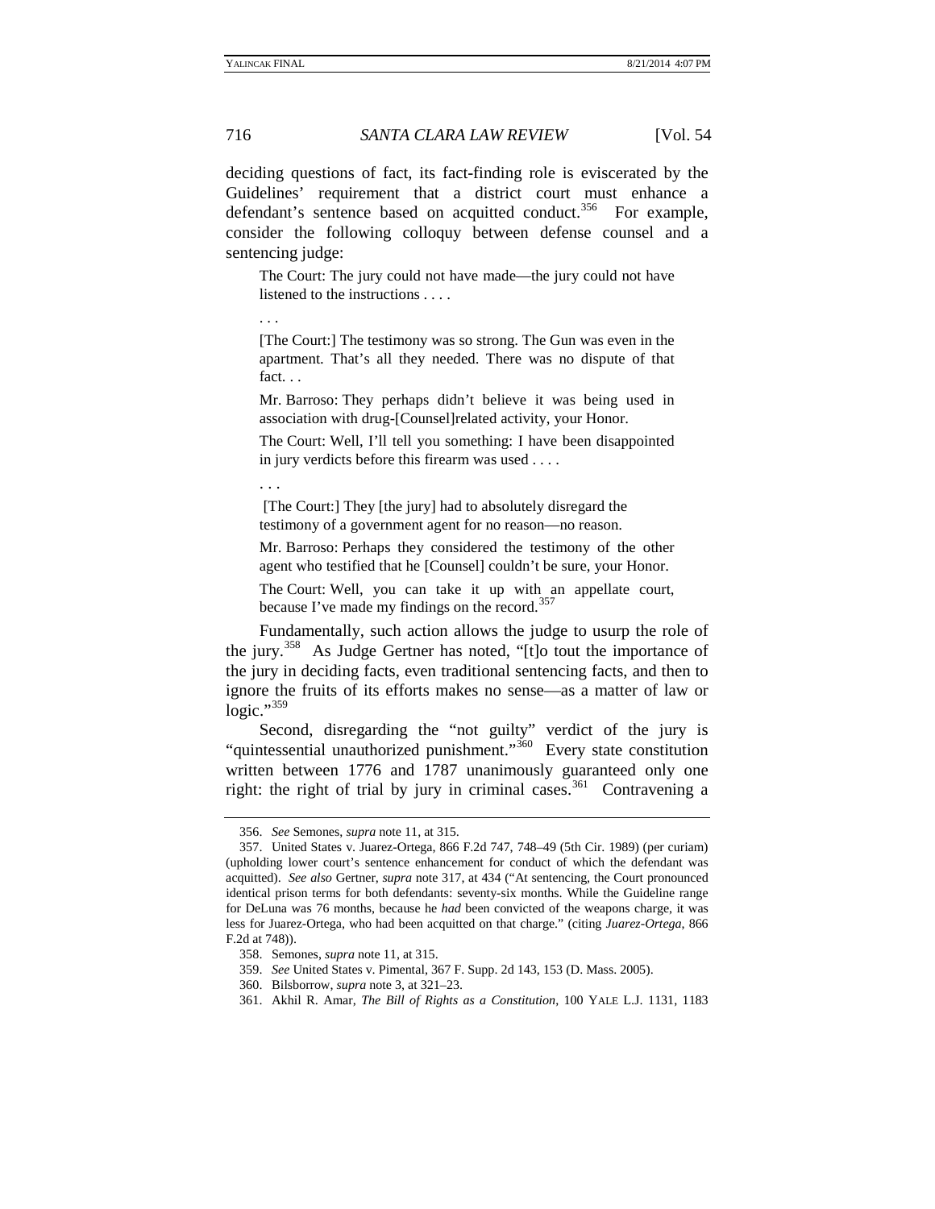deciding questions of fact, its fact-finding role is eviscerated by the Guidelines' requirement that a district court must enhance a defendant's sentence based on acquitted conduct.[356] For example, consider the following colloquy between defense counsel and a sentencing judge:

> The Court: The jury could not have made—the jury could not have listened to the instructions . . . .
>
> . . .
>
> [The Court:] The testimony was so strong. The Gun was even in the apartment. That's all they needed. There was no dispute of that fact. . .
>
> Mr. Barroso: They perhaps didn't believe it was being used in association with drug-[Counsel]related activity, your Honor.
>
> The Court: Well, I'll tell you something: I have been disappointed in jury verdicts before this firearm was used . . . .
>
> . . .
>
> [The Court:] They [the jury] had to absolutely disregard the testimony of a government agent for no reason—no reason.
>
> Mr. Barroso: Perhaps they considered the testimony of the other agent who testified that he [Counsel] couldn't be sure, your Honor.
>
> The Court: Well, you can take it up with an appellate court, because I've made my findings on the record.[357]

Fundamentally, such action allows the judge to usurp the role of the jury.[358] As Judge Gertner has noted, "[t]o tout the importance of the jury in deciding facts, even traditional sentencing facts, and then to ignore the fruits of its efforts makes no sense—as a matter of law or logic."[359]

Second, disregarding the "not guilty" verdict of the jury is "quintessential unauthorized punishment."[360] Every state constitution written between 1776 and 1787 unanimously guaranteed only one right: the right of trial by jury in criminal cases.[361] Contravening a

---

356. *See* Semones, *supra* note 11, at 315.

357. United States v. Juarez-Ortega, 866 F.2d 747, 748–49 (5th Cir. 1989) (per curiam) (upholding lower court's sentence enhancement for conduct of which the defendant was acquitted). *See also* Gertner, *supra* note 317, at 434 ("At sentencing, the Court pronounced identical prison terms for both defendants: seventy-six months. While the Guideline range for DeLuna was 76 months, because he *had* been convicted of the weapons charge, it was less for Juarez-Ortega, who had been acquitted on that charge." (citing *Juarez-Ortega*, 866 F.2d at 748)).

358. Semones, *supra* note 11, at 315.

359. *See* United States v. Pimental, 367 F. Supp. 2d 143, 153 (D. Mass. 2005).

360. Bilsborrow, *supra* note 3, at 321–23.

361. Akhil R. Amar, *The Bill of Rights as a Constitution*, 100 YALE L.J. 1131, 1183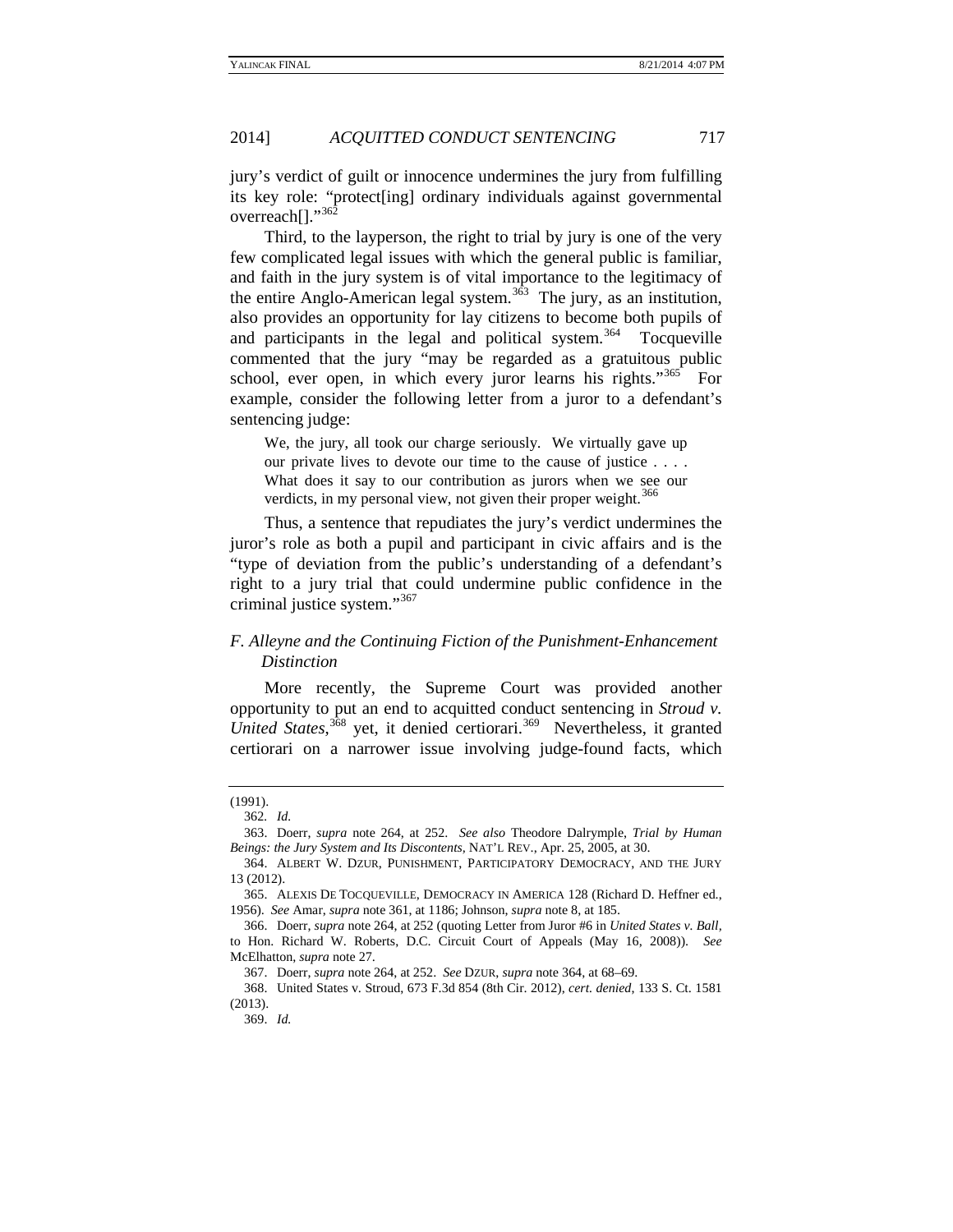jury's verdict of guilt or innocence undermines the jury from fulfilling its key role: "protect[ing] ordinary individuals against governmental overreach[]."[362]

Third, to the layperson, the right to trial by jury is one of the very few complicated legal issues with which the general public is familiar, and faith in the jury system is of vital importance to the legitimacy of the entire Anglo-American legal system.[363] The jury, as an institution, also provides an opportunity for lay citizens to become both pupils of and participants in the legal and political system.[364] Tocqueville commented that the jury "may be regarded as a gratuitous public school, ever open, in which every juror learns his rights."[365] For example, consider the following letter from a juror to a defendant's sentencing judge:

> We, the jury, all took our charge seriously. We virtually gave up our private lives to devote our time to the cause of justice . . . . What does it say to our contribution as jurors when we see our verdicts, in my personal view, not given their proper weight.[366]

Thus, a sentence that repudiates the jury's verdict undermines the juror's role as both a pupil and participant in civic affairs and is the "type of deviation from the public's understanding of a defendant's right to a jury trial that could undermine public confidence in the criminal justice system."[367]

### *F. Alleyne and the Continuing Fiction of the Punishment-Enhancement Distinction*

More recently, the Supreme Court was provided another opportunity to put an end to acquitted conduct sentencing in *Stroud v. United States*,[368] yet, it denied certiorari.[369] Nevertheless, it granted certiorari on a narrower issue involving judge-found facts, which

---

(1991).

362. *Id.*

363. Doerr, *supra* note 264, at 252. *See also* Theodore Dalrymple, *Trial by Human Beings: the Jury System and Its Discontents*, NAT'L REV., Apr. 25, 2005, at 30.

364. ALBERT W. DZUR, PUNISHMENT, PARTICIPATORY DEMOCRACY, AND THE JURY 13 (2012).

365. ALEXIS DE TOCQUEVILLE, DEMOCRACY IN AMERICA 128 (Richard D. Heffner ed., 1956). *See* Amar, *supra* note 361, at 1186; Johnson, *supra* note 8, at 185.

366. Doerr, *supra* note 264, at 252 (quoting Letter from Juror #6 in *United States v. Ball*, to Hon. Richard W. Roberts, D.C. Circuit Court of Appeals (May 16, 2008)). *See* McElhatton, *supra* note 27.

367. Doerr, *supra* note 264, at 252. *See* DZUR, *supra* note 364, at 68–69.

368. United States v. Stroud, 673 F.3d 854 (8th Cir. 2012), *cert. denied*, 133 S. Ct. 1581 (2013).

369. *Id.*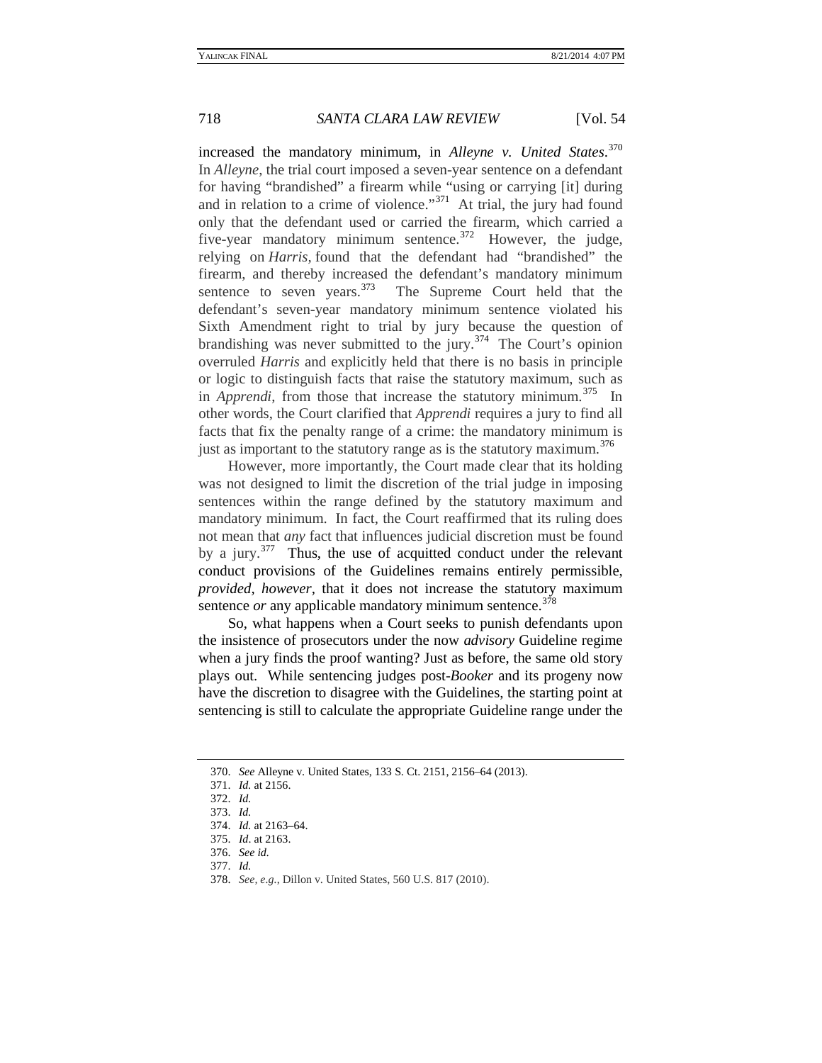increased the mandatory minimum, in *Alleyne v. United States*.[370] In *Alleyne*, the trial court imposed a seven-year sentence on a defendant for having "brandished" a firearm while "using or carrying [it] during and in relation to a crime of violence."[371] At trial, the jury had found only that the defendant used or carried the firearm, which carried a five-year mandatory minimum sentence.[372] However, the judge, relying on *Harris*, found that the defendant had "brandished" the firearm, and thereby increased the defendant's mandatory minimum sentence to seven years.[373] The Supreme Court held that the defendant's seven-year mandatory minimum sentence violated his Sixth Amendment right to trial by jury because the question of brandishing was never submitted to the jury.[374] The Court's opinion overruled *Harris* and explicitly held that there is no basis in principle or logic to distinguish facts that raise the statutory maximum, such as in *Apprendi*, from those that increase the statutory minimum.[375] In other words, the Court clarified that *Apprendi* requires a jury to find all facts that fix the penalty range of a crime: the mandatory minimum is just as important to the statutory range as is the statutory maximum.[376]

However, more importantly, the Court made clear that its holding was not designed to limit the discretion of the trial judge in imposing sentences within the range defined by the statutory maximum and mandatory minimum. In fact, the Court reaffirmed that its ruling does not mean that *any* fact that influences judicial discretion must be found by a jury.[377] Thus, the use of acquitted conduct under the relevant conduct provisions of the Guidelines remains entirely permissible, *provided, however*, that it does not increase the statutory maximum sentence *or* any applicable mandatory minimum sentence.[378]

So, what happens when a Court seeks to punish defendants upon the insistence of prosecutors under the now *advisory* Guideline regime when a jury finds the proof wanting? Just as before, the same old story plays out. While sentencing judges post-*Booker* and its progeny now have the discretion to disagree with the Guidelines, the starting point at sentencing is still to calculate the appropriate Guideline range under the

---

370. *See* Alleyne v. United States, 133 S. Ct. 2151, 2156–64 (2013).
371. *Id.* at 2156.
372. *Id.*
373. *Id.*
374. *Id.* at 2163–64.
375. *Id*. at 2163.
376. *See id.*
377. *Id.*
378. *See, e.g.*, Dillon v. United States, 560 U.S. 817 (2010).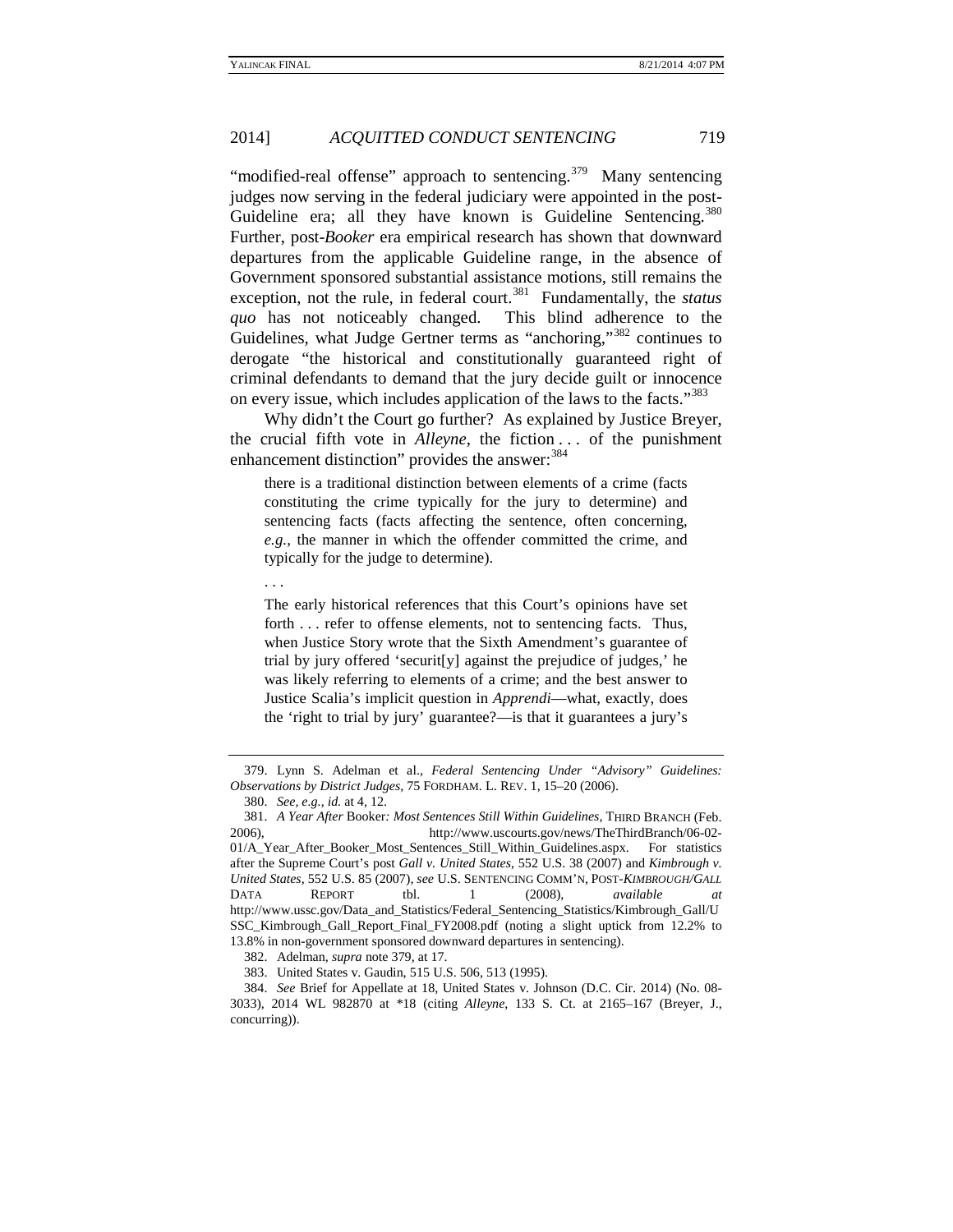"modified-real offense" approach to sentencing.[379] Many sentencing judges now serving in the federal judiciary were appointed in the post-Guideline era; all they have known is Guideline Sentencing.[380] Further, post-*Booker* era empirical research has shown that downward departures from the applicable Guideline range, in the absence of Government sponsored substantial assistance motions, still remains the exception, not the rule, in federal court.[381] Fundamentally, the *status quo* has not noticeably changed. This blind adherence to the Guidelines, what Judge Gertner terms as "anchoring,"[382] continues to derogate "the historical and constitutionally guaranteed right of criminal defendants to demand that the jury decide guilt or innocence on every issue, which includes application of the laws to the facts."[383]

Why didn't the Court go further? As explained by Justice Breyer, the crucial fifth vote in *Alleyne*, the fiction . . . of the punishment enhancement distinction" provides the answer:[384]

> there is a traditional distinction between elements of a crime (facts constituting the crime typically for the jury to determine) and sentencing facts (facts affecting the sentence, often concerning, *e.g.*, the manner in which the offender committed the crime, and typically for the judge to determine).
>
> . . .
>
> The early historical references that this Court's opinions have set forth . . . refer to offense elements, not to sentencing facts. Thus, when Justice Story wrote that the Sixth Amendment's guarantee of trial by jury offered 'securit[y] against the prejudice of judges,' he was likely referring to elements of a crime; and the best answer to Justice Scalia's implicit question in *Apprendi*—what, exactly, does the 'right to trial by jury' guarantee?—is that it guarantees a jury's

---

379. Lynn S. Adelman et al., *Federal Sentencing Under "Advisory" Guidelines: Observations by District Judges*, 75 FORDHAM. L. REV. 1, 15–20 (2006).

380. *See, e.g.*, *id.* at 4, 12.

381. *A Year After* Booker*: Most Sentences Still Within Guidelines*, THIRD BRANCH (Feb. 2006), http://www.uscourts.gov/news/TheThirdBranch/06-02-01/A_Year_After_Booker_Most_Sentences_Still_Within_Guidelines.aspx. For statistics after the Supreme Court's post *Gall v. United States*, 552 U.S. 38 (2007) and *Kimbrough v. United States*, 552 U.S. 85 (2007), *see* U.S. SENTENCING COMM'N, POST-*KIMBROUGH/GALL* DATA REPORT tbl. 1 (2008), *available at* http://www.ussc.gov/Data_and_Statistics/Federal_Sentencing_Statistics/Kimbrough_Gall/USSC_Kimbrough_Gall_Report_Final_FY2008.pdf (noting a slight uptick from 12.2% to 13.8% in non-government sponsored downward departures in sentencing).

382. Adelman, *supra* note 379, at 17.

383. United States v. Gaudin, 515 U.S. 506, 513 (1995).

384. *See* Brief for Appellate at 18, United States v. Johnson (D.C. Cir. 2014) (No. 08-3033), 2014 WL 982870 at *18 (citing *Alleyne*, 133 S. Ct. at 2165–167 (Breyer, J., concurring)).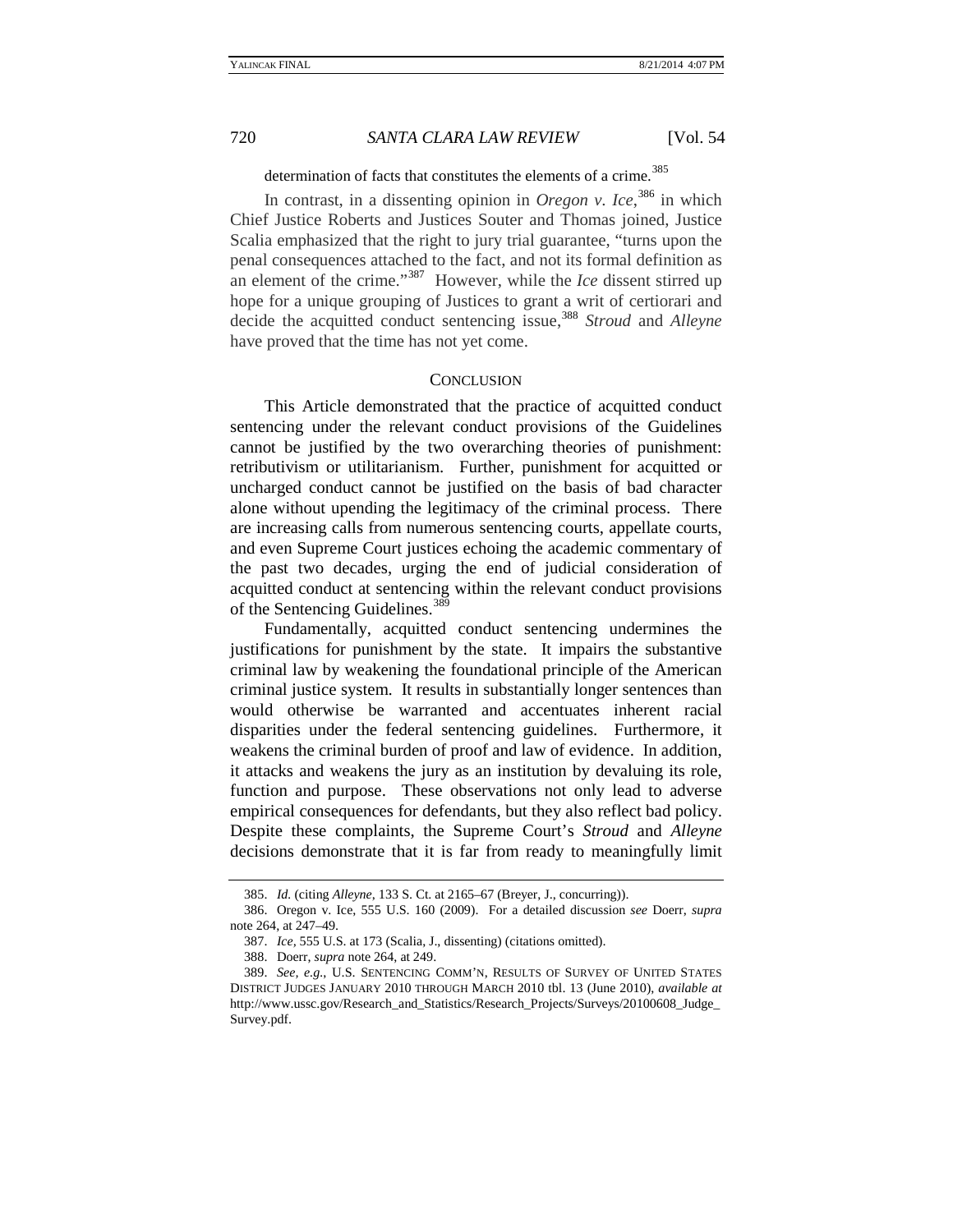determination of facts that constitutes the elements of a crime.[385]

In contrast, in a dissenting opinion in *Oregon v. Ice*,[386] in which Chief Justice Roberts and Justices Souter and Thomas joined, Justice Scalia emphasized that the right to jury trial guarantee, "turns upon the penal consequences attached to the fact, and not its formal definition as an element of the crime."[387] However, while the *Ice* dissent stirred up hope for a unique grouping of Justices to grant a writ of certiorari and decide the acquitted conduct sentencing issue,[388] *Stroud* and *Alleyne* have proved that the time has not yet come.

## CONCLUSION

This Article demonstrated that the practice of acquitted conduct sentencing under the relevant conduct provisions of the Guidelines cannot be justified by the two overarching theories of punishment: retributivism or utilitarianism. Further, punishment for acquitted or uncharged conduct cannot be justified on the basis of bad character alone without upending the legitimacy of the criminal process. There are increasing calls from numerous sentencing courts, appellate courts, and even Supreme Court justices echoing the academic commentary of the past two decades, urging the end of judicial consideration of acquitted conduct at sentencing within the relevant conduct provisions of the Sentencing Guidelines.[389]

Fundamentally, acquitted conduct sentencing undermines the justifications for punishment by the state. It impairs the substantive criminal law by weakening the foundational principle of the American criminal justice system. It results in substantially longer sentences than would otherwise be warranted and accentuates inherent racial disparities under the federal sentencing guidelines. Furthermore, it weakens the criminal burden of proof and law of evidence. In addition, it attacks and weakens the jury as an institution by devaluing its role, function and purpose. These observations not only lead to adverse empirical consequences for defendants, but they also reflect bad policy. Despite these complaints, the Supreme Court's *Stroud* and *Alleyne* decisions demonstrate that it is far from ready to meaningfully limit

---

385. *Id.* (citing *Alleyne*, 133 S. Ct. at 2165–67 (Breyer, J., concurring)).

386. Oregon v. Ice, 555 U.S. 160 (2009). For a detailed discussion *see* Doerr, *supra* note 264, at 247–49.

387. *Ice*, 555 U.S. at 173 (Scalia, J., dissenting) (citations omitted).

388. Doerr, *supra* note 264, at 249.

389. *See, e.g.*, U.S. SENTENCING COMM'N, RESULTS OF SURVEY OF UNITED STATES DISTRICT JUDGES JANUARY 2010 THROUGH MARCH 2010 tbl. 13 (June 2010), *available at* http://www.ussc.gov/Research_and_Statistics/Research_Projects/Surveys/20100608_Judge_Survey.pdf.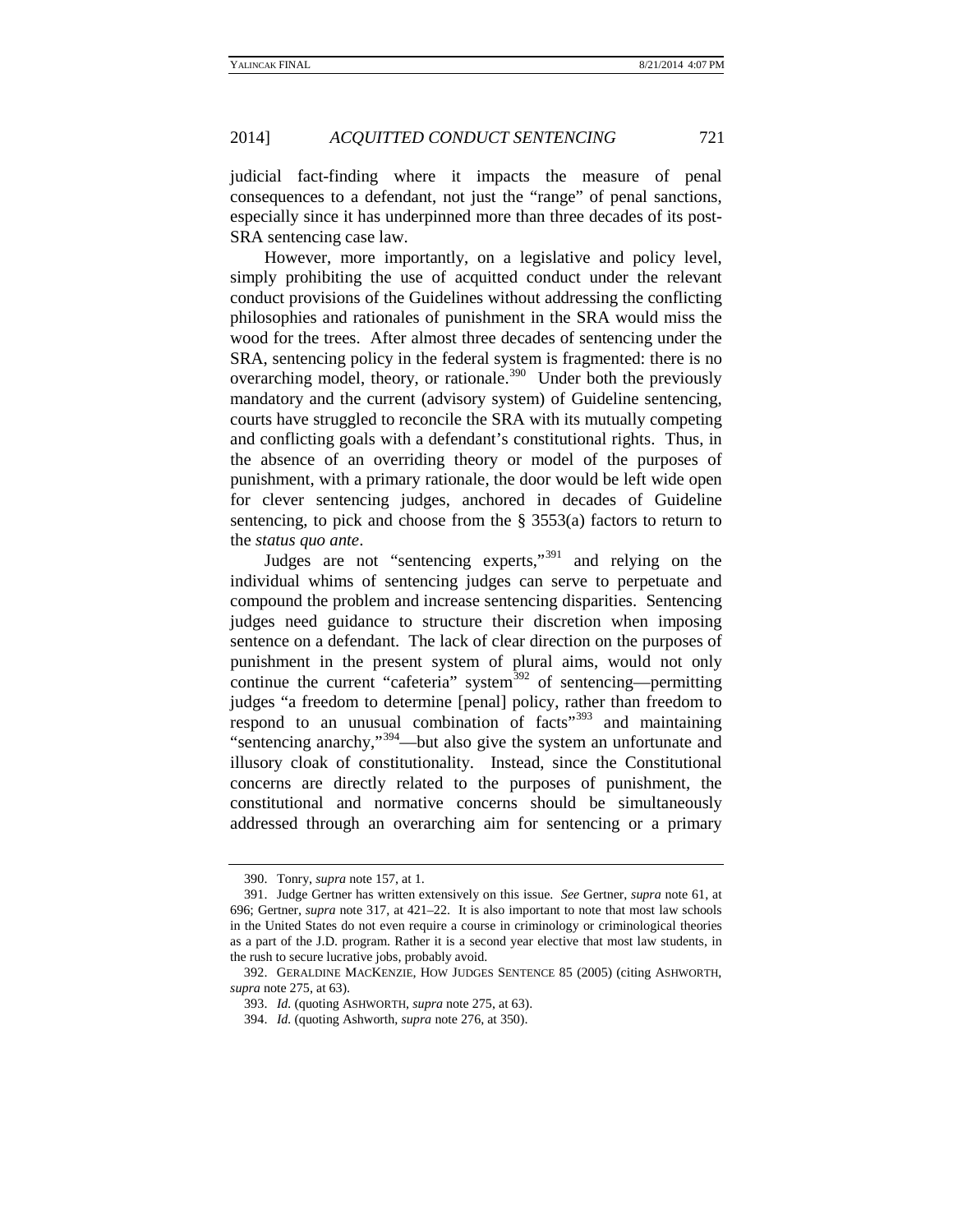judicial fact-finding where it impacts the measure of penal consequences to a defendant, not just the "range" of penal sanctions, especially since it has underpinned more than three decades of its post-SRA sentencing case law.

However, more importantly, on a legislative and policy level, simply prohibiting the use of acquitted conduct under the relevant conduct provisions of the Guidelines without addressing the conflicting philosophies and rationales of punishment in the SRA would miss the wood for the trees. After almost three decades of sentencing under the SRA, sentencing policy in the federal system is fragmented: there is no overarching model, theory, or rationale.[390] Under both the previously mandatory and the current (advisory system) of Guideline sentencing, courts have struggled to reconcile the SRA with its mutually competing and conflicting goals with a defendant's constitutional rights. Thus, in the absence of an overriding theory or model of the purposes of punishment, with a primary rationale, the door would be left wide open for clever sentencing judges, anchored in decades of Guideline sentencing, to pick and choose from the § 3553(a) factors to return to the *status quo ante*.

Judges are not "sentencing experts,"[391] and relying on the individual whims of sentencing judges can serve to perpetuate and compound the problem and increase sentencing disparities. Sentencing judges need guidance to structure their discretion when imposing sentence on a defendant. The lack of clear direction on the purposes of punishment in the present system of plural aims, would not only continue the current "cafeteria" system[392] of sentencing—permitting judges "a freedom to determine [penal] policy, rather than freedom to respond to an unusual combination of facts"[393] and maintaining "sentencing anarchy,"[394]—but also give the system an unfortunate and illusory cloak of constitutionality. Instead, since the Constitutional concerns are directly related to the purposes of punishment, the constitutional and normative concerns should be simultaneously addressed through an overarching aim for sentencing or a primary

---

390. Tonry, *supra* note 157, at 1.

391. Judge Gertner has written extensively on this issue. *See* Gertner, *supra* note 61, at 696; Gertner, *supra* note 317, at 421–22. It is also important to note that most law schools in the United States do not even require a course in criminology or criminological theories as a part of the J.D. program. Rather it is a second year elective that most law students, in the rush to secure lucrative jobs, probably avoid.

392. GERALDINE MACKENZIE, HOW JUDGES SENTENCE 85 (2005) (citing ASHWORTH, *supra* note 275, at 63).

393. *Id.* (quoting ASHWORTH, *supra* note 275, at 63).

394. *Id.* (quoting Ashworth, *supra* note 276, at 350).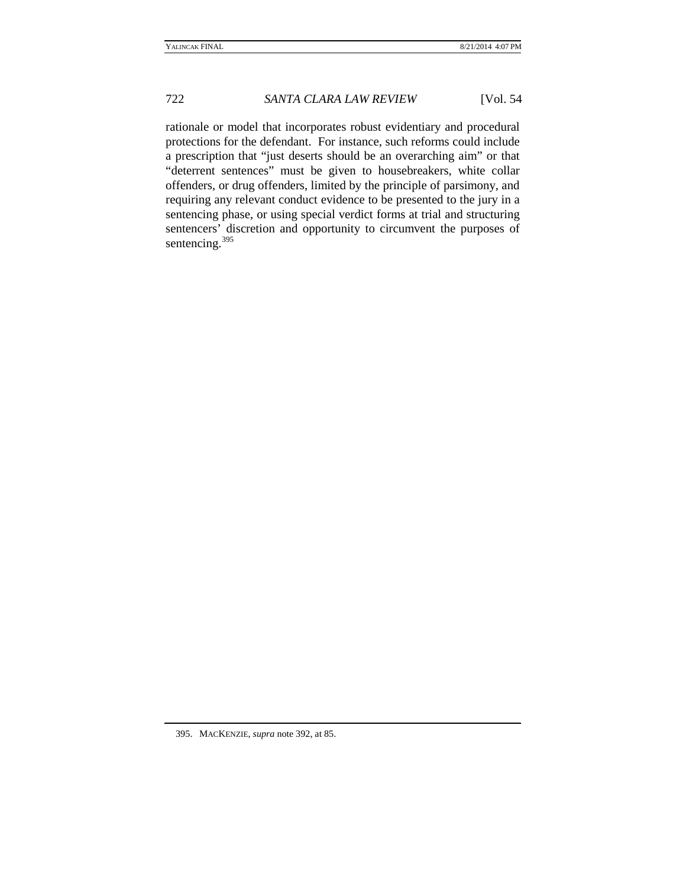rationale or model that incorporates robust evidentiary and procedural protections for the defendant. For instance, such reforms could include a prescription that "just deserts should be an overarching aim" or that "deterrent sentences" must be given to housebreakers, white collar offenders, or drug offenders, limited by the principle of parsimony, and requiring any relevant conduct evidence to be presented to the jury in a sentencing phase, or using special verdict forms at trial and structuring sentencers' discretion and opportunity to circumvent the purposes of sentencing.[395]

---

395. MACKENZIE, *supra* note 392, at 85.